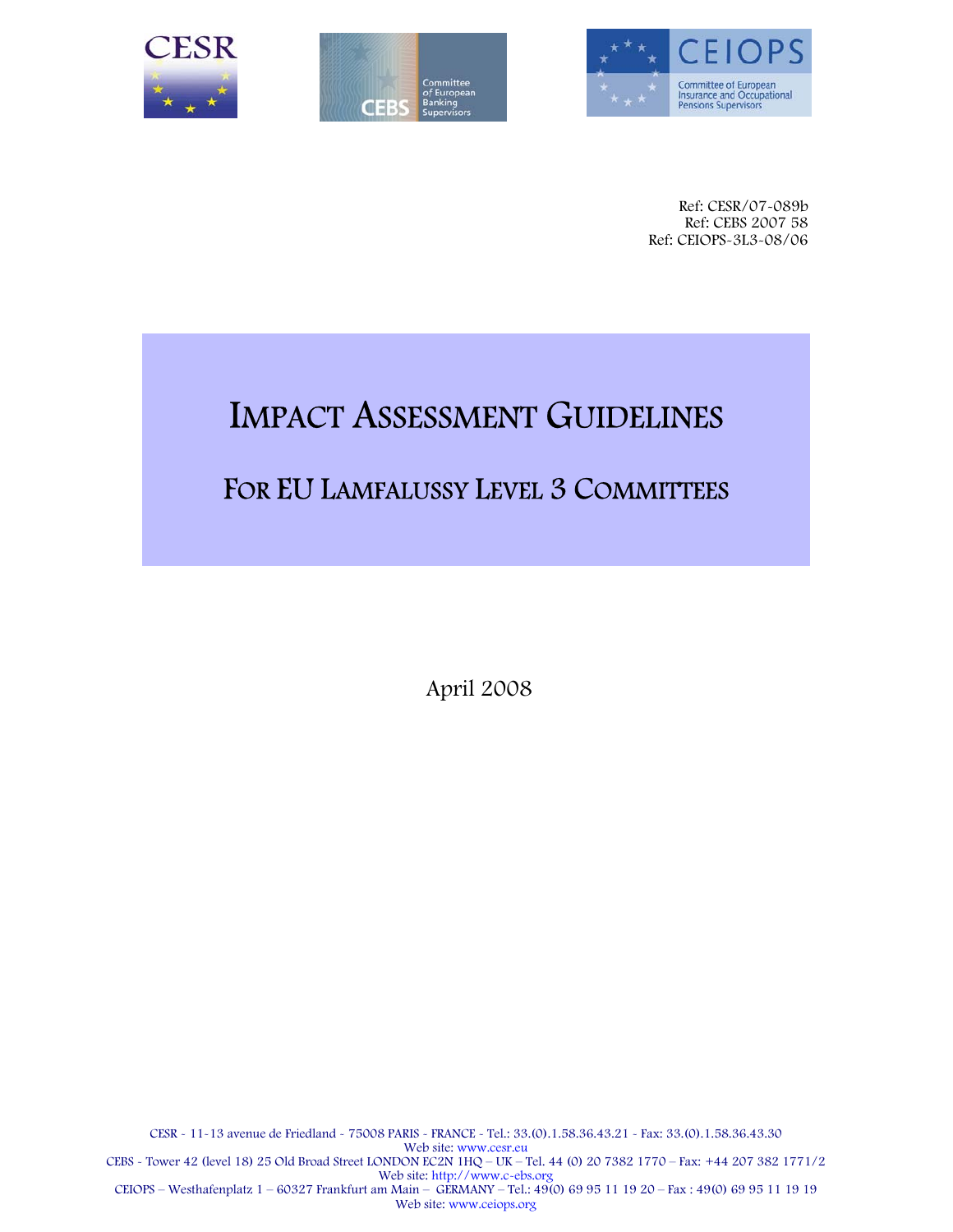CESR

CEBS Committee of European Banking Supervisors

CEIOPS Committee of European Insurance and Occupational Pensions Supervisors

Ref: CESR/07-089b
Ref: CEBS 2007 58
Ref: CEIOPS-3L3-08/06

# IMPACT ASSESSMENT GUIDELINES

## FOR EU LAMFALUSSY LEVEL 3 COMMITTEES

April 2008

CESR - 11-13 avenue de Friedland - 75008 PARIS - FRANCE - Tel.: 33.(0).1.58.36.43.21 - Fax: 33.(0).1.58.36.43.30
Web site: www.cesr.eu
CEBS - Tower 42 (level 18) 25 Old Broad Street LONDON EC2N 1HQ – UK – Tel. 44 (0) 20 7382 1770 – Fax: +44 207 382 1771/2
Web site: http://www.c-ebs.org
CEIOPS – Westhafenplatz 1 – 60327 Frankfurt am Main – GERMANY – Tel.: 49(0) 69 95 11 19 20 – Fax : 49(0) 69 95 11 19 19
Web site: www.ceiops.org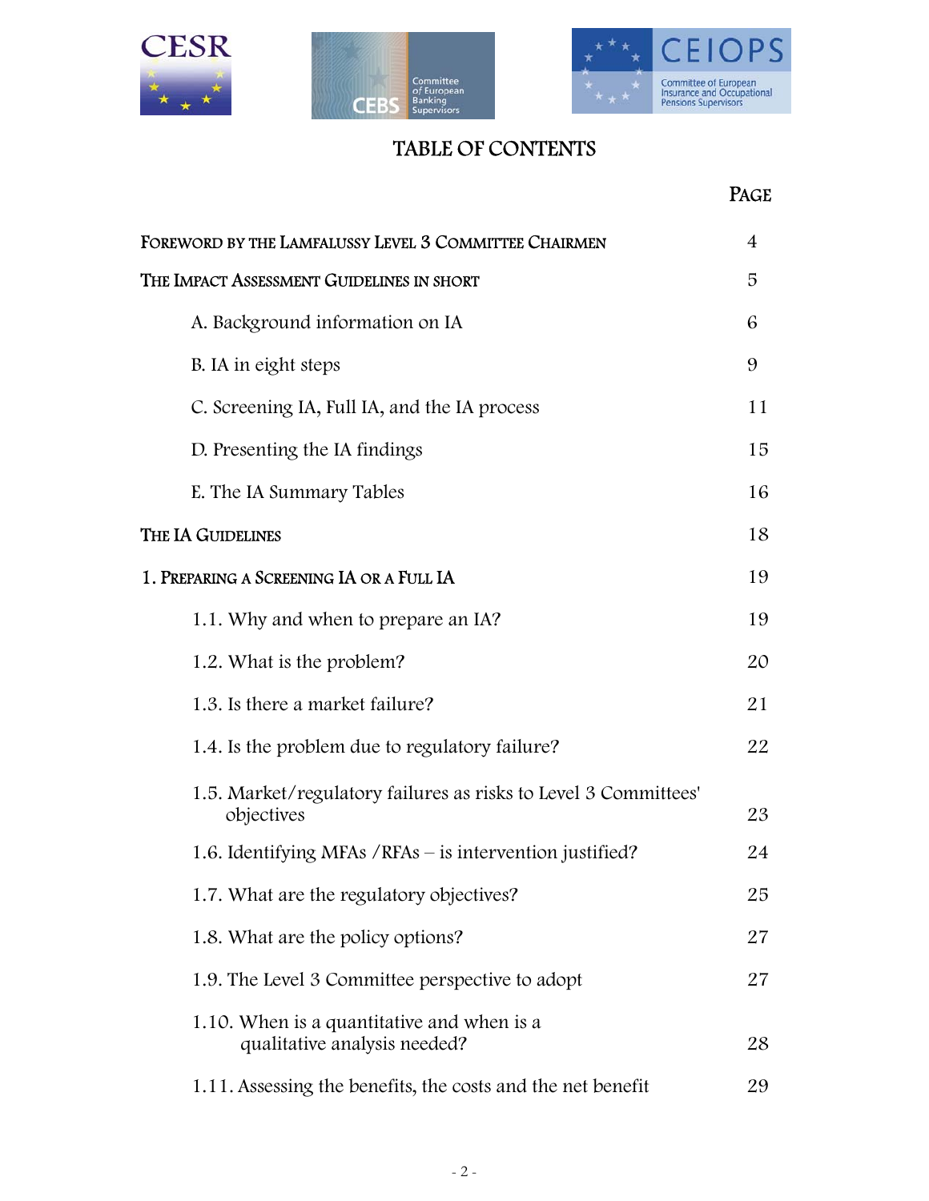# TABLE OF CONTENTS

| | PAGE |
|---|---|
| FOREWORD BY THE LAMFALUSSY LEVEL 3 COMMITTEE CHAIRMEN | 4 |
| THE IMPACT ASSESSMENT GUIDELINES IN SHORT | 5 |
| A. Background information on IA | 6 |
| B. IA in eight steps | 9 |
| C. Screening IA, Full IA, and the IA process | 11 |
| D. Presenting the IA findings | 15 |
| E. The IA Summary Tables | 16 |
| THE IA GUIDELINES | 18 |
| 1. PREPARING A SCREENING IA OR A FULL IA | 19 |
| 1.1. Why and when to prepare an IA? | 19 |
| 1.2. What is the problem? | 20 |
| 1.3. Is there a market failure? | 21 |
| 1.4. Is the problem due to regulatory failure? | 22 |
| 1.5. Market/regulatory failures as risks to Level 3 Committees' objectives | 23 |
| 1.6. Identifying MFAs /RFAs – is intervention justified? | 24 |
| 1.7. What are the regulatory objectives? | 25 |
| 1.8. What are the policy options? | 27 |
| 1.9. The Level 3 Committee perspective to adopt | 27 |
| 1.10. When is a quantitative and when is a qualitative analysis needed? | 28 |
| 1.11. Assessing the benefits, the costs and the net benefit | 29 |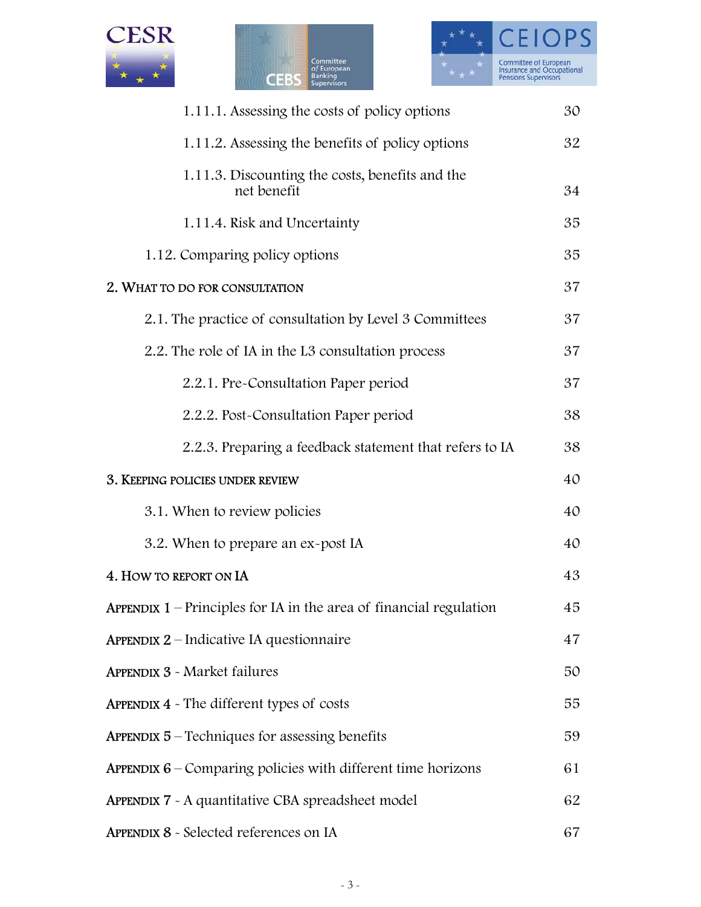| | |
|---|---|
| 1.11.1. Assessing the costs of policy options | 30 |
| 1.11.2. Assessing the benefits of policy options | 32 |
| 1.11.3. Discounting the costs, benefits and the net benefit | 34 |
| 1.11.4. Risk and Uncertainty | 35 |
| 1.12. Comparing policy options | 35 |
| 2. WHAT TO DO FOR CONSULTATION | 37 |
| 2.1. The practice of consultation by Level 3 Committees | 37 |
| 2.2. The role of IA in the L3 consultation process | 37 |
| 2.2.1. Pre-Consultation Paper period | 37 |
| 2.2.2. Post-Consultation Paper period | 38 |
| 2.2.3. Preparing a feedback statement that refers to IA | 38 |
| 3. KEEPING POLICIES UNDER REVIEW | 40 |
| 3.1. When to review policies | 40 |
| 3.2. When to prepare an ex-post IA | 40 |
| 4. HOW TO REPORT ON IA | 43 |
| APPENDIX 1 – Principles for IA in the area of financial regulation | 45 |
| APPENDIX 2 – Indicative IA questionnaire | 47 |
| APPENDIX 3 - Market failures | 50 |
| APPENDIX 4 - The different types of costs | 55 |
| APPENDIX 5 – Techniques for assessing benefits | 59 |
| APPENDIX 6 – Comparing policies with different time horizons | 61 |
| APPENDIX 7 - A quantitative CBA spreadsheet model | 62 |
| APPENDIX 8 - Selected references on IA | 67 |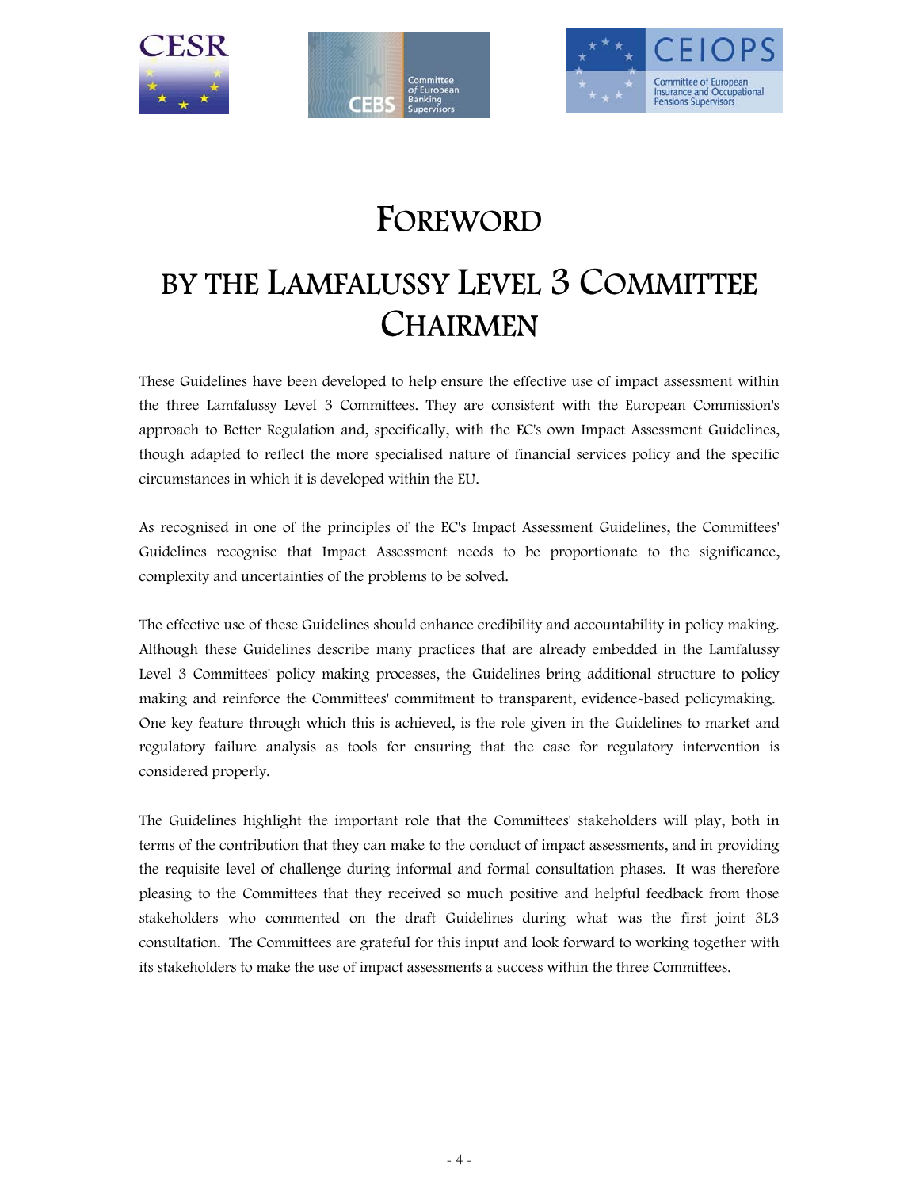# FOREWORD

# BY THE LAMFALUSSY LEVEL 3 COMMITTEE CHAIRMEN

These Guidelines have been developed to help ensure the effective use of impact assessment within the three Lamfalussy Level 3 Committees. They are consistent with the European Commission's approach to Better Regulation and, specifically, with the EC's own Impact Assessment Guidelines, though adapted to reflect the more specialised nature of financial services policy and the specific circumstances in which it is developed within the EU.

As recognised in one of the principles of the EC's Impact Assessment Guidelines, the Committees' Guidelines recognise that Impact Assessment needs to be proportionate to the significance, complexity and uncertainties of the problems to be solved.

The effective use of these Guidelines should enhance credibility and accountability in policy making. Although these Guidelines describe many practices that are already embedded in the Lamfalussy Level 3 Committees' policy making processes, the Guidelines bring additional structure to policy making and reinforce the Committees' commitment to transparent, evidence-based policymaking. One key feature through which this is achieved, is the role given in the Guidelines to market and regulatory failure analysis as tools for ensuring that the case for regulatory intervention is considered properly.

The Guidelines highlight the important role that the Committees' stakeholders will play, both in terms of the contribution that they can make to the conduct of impact assessments, and in providing the requisite level of challenge during informal and formal consultation phases. It was therefore pleasing to the Committees that they received so much positive and helpful feedback from those stakeholders who commented on the draft Guidelines during what was the first joint 3L3 consultation. The Committees are grateful for this input and look forward to working together with its stakeholders to make the use of impact assessments a success within the three Committees.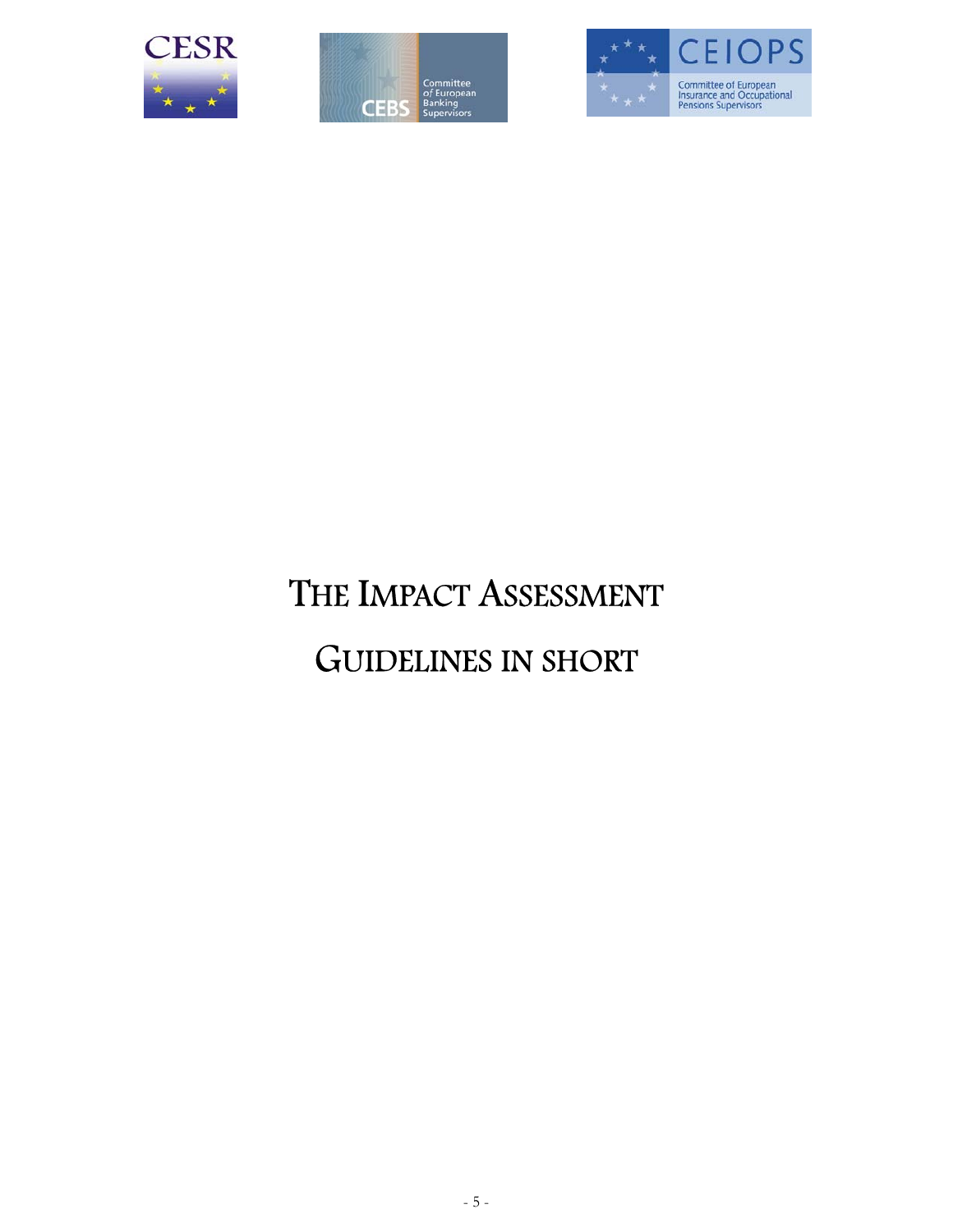# THE IMPACT ASSESSMENT GUIDELINES IN SHORT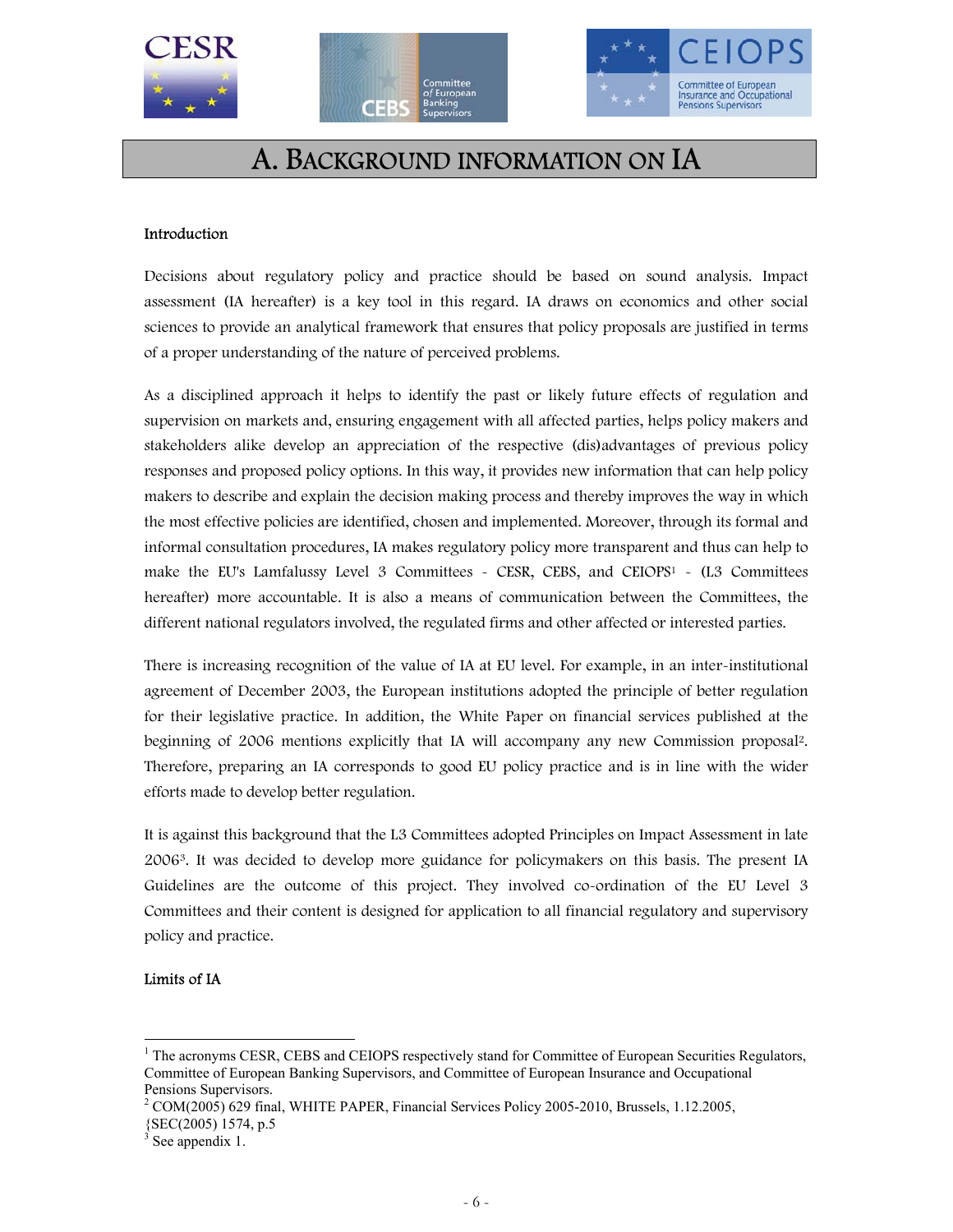# A. BACKGROUND INFORMATION ON IA

### Introduction

Decisions about regulatory policy and practice should be based on sound analysis. Impact assessment (IA hereafter) is a key tool in this regard. IA draws on economics and other social sciences to provide an analytical framework that ensures that policy proposals are justified in terms of a proper understanding of the nature of perceived problems.

As a disciplined approach it helps to identify the past or likely future effects of regulation and supervision on markets and, ensuring engagement with all affected parties, helps policy makers and stakeholders alike develop an appreciation of the respective (dis)advantages of previous policy responses and proposed policy options. In this way, it provides new information that can help policy makers to describe and explain the decision making process and thereby improves the way in which the most effective policies are identified, chosen and implemented. Moreover, through its formal and informal consultation procedures, IA makes regulatory policy more transparent and thus can help to make the EU's Lamfalussy Level 3 Committees - CESR, CEBS, and CEIOPS[1] - (L3 Committees hereafter) more accountable. It is also a means of communication between the Committees, the different national regulators involved, the regulated firms and other affected or interested parties.

There is increasing recognition of the value of IA at EU level. For example, in an inter-institutional agreement of December 2003, the European institutions adopted the principle of better regulation for their legislative practice. In addition, the White Paper on financial services published at the beginning of 2006 mentions explicitly that IA will accompany any new Commission proposal[2]. Therefore, preparing an IA corresponds to good EU policy practice and is in line with the wider efforts made to develop better regulation.

It is against this background that the L3 Committees adopted Principles on Impact Assessment in late 2006[3]. It was decided to develop more guidance for policymakers on this basis. The present IA Guidelines are the outcome of this project. They involved co-ordination of the EU Level 3 Committees and their content is designed for application to all financial regulatory and supervisory policy and practice.

### Limits of IA

---

[1] The acronyms CESR, CEBS and CEIOPS respectively stand for Committee of European Securities Regulators, Committee of European Banking Supervisors, and Committee of European Insurance and Occupational Pensions Supervisors.

[2] COM(2005) 629 final, WHITE PAPER, Financial Services Policy 2005-2010, Brussels, 1.12.2005, {SEC(2005) 1574, p.5

[3] See appendix 1.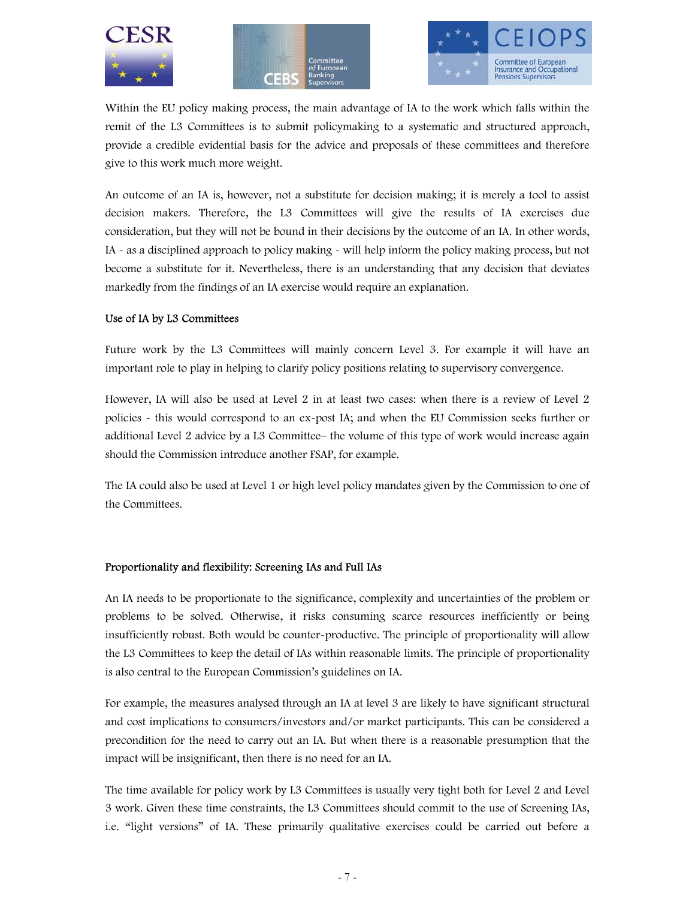Within the EU policy making process, the main advantage of IA to the work which falls within the remit of the L3 Committees is to submit policymaking to a systematic and structured approach, provide a credible evidential basis for the advice and proposals of these committees and therefore give to this work much more weight.

An outcome of an IA is, however, not a substitute for decision making; it is merely a tool to assist decision makers. Therefore, the L3 Committees will give the results of IA exercises due consideration, but they will not be bound in their decisions by the outcome of an IA. In other words, IA - as a disciplined approach to policy making - will help inform the policy making process, but not become a substitute for it. Nevertheless, there is an understanding that any decision that deviates markedly from the findings of an IA exercise would require an explanation.

### Use of IA by L3 Committees

Future work by the L3 Committees will mainly concern Level 3. For example it will have an important role to play in helping to clarify policy positions relating to supervisory convergence.

However, IA will also be used at Level 2 in at least two cases: when there is a review of Level 2 policies - this would correspond to an ex-post IA; and when the EU Commission seeks further or additional Level 2 advice by a L3 Committee– the volume of this type of work would increase again should the Commission introduce another FSAP, for example.

The IA could also be used at Level 1 or high level policy mandates given by the Commission to one of the Committees.

### Proportionality and flexibility: Screening IAs and Full IAs

An IA needs to be proportionate to the significance, complexity and uncertainties of the problem or problems to be solved. Otherwise, it risks consuming scarce resources inefficiently or being insufficiently robust. Both would be counter-productive. The principle of proportionality will allow the L3 Committees to keep the detail of IAs within reasonable limits. The principle of proportionality is also central to the European Commission's guidelines on IA.

For example, the measures analysed through an IA at level 3 are likely to have significant structural and cost implications to consumers/investors and/or market participants. This can be considered a precondition for the need to carry out an IA. But when there is a reasonable presumption that the impact will be insignificant, then there is no need for an IA.

The time available for policy work by L3 Committees is usually very tight both for Level 2 and Level 3 work. Given these time constraints, the L3 Committees should commit to the use of Screening IAs, i.e. "light versions" of IA. These primarily qualitative exercises could be carried out before a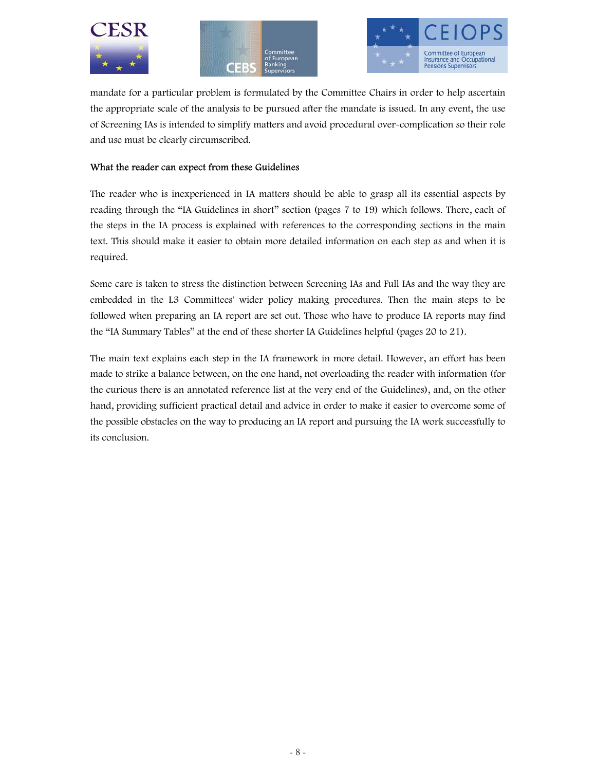mandate for a particular problem is formulated by the Committee Chairs in order to help ascertain the appropriate scale of the analysis to be pursued after the mandate is issued. In any event, the use of Screening IAs is intended to simplify matters and avoid procedural over-complication so their role and use must be clearly circumscribed.

### What the reader can expect from these Guidelines

The reader who is inexperienced in IA matters should be able to grasp all its essential aspects by reading through the "IA Guidelines in short" section (pages 7 to 19) which follows. There, each of the steps in the IA process is explained with references to the corresponding sections in the main text. This should make it easier to obtain more detailed information on each step as and when it is required.

Some care is taken to stress the distinction between Screening IAs and Full IAs and the way they are embedded in the L3 Committees' wider policy making procedures. Then the main steps to be followed when preparing an IA report are set out. Those who have to produce IA reports may find the "IA Summary Tables" at the end of these shorter IA Guidelines helpful (pages 20 to 21).

The main text explains each step in the IA framework in more detail. However, an effort has been made to strike a balance between, on the one hand, not overloading the reader with information (for the curious there is an annotated reference list at the very end of the Guidelines), and, on the other hand, providing sufficient practical detail and advice in order to make it easier to overcome some of the possible obstacles on the way to producing an IA report and pursuing the IA work successfully to its conclusion.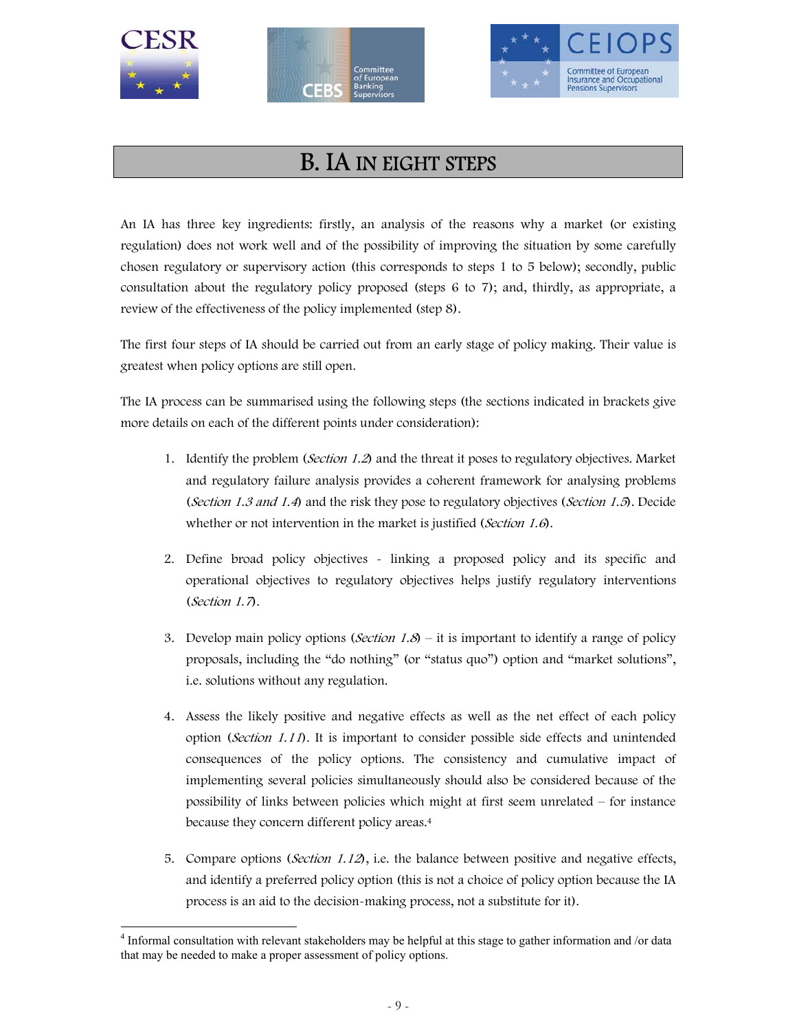# B. IA IN EIGHT STEPS

An IA has three key ingredients: firstly, an analysis of the reasons why a market (or existing regulation) does not work well and of the possibility of improving the situation by some carefully chosen regulatory or supervisory action (this corresponds to steps 1 to 5 below); secondly, public consultation about the regulatory policy proposed (steps 6 to 7); and, thirdly, as appropriate, a review of the effectiveness of the policy implemented (step 8).

The first four steps of IA should be carried out from an early stage of policy making. Their value is greatest when policy options are still open.

The IA process can be summarised using the following steps (the sections indicated in brackets give more details on each of the different points under consideration):

1. Identify the problem (*Section 1.2*) and the threat it poses to regulatory objectives. Market and regulatory failure analysis provides a coherent framework for analysing problems (*Section 1.3 and 1.4*) and the risk they pose to regulatory objectives (*Section 1.5*). Decide whether or not intervention in the market is justified (*Section 1.6*).

2. Define broad policy objectives - linking a proposed policy and its specific and operational objectives to regulatory objectives helps justify regulatory interventions (*Section 1.7*).

3. Develop main policy options (*Section 1.8*) – it is important to identify a range of policy proposals, including the "do nothing" (or "status quo") option and "market solutions", i.e. solutions without any regulation.

4. Assess the likely positive and negative effects as well as the net effect of each policy option (*Section 1.11*). It is important to consider possible side effects and unintended consequences of the policy options. The consistency and cumulative impact of implementing several policies simultaneously should also be considered because of the possibility of links between policies which might at first seem unrelated – for instance because they concern different policy areas.[4]

5. Compare options (*Section 1.12*), i.e. the balance between positive and negative effects, and identify a preferred policy option (this is not a choice of policy option because the IA process is an aid to the decision-making process, not a substitute for it).

[4] Informal consultation with relevant stakeholders may be helpful at this stage to gather information and /or data that may be needed to make a proper assessment of policy options.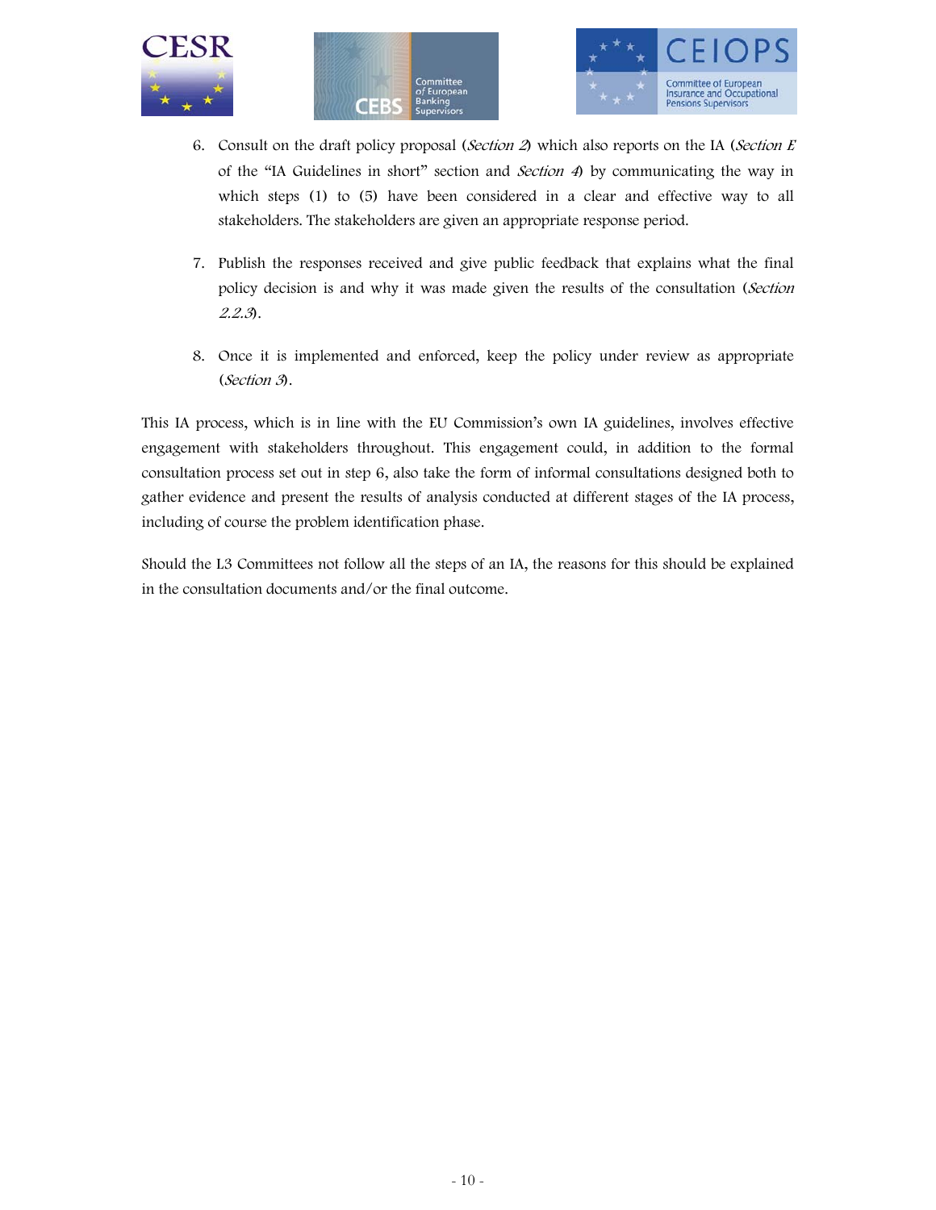6. Consult on the draft policy proposal (*Section 2*) which also reports on the IA (*Section E* of the "IA Guidelines in short" section and *Section 4*) by communicating the way in which steps (1) to (5) have been considered in a clear and effective way to all stakeholders. The stakeholders are given an appropriate response period.

7. Publish the responses received and give public feedback that explains what the final policy decision is and why it was made given the results of the consultation (*Section 2.2.3*).

8. Once it is implemented and enforced, keep the policy under review as appropriate (*Section 3*).

This IA process, which is in line with the EU Commission's own IA guidelines, involves effective engagement with stakeholders throughout. This engagement could, in addition to the formal consultation process set out in step 6, also take the form of informal consultations designed both to gather evidence and present the results of analysis conducted at different stages of the IA process, including of course the problem identification phase.

Should the L3 Committees not follow all the steps of an IA, the reasons for this should be explained in the consultation documents and/or the final outcome.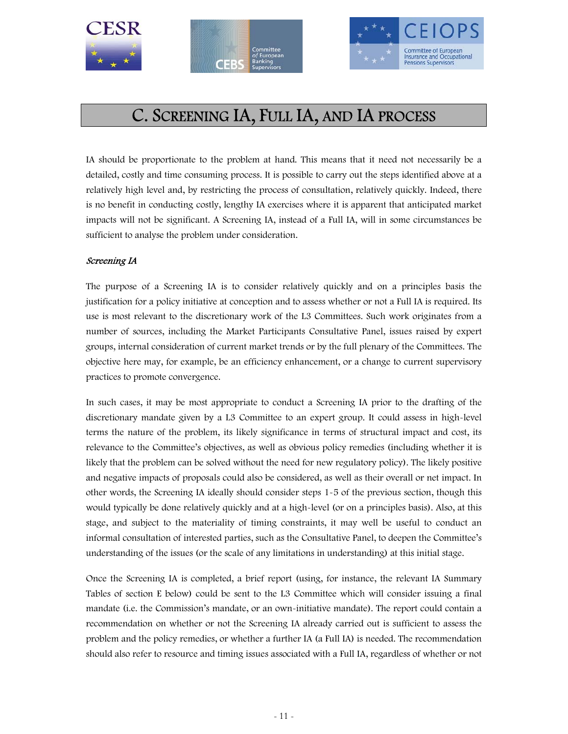# C. Screening IA, Full IA, and IA process

IA should be proportionate to the problem at hand. This means that it need not necessarily be a detailed, costly and time consuming process. It is possible to carry out the steps identified above at a relatively high level and, by restricting the process of consultation, relatively quickly. Indeed, there is no benefit in conducting costly, lengthy IA exercises where it is apparent that anticipated market impacts will not be significant. A Screening IA, instead of a Full IA, will in some circumstances be sufficient to analyse the problem under consideration.

### *Screening IA*

The purpose of a Screening IA is to consider relatively quickly and on a principles basis the justification for a policy initiative at conception and to assess whether or not a Full IA is required. Its use is most relevant to the discretionary work of the L3 Committees. Such work originates from a number of sources, including the Market Participants Consultative Panel, issues raised by expert groups, internal consideration of current market trends or by the full plenary of the Committees. The objective here may, for example, be an efficiency enhancement, or a change to current supervisory practices to promote convergence.

In such cases, it may be most appropriate to conduct a Screening IA prior to the drafting of the discretionary mandate given by a L3 Committee to an expert group. It could assess in high-level terms the nature of the problem, its likely significance in terms of structural impact and cost, its relevance to the Committee's objectives, as well as obvious policy remedies (including whether it is likely that the problem can be solved without the need for new regulatory policy). The likely positive and negative impacts of proposals could also be considered, as well as their overall or net impact. In other words, the Screening IA ideally should consider steps 1-5 of the previous section, though this would typically be done relatively quickly and at a high-level (or on a principles basis). Also, at this stage, and subject to the materiality of timing constraints, it may well be useful to conduct an informal consultation of interested parties, such as the Consultative Panel, to deepen the Committee's understanding of the issues (or the scale of any limitations in understanding) at this initial stage.

Once the Screening IA is completed, a brief report (using, for instance, the relevant IA Summary Tables of section E below) could be sent to the L3 Committee which will consider issuing a final mandate (i.e. the Commission's mandate, or an own-initiative mandate). The report could contain a recommendation on whether or not the Screening IA already carried out is sufficient to assess the problem and the policy remedies, or whether a further IA (a Full IA) is needed. The recommendation should also refer to resource and timing issues associated with a Full IA, regardless of whether or not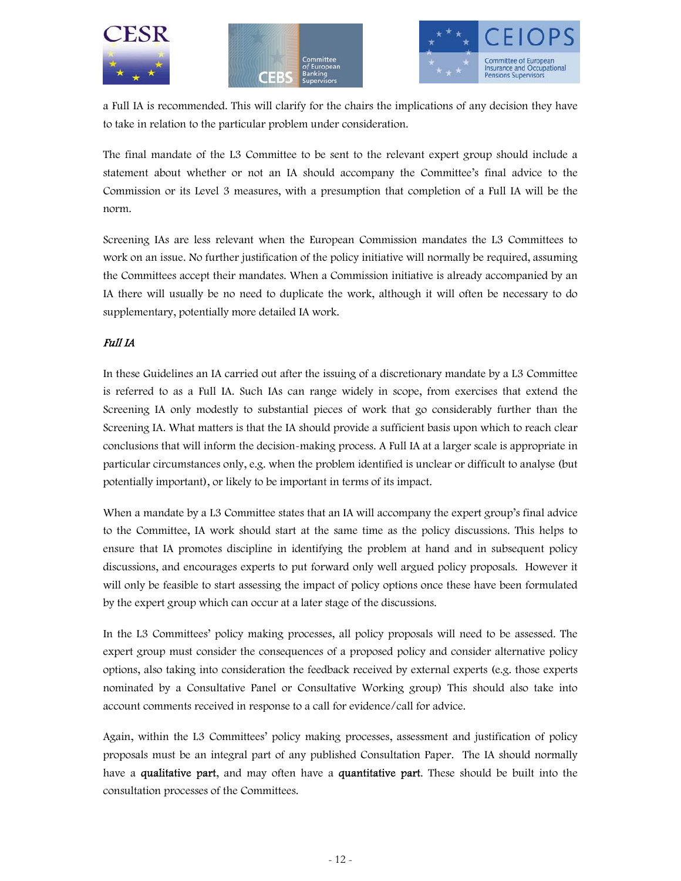a Full IA is recommended. This will clarify for the chairs the implications of any decision they have to take in relation to the particular problem under consideration.

The final mandate of the L3 Committee to be sent to the relevant expert group should include a statement about whether or not an IA should accompany the Committee's final advice to the Commission or its Level 3 measures, with a presumption that completion of a Full IA will be the norm.

Screening IAs are less relevant when the European Commission mandates the L3 Committees to work on an issue. No further justification of the policy initiative will normally be required, assuming the Committees accept their mandates. When a Commission initiative is already accompanied by an IA there will usually be no need to duplicate the work, although it will often be necessary to do supplementary, potentially more detailed IA work.

*Full IA*

In these Guidelines an IA carried out after the issuing of a discretionary mandate by a L3 Committee is referred to as a Full IA. Such IAs can range widely in scope, from exercises that extend the Screening IA only modestly to substantial pieces of work that go considerably further than the Screening IA. What matters is that the IA should provide a sufficient basis upon which to reach clear conclusions that will inform the decision-making process. A Full IA at a larger scale is appropriate in particular circumstances only, e.g. when the problem identified is unclear or difficult to analyse (but potentially important), or likely to be important in terms of its impact.

When a mandate by a L3 Committee states that an IA will accompany the expert group's final advice to the Committee, IA work should start at the same time as the policy discussions. This helps to ensure that IA promotes discipline in identifying the problem at hand and in subsequent policy discussions, and encourages experts to put forward only well argued policy proposals. However it will only be feasible to start assessing the impact of policy options once these have been formulated by the expert group which can occur at a later stage of the discussions.

In the L3 Committees' policy making processes, all policy proposals will need to be assessed. The expert group must consider the consequences of a proposed policy and consider alternative policy options, also taking into consideration the feedback received by external experts (e.g. those experts nominated by a Consultative Panel or Consultative Working group) This should also take into account comments received in response to a call for evidence/call for advice.

Again, within the L3 Committees' policy making processes, assessment and justification of policy proposals must be an integral part of any published Consultation Paper. The IA should normally have a **qualitative part**, and may often have a **quantitative part**. These should be built into the consultation processes of the Committees.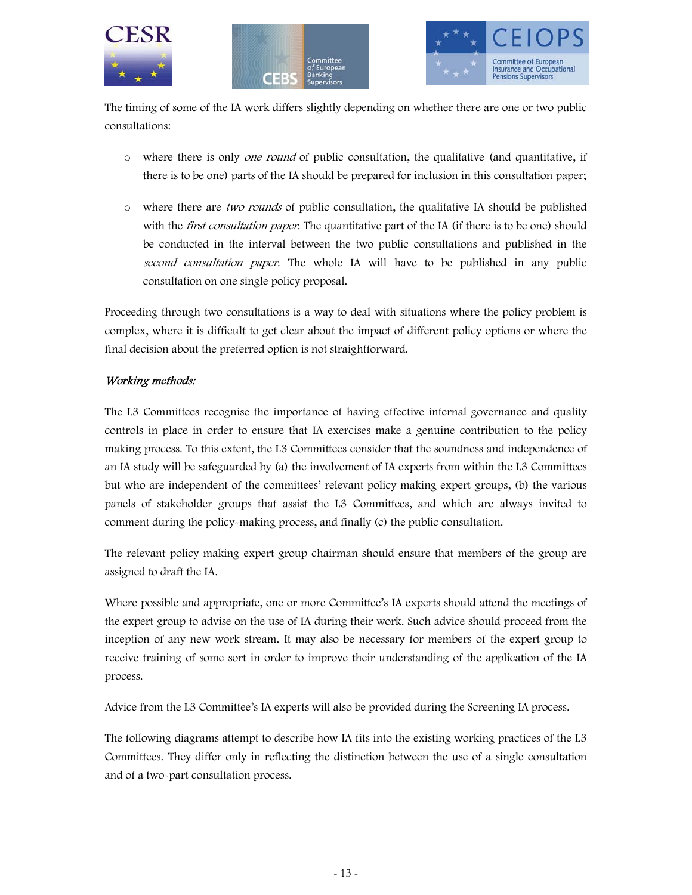The timing of some of the IA work differs slightly depending on whether there are one or two public consultations:

- where there is only *one round* of public consultation, the qualitative (and quantitative, if there is to be one) parts of the IA should be prepared for inclusion in this consultation paper;
- where there are *two rounds* of public consultation, the qualitative IA should be published with the *first consultation paper*. The quantitative part of the IA (if there is to be one) should be conducted in the interval between the two public consultations and published in the *second consultation paper*. The whole IA will have to be published in any public consultation on one single policy proposal.

Proceeding through two consultations is a way to deal with situations where the policy problem is complex, where it is difficult to get clear about the impact of different policy options or where the final decision about the preferred option is not straightforward.

*Working methods:*

The L3 Committees recognise the importance of having effective internal governance and quality controls in place in order to ensure that IA exercises make a genuine contribution to the policy making process. To this extent, the L3 Committees consider that the soundness and independence of an IA study will be safeguarded by (a) the involvement of IA experts from within the L3 Committees but who are independent of the committees' relevant policy making expert groups, (b) the various panels of stakeholder groups that assist the L3 Committees, and which are always invited to comment during the policy-making process, and finally (c) the public consultation.

The relevant policy making expert group chairman should ensure that members of the group are assigned to draft the IA.

Where possible and appropriate, one or more Committee's IA experts should attend the meetings of the expert group to advise on the use of IA during their work. Such advice should proceed from the inception of any new work stream. It may also be necessary for members of the expert group to receive training of some sort in order to improve their understanding of the application of the IA process.

Advice from the L3 Committee's IA experts will also be provided during the Screening IA process.

The following diagrams attempt to describe how IA fits into the existing working practices of the L3 Committees. They differ only in reflecting the distinction between the use of a single consultation and of a two-part consultation process.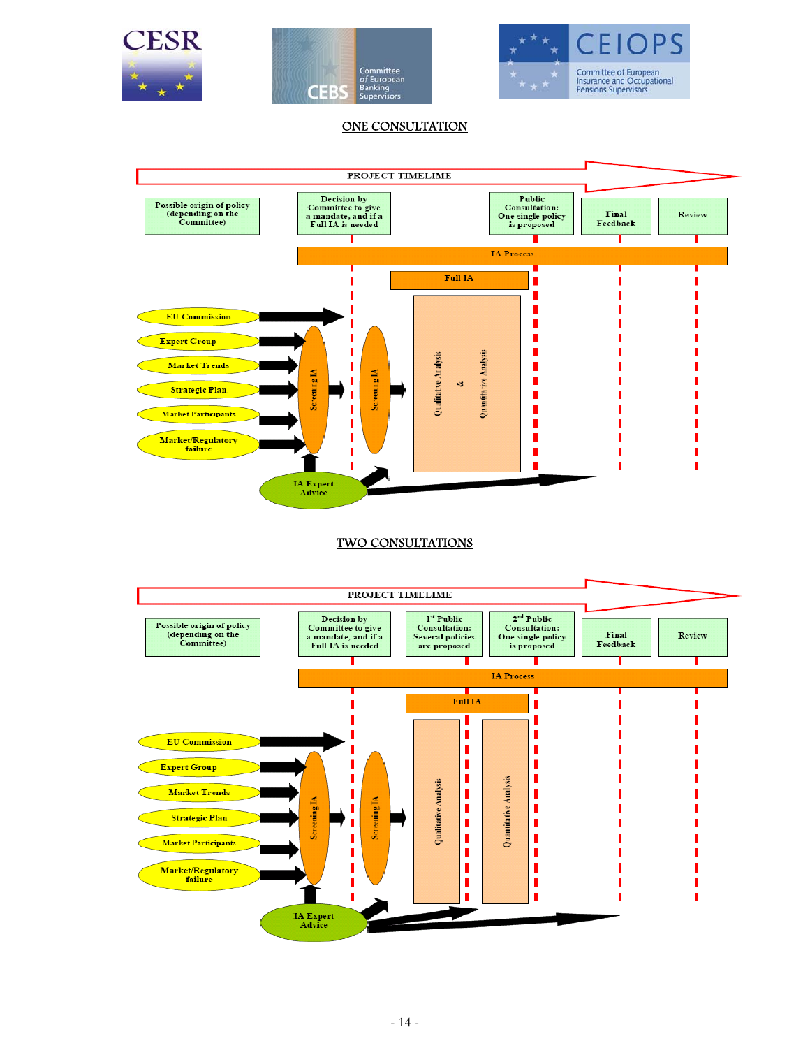## ONE CONSULTATION

PROJECT TIMELIME

Possible origin of policy (depending on the Committee)

Decision by Committee to give a mandate, and if a Full IA is needed

Public Consultation: One single policy is proposed

Final Feedback

Review

IA Process

Full IA

EU Commission

Expert Group

Market Trends

Strategic Plan

Market Participants

Market/Regulatory failure

Screening IA

Screening IA

Qualitative Analysis & Quantitative Analysis

IA Expert Advice

## TWO CONSULTATIONS

PROJECT TIMELIME

Possible origin of policy (depending on the Committee)

Decision by Committee to give a mandate, and if a Full IA is needed

1st Public Consultation: Several policies are proposed

2nd Public Consultation: One single policy is proposed

Final Feedback

Review

IA Process

Full IA

EU Commission

Expert Group

Market Trends

Strategic Plan

Market Participants

Market/Regulatory failure

Screening IA

Screening IA

Qualitative Analysis

Quantitative Analysis

IA Expert Advice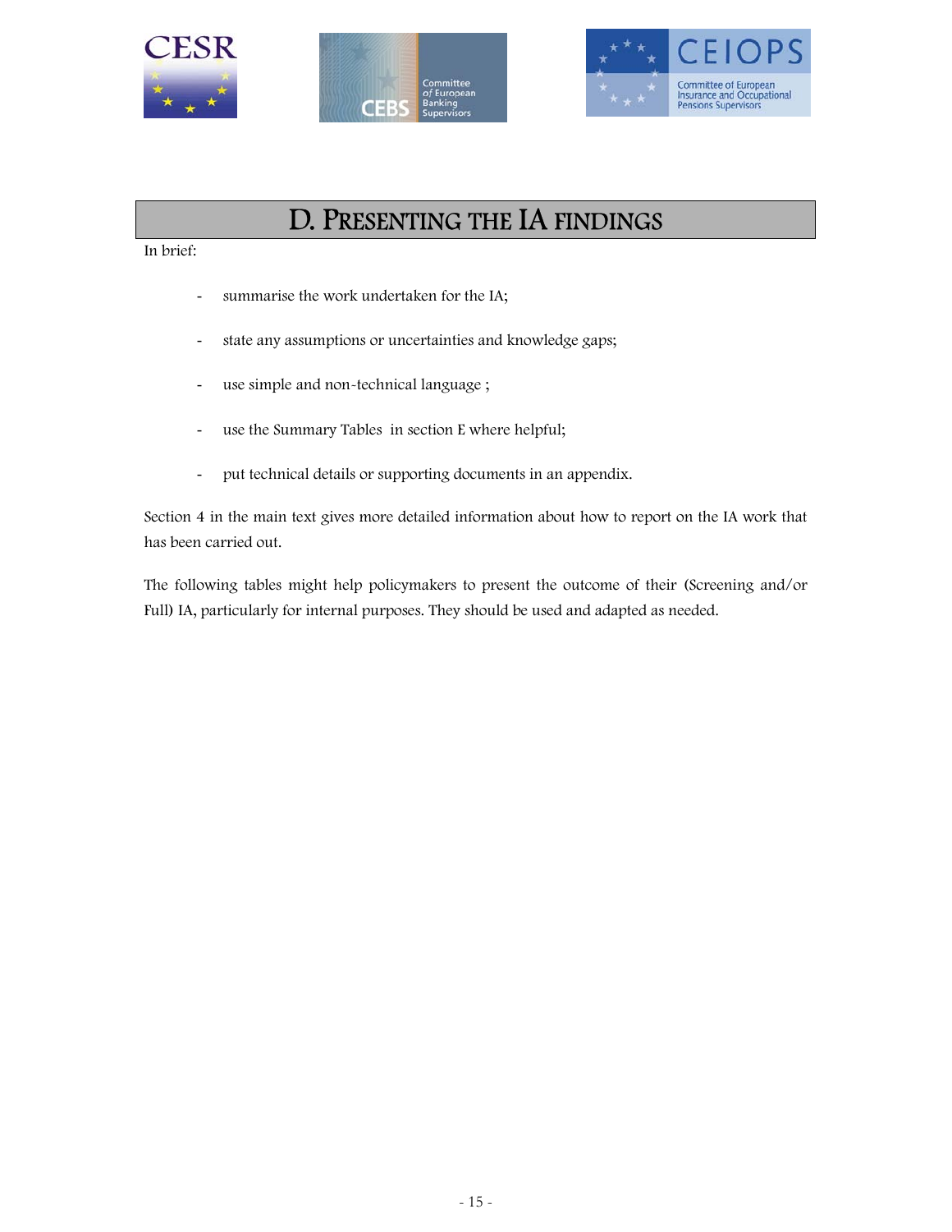# D. PRESENTING THE IA FINDINGS

In brief:

- summarise the work undertaken for the IA;
- state any assumptions or uncertainties and knowledge gaps;
- use simple and non-technical language ;
- use the Summary Tables in section E where helpful;
- put technical details or supporting documents in an appendix.

Section 4 in the main text gives more detailed information about how to report on the IA work that has been carried out.

The following tables might help policymakers to present the outcome of their (Screening and/or Full) IA, particularly for internal purposes. They should be used and adapted as needed.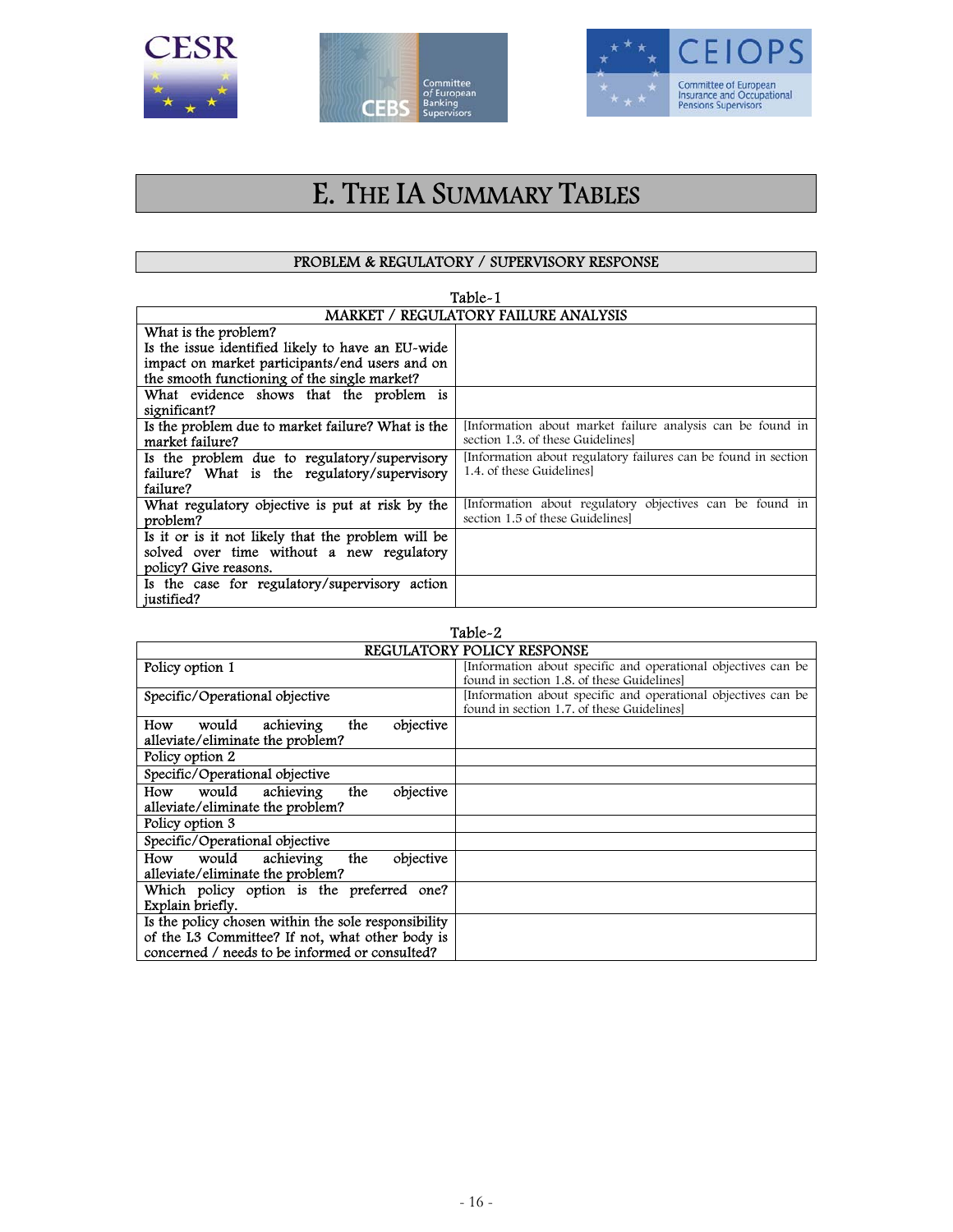# E. THE IA SUMMARY TABLES

## PROBLEM & REGULATORY / SUPERVISORY RESPONSE

Table-1

| MARKET / REGULATORY FAILURE ANALYSIS | |
|---|---|
| What is the problem?<br>Is the issue identified likely to have an EU-wide impact on market participants/end users and on the smooth functioning of the single market? | |
| What evidence shows that the problem is significant? | |
| Is the problem due to market failure? What is the market failure? | [Information about market failure analysis can be found in section 1.3. of these Guidelines] |
| Is the problem due to regulatory/supervisory failure? What is the regulatory/supervisory failure? | [Information about regulatory failures can be found in section 1.4. of these Guidelines] |
| What regulatory objective is put at risk by the problem? | [Information about regulatory objectives can be found in section 1.5 of these Guidelines] |
| Is it or is it not likely that the problem will be solved over time without a new regulatory policy? Give reasons. | |
| Is the case for regulatory/supervisory action justified? | |

Table-2

| REGULATORY POLICY RESPONSE | |
|---|---|
| Policy option 1 | [Information about specific and operational objectives can be found in section 1.8. of these Guidelines] |
| Specific/Operational objective | [Information about specific and operational objectives can be found in section 1.7. of these Guidelines] |
| How would achieving the objective alleviate/eliminate the problem? | |
| Policy option 2 | |
| Specific/Operational objective | |
| How would achieving the objective alleviate/eliminate the problem? | |
| Policy option 3 | |
| Specific/Operational objective | |
| How would achieving the objective alleviate/eliminate the problem? | |
| Which policy option is the preferred one? Explain briefly. | |
| Is the policy chosen within the sole responsibility of the L3 Committee? If not, what other body is concerned / needs to be informed or consulted? | |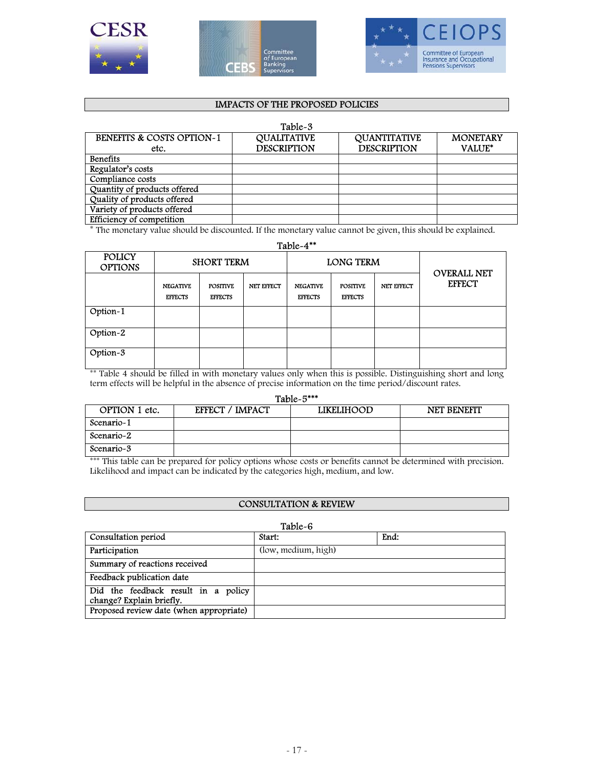## IMPACTS OF THE PROPOSED POLICIES

Table-3

| BENEFITS & COSTS OPTION-1 etc. | QUALITATIVE DESCRIPTION | QUANTITATIVE DESCRIPTION | MONETARY VALUE* |
|---|---|---|---|
| Benefits | | | |
| Regulator's costs | | | |
| Compliance costs | | | |
| Quantity of products offered | | | |
| Quality of products offered | | | |
| Variety of products offered | | | |
| Efficiency of competition | | | |

* The monetary value should be discounted. If the monetary value cannot be given, this should be explained.

Table-4**

| POLICY OPTIONS | SHORT TERM | | | LONG TERM | | | OVERALL NET EFFECT |
|---|---|---|---|---|---|---|---|
| | NEGATIVE EFFECTS | POSITIVE EFFECTS | NET EFFECT | NEGATIVE EFFECTS | POSITIVE EFFECTS | NET EFFECT | |
| Option-1 | | | | | | | |
| Option-2 | | | | | | | |
| Option-3 | | | | | | | |

** Table 4 should be filled in with monetary values only when this is possible. Distinguishing short and long term effects will be helpful in the absence of precise information on the time period/discount rates.

Table-5***

| OPTION 1 etc. | EFFECT / IMPACT | LIKELIHOOD | NET BENEFIT |
|---|---|---|---|
| Scenario-1 | | | |
| Scenario-2 | | | |
| Scenario-3 | | | |

*** This table can be prepared for policy options whose costs or benefits cannot be determined with precision. Likelihood and impact can be indicated by the categories high, medium, and low.

## CONSULTATION & REVIEW

Table-6

| Consultation period | Start: | End: |
|---|---|---|
| Participation | (low, medium, high) | |
| Summary of reactions received | | |
| Feedback publication date | | |
| Did the feedback result in a policy change? Explain briefly. | | |
| Proposed review date (when appropriate) | | |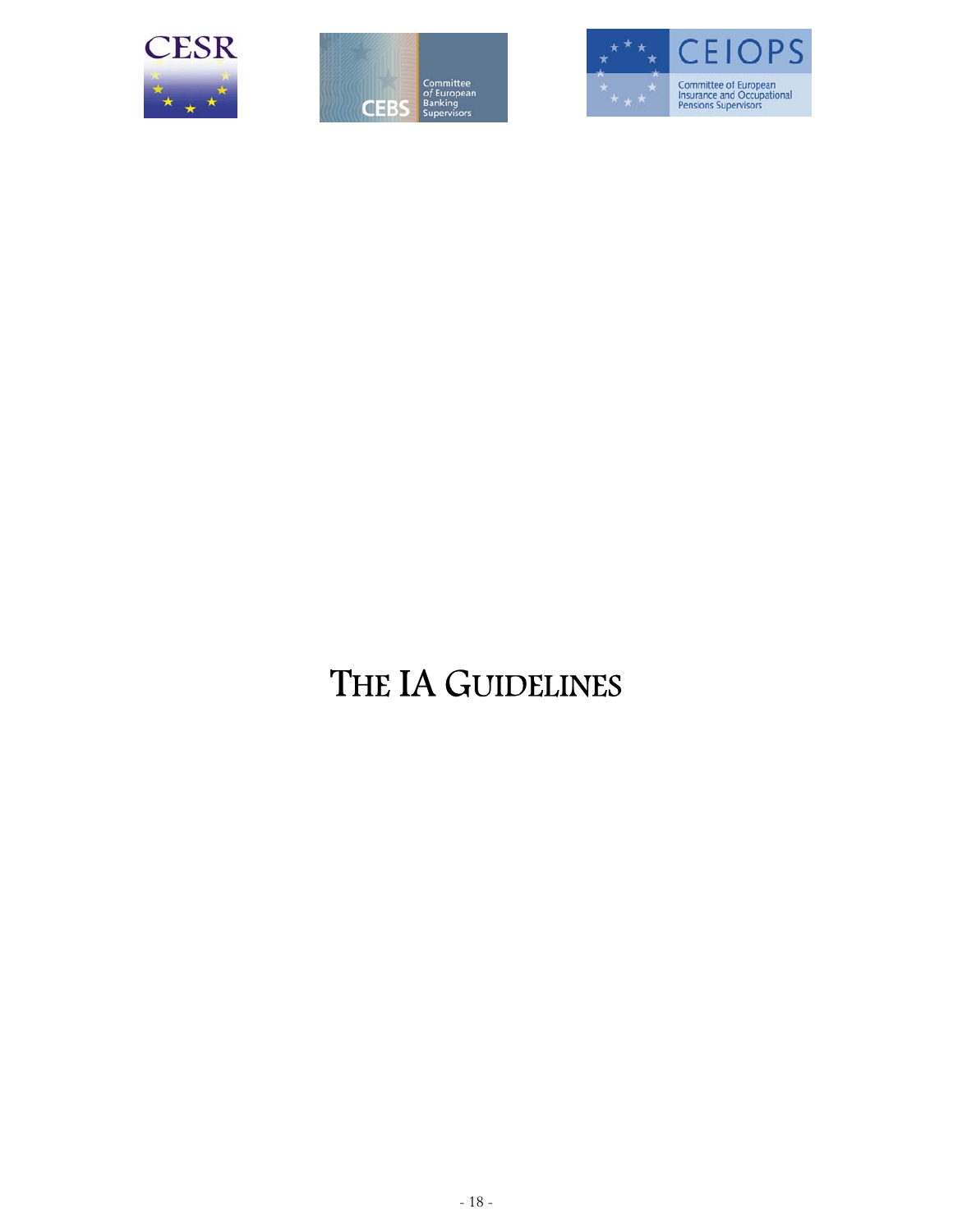# THE IA GUIDELINES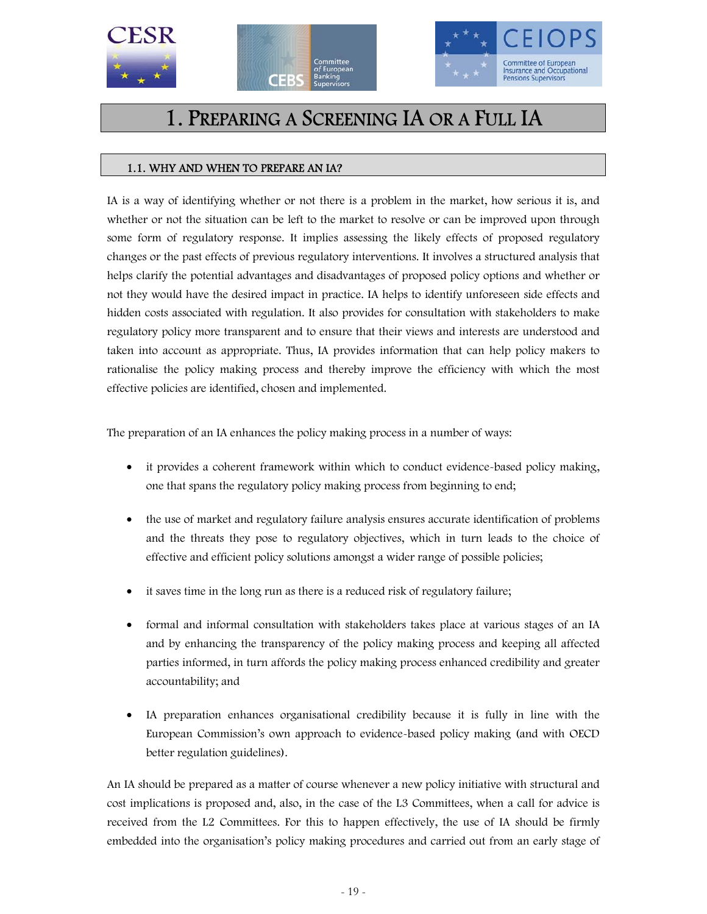# 1. Preparing a Screening IA or a Full IA

## 1.1. WHY AND WHEN TO PREPARE AN IA?

IA is a way of identifying whether or not there is a problem in the market, how serious it is, and whether or not the situation can be left to the market to resolve or can be improved upon through some form of regulatory response. It implies assessing the likely effects of proposed regulatory changes or the past effects of previous regulatory interventions. It involves a structured analysis that helps clarify the potential advantages and disadvantages of proposed policy options and whether or not they would have the desired impact in practice. IA helps to identify unforeseen side effects and hidden costs associated with regulation. It also provides for consultation with stakeholders to make regulatory policy more transparent and to ensure that their views and interests are understood and taken into account as appropriate. Thus, IA provides information that can help policy makers to rationalise the policy making process and thereby improve the efficiency with which the most effective policies are identified, chosen and implemented.

The preparation of an IA enhances the policy making process in a number of ways:

- it provides a coherent framework within which to conduct evidence-based policy making, one that spans the regulatory policy making process from beginning to end;
- the use of market and regulatory failure analysis ensures accurate identification of problems and the threats they pose to regulatory objectives, which in turn leads to the choice of effective and efficient policy solutions amongst a wider range of possible policies;
- it saves time in the long run as there is a reduced risk of regulatory failure;
- formal and informal consultation with stakeholders takes place at various stages of an IA and by enhancing the transparency of the policy making process and keeping all affected parties informed, in turn affords the policy making process enhanced credibility and greater accountability; and
- IA preparation enhances organisational credibility because it is fully in line with the European Commission's own approach to evidence-based policy making (and with OECD better regulation guidelines).

An IA should be prepared as a matter of course whenever a new policy initiative with structural and cost implications is proposed and, also, in the case of the L3 Committees, when a call for advice is received from the L2 Committees. For this to happen effectively, the use of IA should be firmly embedded into the organisation's policy making procedures and carried out from an early stage of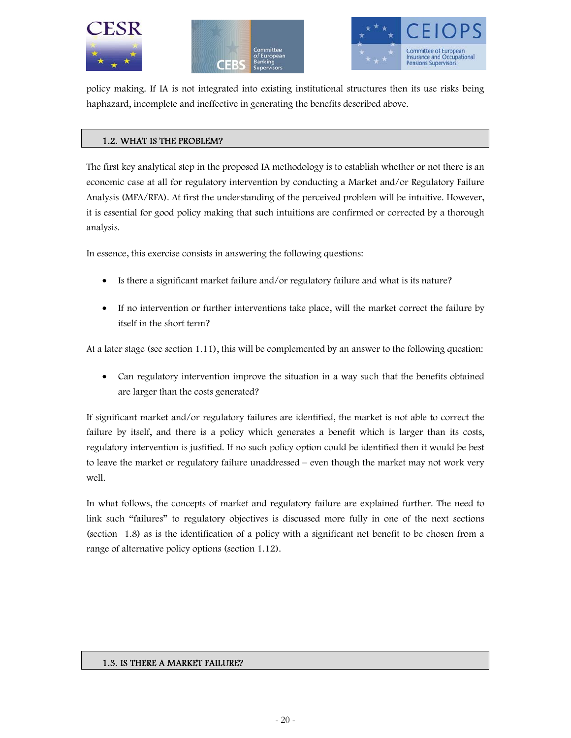policy making. If IA is not integrated into existing institutional structures then its use risks being haphazard, incomplete and ineffective in generating the benefits described above.

## 1.2. WHAT IS THE PROBLEM?

The first key analytical step in the proposed IA methodology is to establish whether or not there is an economic case at all for regulatory intervention by conducting a Market and/or Regulatory Failure Analysis (MFA/RFA). At first the understanding of the perceived problem will be intuitive. However, it is essential for good policy making that such intuitions are confirmed or corrected by a thorough analysis.

In essence, this exercise consists in answering the following questions:

- Is there a significant market failure and/or regulatory failure and what is its nature?
- If no intervention or further interventions take place, will the market correct the failure by itself in the short term?

At a later stage (see section 1.11), this will be complemented by an answer to the following question:

- Can regulatory intervention improve the situation in a way such that the benefits obtained are larger than the costs generated?

If significant market and/or regulatory failures are identified, the market is not able to correct the failure by itself, and there is a policy which generates a benefit which is larger than its costs, regulatory intervention is justified. If no such policy option could be identified then it would be best to leave the market or regulatory failure unaddressed – even though the market may not work very well.

In what follows, the concepts of market and regulatory failure are explained further. The need to link such "failures" to regulatory objectives is discussed more fully in one of the next sections (section 1.8) as is the identification of a policy with a significant net benefit to be chosen from a range of alternative policy options (section 1.12).

## 1.3. IS THERE A MARKET FAILURE?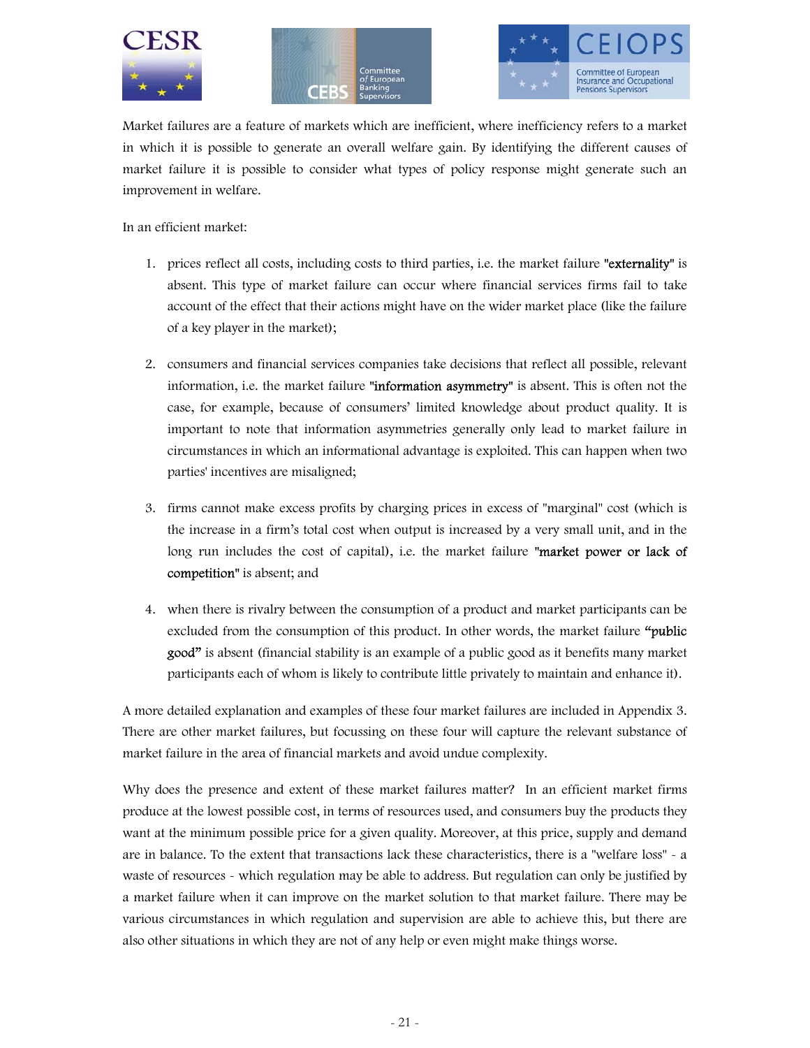Market failures are a feature of markets which are inefficient, where inefficiency refers to a market in which it is possible to generate an overall welfare gain. By identifying the different causes of market failure it is possible to consider what types of policy response might generate such an improvement in welfare.

In an efficient market:

1. prices reflect all costs, including costs to third parties, i.e. the market failure "externality" is absent. This type of market failure can occur where financial services firms fail to take account of the effect that their actions might have on the wider market place (like the failure of a key player in the market);

2. consumers and financial services companies take decisions that reflect all possible, relevant information, i.e. the market failure "information asymmetry" is absent. This is often not the case, for example, because of consumers' limited knowledge about product quality. It is important to note that information asymmetries generally only lead to market failure in circumstances in which an informational advantage is exploited. This can happen when two parties' incentives are misaligned;

3. firms cannot make excess profits by charging prices in excess of "marginal" cost (which is the increase in a firm's total cost when output is increased by a very small unit, and in the long run includes the cost of capital), i.e. the market failure "market power or lack of competition" is absent; and

4. when there is rivalry between the consumption of a product and market participants can be excluded from the consumption of this product. In other words, the market failure "public good" is absent (financial stability is an example of a public good as it benefits many market participants each of whom is likely to contribute little privately to maintain and enhance it).

A more detailed explanation and examples of these four market failures are included in Appendix 3. There are other market failures, but focussing on these four will capture the relevant substance of market failure in the area of financial markets and avoid undue complexity.

Why does the presence and extent of these market failures matter? In an efficient market firms produce at the lowest possible cost, in terms of resources used, and consumers buy the products they want at the minimum possible price for a given quality. Moreover, at this price, supply and demand are in balance. To the extent that transactions lack these characteristics, there is a "welfare loss" - a waste of resources - which regulation may be able to address. But regulation can only be justified by a market failure when it can improve on the market solution to that market failure. There may be various circumstances in which regulation and supervision are able to achieve this, but there are also other situations in which they are not of any help or even might make things worse.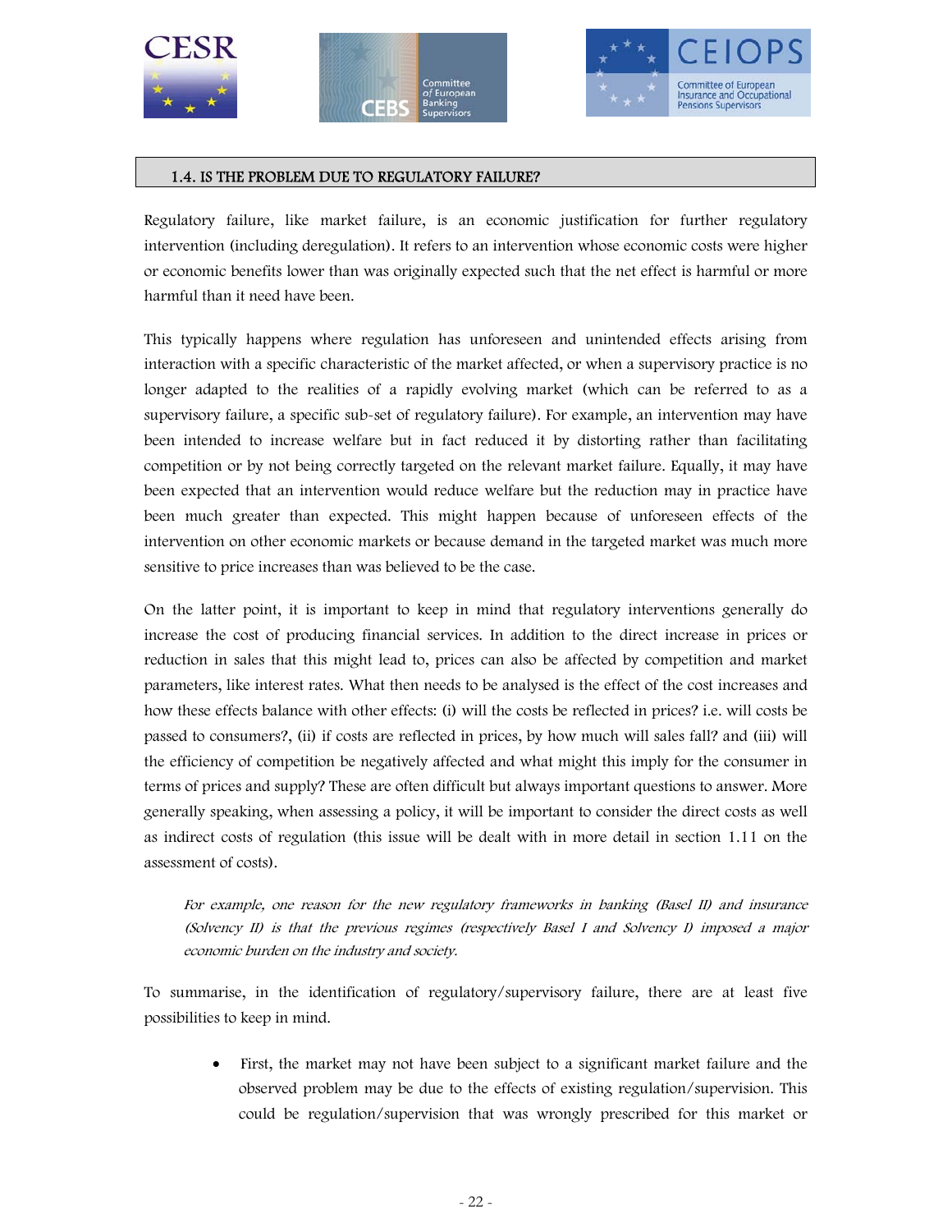## 1.4. IS THE PROBLEM DUE TO REGULATORY FAILURE?

Regulatory failure, like market failure, is an economic justification for further regulatory intervention (including deregulation). It refers to an intervention whose economic costs were higher or economic benefits lower than was originally expected such that the net effect is harmful or more harmful than it need have been.

This typically happens where regulation has unforeseen and unintended effects arising from interaction with a specific characteristic of the market affected, or when a supervisory practice is no longer adapted to the realities of a rapidly evolving market (which can be referred to as a supervisory failure, a specific sub-set of regulatory failure). For example, an intervention may have been intended to increase welfare but in fact reduced it by distorting rather than facilitating competition or by not being correctly targeted on the relevant market failure. Equally, it may have been expected that an intervention would reduce welfare but the reduction may in practice have been much greater than expected. This might happen because of unforeseen effects of the intervention on other economic markets or because demand in the targeted market was much more sensitive to price increases than was believed to be the case.

On the latter point, it is important to keep in mind that regulatory interventions generally do increase the cost of producing financial services. In addition to the direct increase in prices or reduction in sales that this might lead to, prices can also be affected by competition and market parameters, like interest rates. What then needs to be analysed is the effect of the cost increases and how these effects balance with other effects: (i) will the costs be reflected in prices? i.e. will costs be passed to consumers?, (ii) if costs are reflected in prices, by how much will sales fall? and (iii) will the efficiency of competition be negatively affected and what might this imply for the consumer in terms of prices and supply? These are often difficult but always important questions to answer. More generally speaking, when assessing a policy, it will be important to consider the direct costs as well as indirect costs of regulation (this issue will be dealt with in more detail in section 1.11 on the assessment of costs).

> *For example, one reason for the new regulatory frameworks in banking (Basel II) and insurance (Solvency II) is that the previous regimes (respectively Basel I and Solvency I) imposed a major economic burden on the industry and society.*

To summarise, in the identification of regulatory/supervisory failure, there are at least five possibilities to keep in mind.

- First, the market may not have been subject to a significant market failure and the observed problem may be due to the effects of existing regulation/supervision. This could be regulation/supervision that was wrongly prescribed for this market or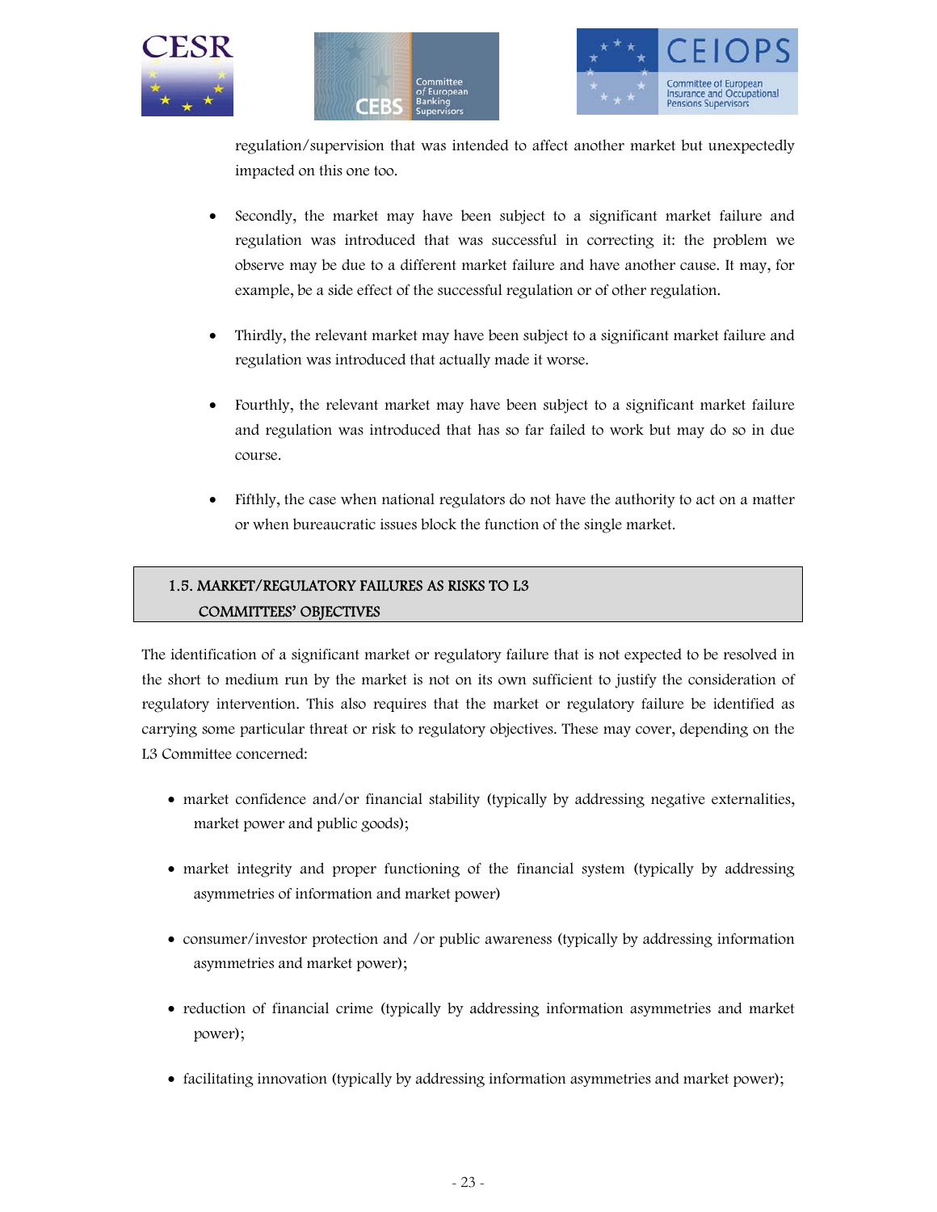regulation/supervision that was intended to affect another market but unexpectedly impacted on this one too.

- Secondly, the market may have been subject to a significant market failure and regulation was introduced that was successful in correcting it: the problem we observe may be due to a different market failure and have another cause. It may, for example, be a side effect of the successful regulation or of other regulation.

- Thirdly, the relevant market may have been subject to a significant market failure and regulation was introduced that actually made it worse.

- Fourthly, the relevant market may have been subject to a significant market failure and regulation was introduced that has so far failed to work but may do so in due course.

- Fifthly, the case when national regulators do not have the authority to act on a matter or when bureaucratic issues block the function of the single market.

## 1.5. MARKET/REGULATORY FAILURES AS RISKS TO L3 COMMITTEES' OBJECTIVES

The identification of a significant market or regulatory failure that is not expected to be resolved in the short to medium run by the market is not on its own sufficient to justify the consideration of regulatory intervention. This also requires that the market or regulatory failure be identified as carrying some particular threat or risk to regulatory objectives. These may cover, depending on the L3 Committee concerned:

- market confidence and/or financial stability (typically by addressing negative externalities, market power and public goods);

- market integrity and proper functioning of the financial system (typically by addressing asymmetries of information and market power)

- consumer/investor protection and /or public awareness (typically by addressing information asymmetries and market power);

- reduction of financial crime (typically by addressing information asymmetries and market power);

- facilitating innovation (typically by addressing information asymmetries and market power);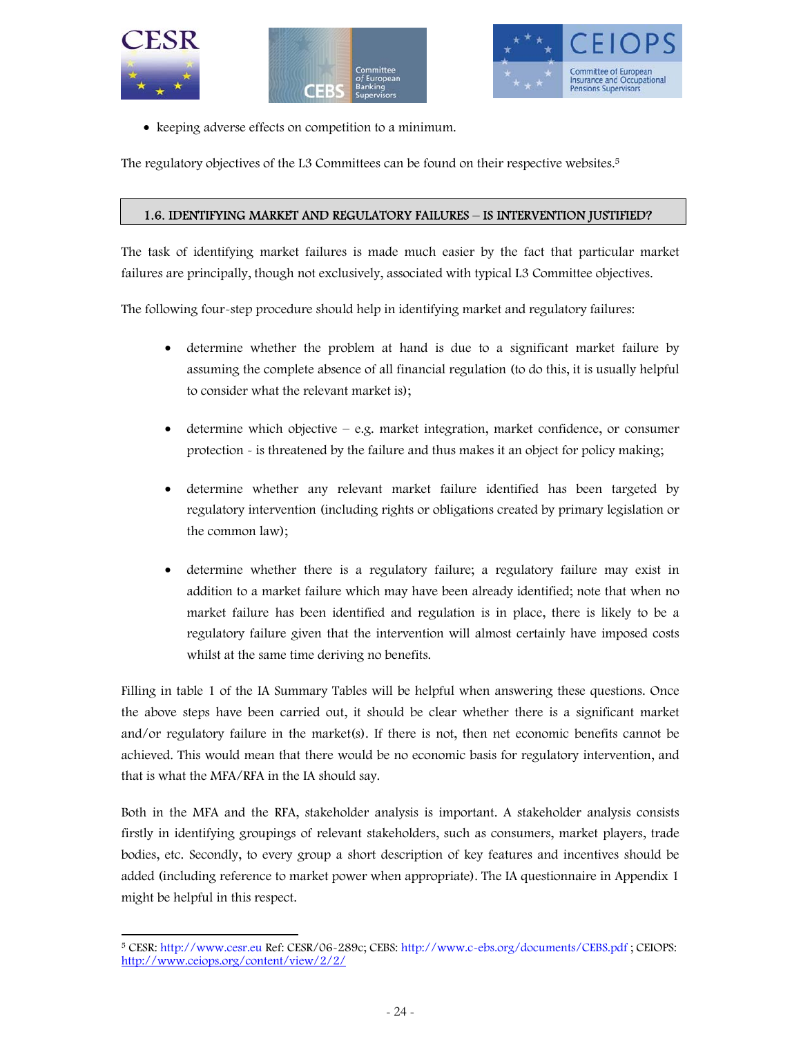- keeping adverse effects on competition to a minimum.

The regulatory objectives of the L3 Committees can be found on their respective websites.[5]

## 1.6. IDENTIFYING MARKET AND REGULATORY FAILURES – IS INTERVENTION JUSTIFIED?

The task of identifying market failures is made much easier by the fact that particular market failures are principally, though not exclusively, associated with typical L3 Committee objectives.

The following four-step procedure should help in identifying market and regulatory failures:

- determine whether the problem at hand is due to a significant market failure by assuming the complete absence of all financial regulation (to do this, it is usually helpful to consider what the relevant market is);
- determine which objective – e.g. market integration, market confidence, or consumer protection - is threatened by the failure and thus makes it an object for policy making;
- determine whether any relevant market failure identified has been targeted by regulatory intervention (including rights or obligations created by primary legislation or the common law);
- determine whether there is a regulatory failure; a regulatory failure may exist in addition to a market failure which may have been already identified; note that when no market failure has been identified and regulation is in place, there is likely to be a regulatory failure given that the intervention will almost certainly have imposed costs whilst at the same time deriving no benefits.

Filling in table 1 of the IA Summary Tables will be helpful when answering these questions. Once the above steps have been carried out, it should be clear whether there is a significant market and/or regulatory failure in the market(s). If there is not, then net economic benefits cannot be achieved. This would mean that there would be no economic basis for regulatory intervention, and that is what the MFA/RFA in the IA should say.

Both in the MFA and the RFA, stakeholder analysis is important. A stakeholder analysis consists firstly in identifying groupings of relevant stakeholders, such as consumers, market players, trade bodies, etc. Secondly, to every group a short description of key features and incentives should be added (including reference to market power when appropriate). The IA questionnaire in Appendix 1 might be helpful in this respect.

---

[5] CESR: http://www.cesr.eu Ref: CESR/06-289c; CEBS: http://www.c-ebs.org/documents/CEBS.pdf ; CEIOPS: http://www.ceiops.org/content/view/2/2/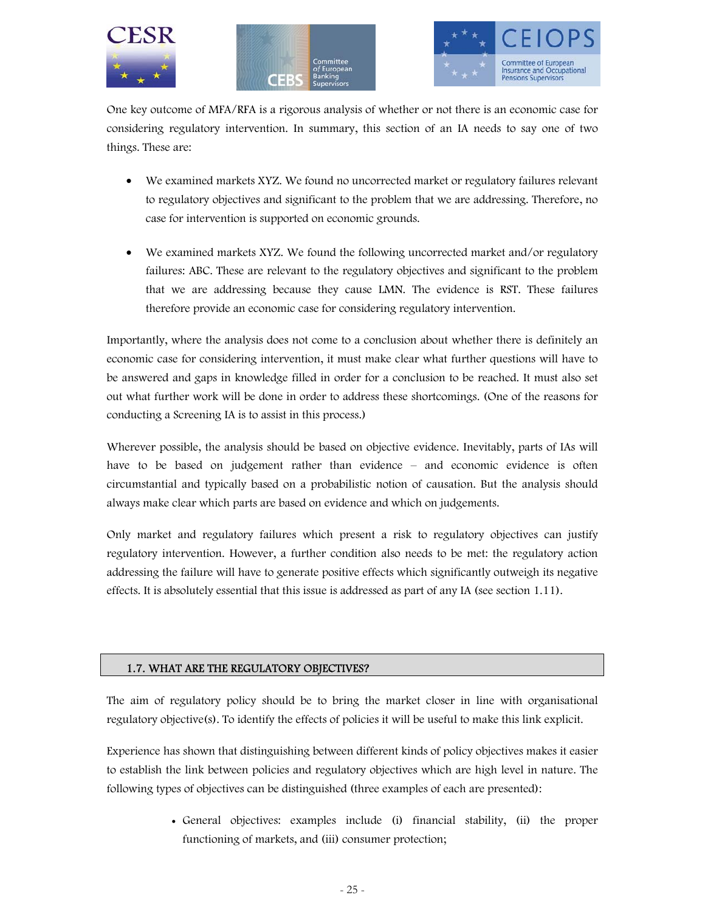One key outcome of MFA/RFA is a rigorous analysis of whether or not there is an economic case for considering regulatory intervention. In summary, this section of an IA needs to say one of two things. These are:

- We examined markets XYZ. We found no uncorrected market or regulatory failures relevant to regulatory objectives and significant to the problem that we are addressing. Therefore, no case for intervention is supported on economic grounds.

- We examined markets XYZ. We found the following uncorrected market and/or regulatory failures: ABC. These are relevant to the regulatory objectives and significant to the problem that we are addressing because they cause LMN. The evidence is RST. These failures therefore provide an economic case for considering regulatory intervention.

Importantly, where the analysis does not come to a conclusion about whether there is definitely an economic case for considering intervention, it must make clear what further questions will have to be answered and gaps in knowledge filled in order for a conclusion to be reached. It must also set out what further work will be done in order to address these shortcomings. (One of the reasons for conducting a Screening IA is to assist in this process.)

Wherever possible, the analysis should be based on objective evidence. Inevitably, parts of IAs will have to be based on judgement rather than evidence – and economic evidence is often circumstantial and typically based on a probabilistic notion of causation. But the analysis should always make clear which parts are based on evidence and which on judgements.

Only market and regulatory failures which present a risk to regulatory objectives can justify regulatory intervention. However, a further condition also needs to be met: the regulatory action addressing the failure will have to generate positive effects which significantly outweigh its negative effects. It is absolutely essential that this issue is addressed as part of any IA (see section 1.11).

## 1.7. WHAT ARE THE REGULATORY OBJECTIVES?

The aim of regulatory policy should be to bring the market closer in line with organisational regulatory objective(s). To identify the effects of policies it will be useful to make this link explicit.

Experience has shown that distinguishing between different kinds of policy objectives makes it easier to establish the link between policies and regulatory objectives which are high level in nature. The following types of objectives can be distinguished (three examples of each are presented):

- General objectives: examples include (i) financial stability, (ii) the proper functioning of markets, and (iii) consumer protection;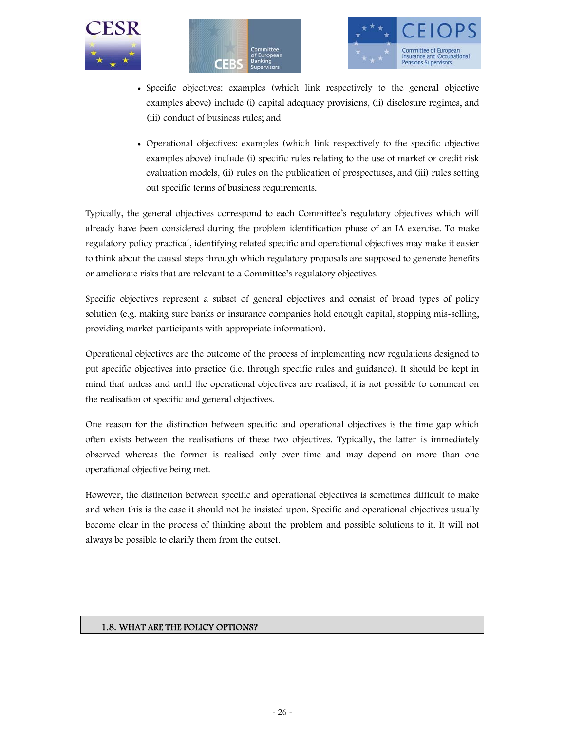- Specific objectives: examples (which link respectively to the general objective examples above) include (i) capital adequacy provisions, (ii) disclosure regimes, and (iii) conduct of business rules; and

- Operational objectives: examples (which link respectively to the specific objective examples above) include (i) specific rules relating to the use of market or credit risk evaluation models, (ii) rules on the publication of prospectuses, and (iii) rules setting out specific terms of business requirements.

Typically, the general objectives correspond to each Committee's regulatory objectives which will already have been considered during the problem identification phase of an IA exercise. To make regulatory policy practical, identifying related specific and operational objectives may make it easier to think about the causal steps through which regulatory proposals are supposed to generate benefits or ameliorate risks that are relevant to a Committee's regulatory objectives.

Specific objectives represent a subset of general objectives and consist of broad types of policy solution (e.g. making sure banks or insurance companies hold enough capital, stopping mis-selling, providing market participants with appropriate information).

Operational objectives are the outcome of the process of implementing new regulations designed to put specific objectives into practice (i.e. through specific rules and guidance). It should be kept in mind that unless and until the operational objectives are realised, it is not possible to comment on the realisation of specific and general objectives.

One reason for the distinction between specific and operational objectives is the time gap which often exists between the realisations of these two objectives. Typically, the latter is immediately observed whereas the former is realised only over time and may depend on more than one operational objective being met.

However, the distinction between specific and operational objectives is sometimes difficult to make and when this is the case it should not be insisted upon. Specific and operational objectives usually become clear in the process of thinking about the problem and possible solutions to it. It will not always be possible to clarify them from the outset.

## 1.8. WHAT ARE THE POLICY OPTIONS?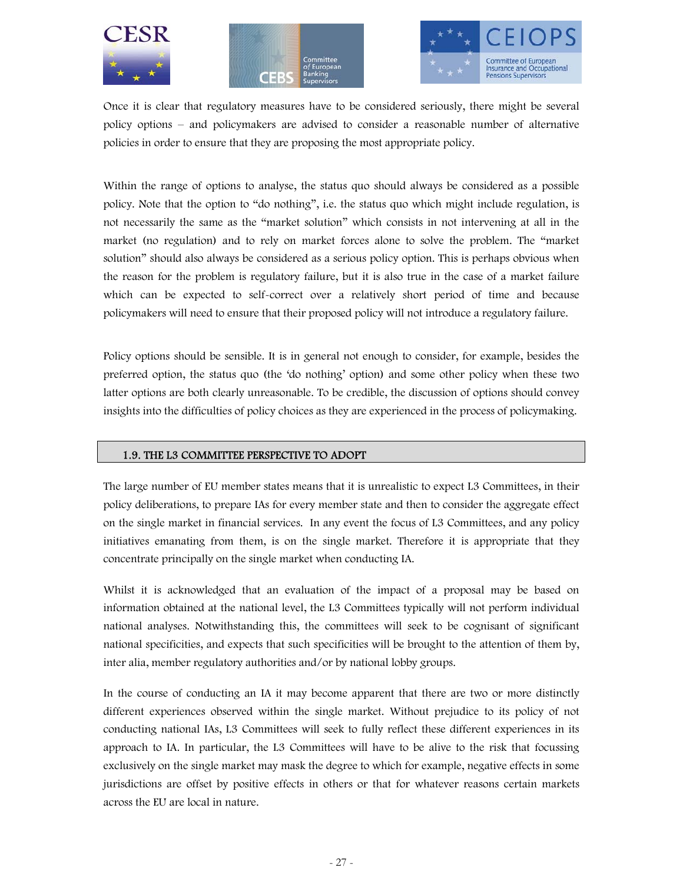Once it is clear that regulatory measures have to be considered seriously, there might be several policy options – and policymakers are advised to consider a reasonable number of alternative policies in order to ensure that they are proposing the most appropriate policy.

Within the range of options to analyse, the status quo should always be considered as a possible policy. Note that the option to "do nothing", i.e. the status quo which might include regulation, is not necessarily the same as the "market solution" which consists in not intervening at all in the market (no regulation) and to rely on market forces alone to solve the problem. The "market solution" should also always be considered as a serious policy option. This is perhaps obvious when the reason for the problem is regulatory failure, but it is also true in the case of a market failure which can be expected to self-correct over a relatively short period of time and because policymakers will need to ensure that their proposed policy will not introduce a regulatory failure.

Policy options should be sensible. It is in general not enough to consider, for example, besides the preferred option, the status quo (the 'do nothing' option) and some other policy when these two latter options are both clearly unreasonable. To be credible, the discussion of options should convey insights into the difficulties of policy choices as they are experienced in the process of policymaking.

## 1.9. THE L3 COMMITTEE PERSPECTIVE TO ADOPT

The large number of EU member states means that it is unrealistic to expect L3 Committees, in their policy deliberations, to prepare IAs for every member state and then to consider the aggregate effect on the single market in financial services. In any event the focus of L3 Committees, and any policy initiatives emanating from them, is on the single market. Therefore it is appropriate that they concentrate principally on the single market when conducting IA.

Whilst it is acknowledged that an evaluation of the impact of a proposal may be based on information obtained at the national level, the L3 Committees typically will not perform individual national analyses. Notwithstanding this, the committees will seek to be cognisant of significant national specificities, and expects that such specificities will be brought to the attention of them by, inter alia, member regulatory authorities and/or by national lobby groups.

In the course of conducting an IA it may become apparent that there are two or more distinctly different experiences observed within the single market. Without prejudice to its policy of not conducting national IAs, L3 Committees will seek to fully reflect these different experiences in its approach to IA. In particular, the L3 Committees will have to be alive to the risk that focussing exclusively on the single market may mask the degree to which for example, negative effects in some jurisdictions are offset by positive effects in others or that for whatever reasons certain markets across the EU are local in nature.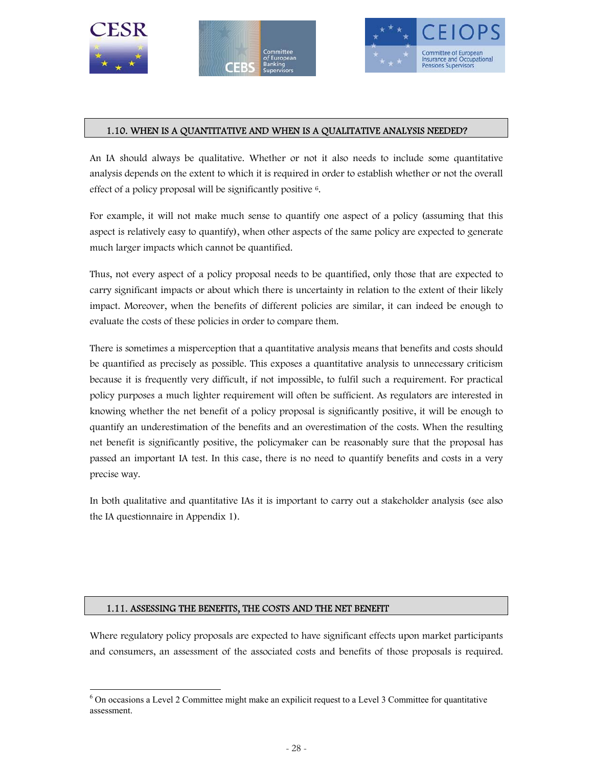### 1.10. WHEN IS A QUANTITATIVE AND WHEN IS A QUALITATIVE ANALYSIS NEEDED?

An IA should always be qualitative. Whether or not it also needs to include some quantitative analysis depends on the extent to which it is required in order to establish whether or not the overall effect of a policy proposal will be significantly positive [6].

For example, it will not make much sense to quantify one aspect of a policy (assuming that this aspect is relatively easy to quantify), when other aspects of the same policy are expected to generate much larger impacts which cannot be quantified.

Thus, not every aspect of a policy proposal needs to be quantified, only those that are expected to carry significant impacts or about which there is uncertainty in relation to the extent of their likely impact. Moreover, when the benefits of different policies are similar, it can indeed be enough to evaluate the costs of these policies in order to compare them.

There is sometimes a misperception that a quantitative analysis means that benefits and costs should be quantified as precisely as possible. This exposes a quantitative analysis to unnecessary criticism because it is frequently very difficult, if not impossible, to fulfil such a requirement. For practical policy purposes a much lighter requirement will often be sufficient. As regulators are interested in knowing whether the net benefit of a policy proposal is significantly positive, it will be enough to quantify an underestimation of the benefits and an overestimation of the costs. When the resulting net benefit is significantly positive, the policymaker can be reasonably sure that the proposal has passed an important IA test. In this case, there is no need to quantify benefits and costs in a very precise way.

In both qualitative and quantitative IAs it is important to carry out a stakeholder analysis (see also the IA questionnaire in Appendix 1).

### 1.11. ASSESSING THE BENEFITS, THE COSTS AND THE NET BENEFIT

Where regulatory policy proposals are expected to have significant effects upon market participants and consumers, an assessment of the associated costs and benefits of those proposals is required.

---

[6] On occasions a Level 2 Committee might make an expilicit request to a Level 3 Committee for quantitative assessment.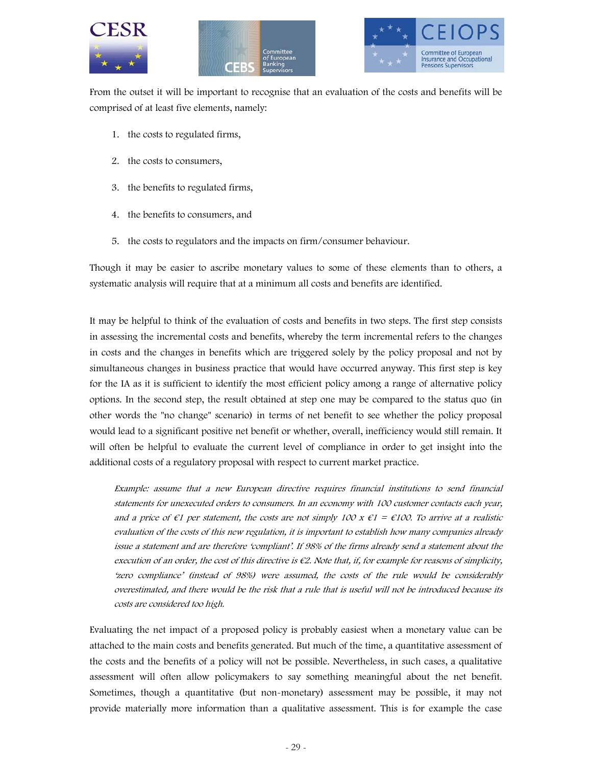From the outset it will be important to recognise that an evaluation of the costs and benefits will be comprised of at least five elements, namely:

1. the costs to regulated firms,
2. the costs to consumers,
3. the benefits to regulated firms,
4. the benefits to consumers, and
5. the costs to regulators and the impacts on firm/consumer behaviour.

Though it may be easier to ascribe monetary values to some of these elements than to others, a systematic analysis will require that at a minimum all costs and benefits are identified.

It may be helpful to think of the evaluation of costs and benefits in two steps. The first step consists in assessing the incremental costs and benefits, whereby the term incremental refers to the changes in costs and the changes in benefits which are triggered solely by the policy proposal and not by simultaneous changes in business practice that would have occurred anyway. This first step is key for the IA as it is sufficient to identify the most efficient policy among a range of alternative policy options. In the second step, the result obtained at step one may be compared to the status quo (in other words the "no change" scenario) in terms of net benefit to see whether the policy proposal would lead to a significant positive net benefit or whether, overall, inefficiency would still remain. It will often be helpful to evaluate the current level of compliance in order to get insight into the additional costs of a regulatory proposal with respect to current market practice.

> *Example: assume that a new European directive requires financial institutions to send financial statements for unexecuted orders to consumers. In an economy with 100 customer contacts each year, and a price of €1 per statement, the costs are not simply 100 x €1 = €100. To arrive at a realistic evaluation of the costs of this new regulation, it is important to establish how many companies already issue a statement and are therefore 'compliant'. If 98% of the firms already send a statement about the execution of an order, the cost of this directive is €2. Note that, if, for example for reasons of simplicity, 'zero compliance' (instead of 98%) were assumed, the costs of the rule would be considerably overestimated, and there would be the risk that a rule that is useful will not be introduced because its costs are considered too high.*

Evaluating the net impact of a proposed policy is probably easiest when a monetary value can be attached to the main costs and benefits generated. But much of the time, a quantitative assessment of the costs and the benefits of a policy will not be possible. Nevertheless, in such cases, a qualitative assessment will often allow policymakers to say something meaningful about the net benefit. Sometimes, though a quantitative (but non-monetary) assessment may be possible, it may not provide materially more information than a qualitative assessment. This is for example the case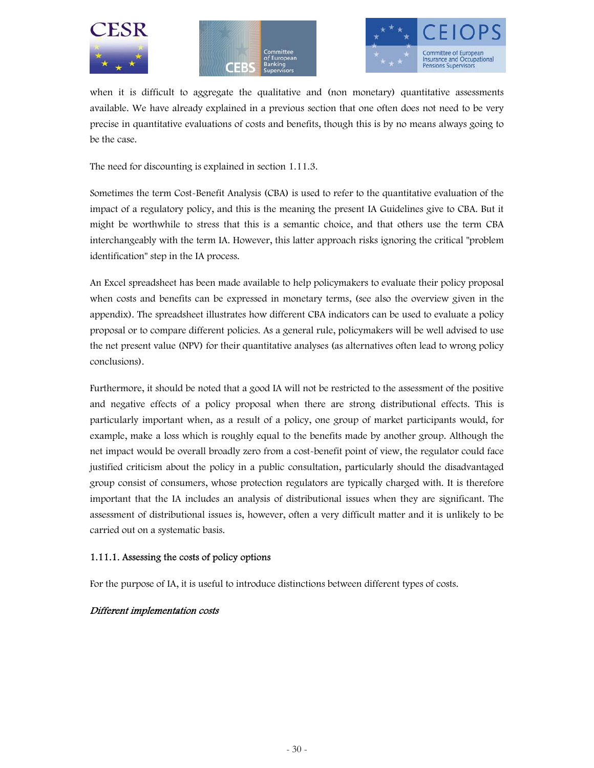when it is difficult to aggregate the qualitative and (non monetary) quantitative assessments available. We have already explained in a previous section that one often does not need to be very precise in quantitative evaluations of costs and benefits, though this is by no means always going to be the case.

The need for discounting is explained in section 1.11.3.

Sometimes the term Cost-Benefit Analysis (CBA) is used to refer to the quantitative evaluation of the impact of a regulatory policy, and this is the meaning the present IA Guidelines give to CBA. But it might be worthwhile to stress that this is a semantic choice, and that others use the term CBA interchangeably with the term IA. However, this latter approach risks ignoring the critical "problem identification" step in the IA process.

An Excel spreadsheet has been made available to help policymakers to evaluate their policy proposal when costs and benefits can be expressed in monetary terms, (see also the overview given in the appendix). The spreadsheet illustrates how different CBA indicators can be used to evaluate a policy proposal or to compare different policies. As a general rule, policymakers will be well advised to use the net present value (NPV) for their quantitative analyses (as alternatives often lead to wrong policy conclusions).

Furthermore, it should be noted that a good IA will not be restricted to the assessment of the positive and negative effects of a policy proposal when there are strong distributional effects. This is particularly important when, as a result of a policy, one group of market participants would, for example, make a loss which is roughly equal to the benefits made by another group. Although the net impact would be overall broadly zero from a cost-benefit point of view, the regulator could face justified criticism about the policy in a public consultation, particularly should the disadvantaged group consist of consumers, whose protection regulators are typically charged with. It is therefore important that the IA includes an analysis of distributional issues when they are significant. The assessment of distributional issues is, however, often a very difficult matter and it is unlikely to be carried out on a systematic basis.

### 1.11.1. Assessing the costs of policy options

For the purpose of IA, it is useful to introduce distinctions between different types of costs.

*Different implementation costs*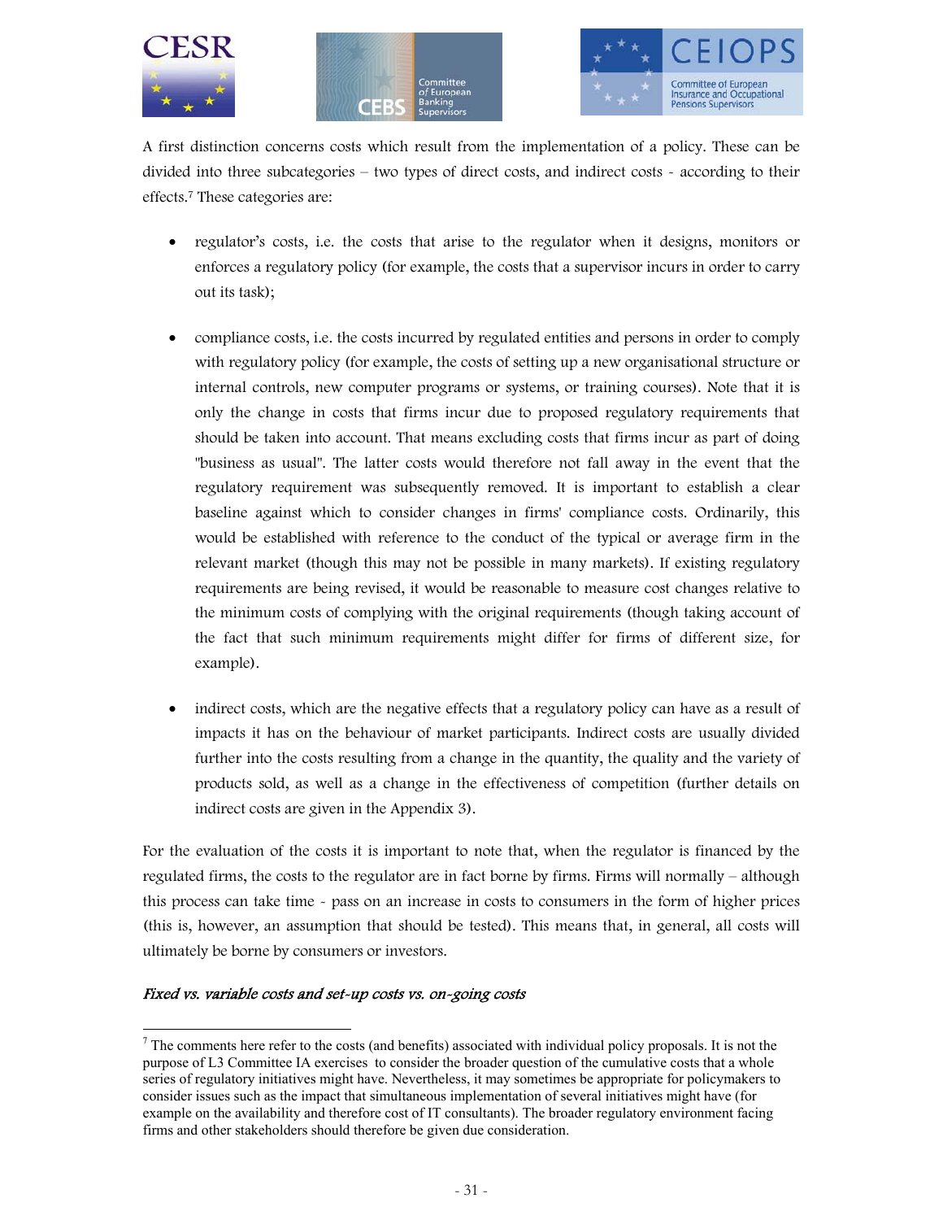A first distinction concerns costs which result from the implementation of a policy. These can be divided into three subcategories – two types of direct costs, and indirect costs - according to their effects.[7] These categories are:

- regulator's costs, i.e. the costs that arise to the regulator when it designs, monitors or enforces a regulatory policy (for example, the costs that a supervisor incurs in order to carry out its task);

- compliance costs, i.e. the costs incurred by regulated entities and persons in order to comply with regulatory policy (for example, the costs of setting up a new organisational structure or internal controls, new computer programs or systems, or training courses). Note that it is only the change in costs that firms incur due to proposed regulatory requirements that should be taken into account. That means excluding costs that firms incur as part of doing "business as usual". The latter costs would therefore not fall away in the event that the regulatory requirement was subsequently removed. It is important to establish a clear baseline against which to consider changes in firms' compliance costs. Ordinarily, this would be established with reference to the conduct of the typical or average firm in the relevant market (though this may not be possible in many markets). If existing regulatory requirements are being revised, it would be reasonable to measure cost changes relative to the minimum costs of complying with the original requirements (though taking account of the fact that such minimum requirements might differ for firms of different size, for example).

- indirect costs, which are the negative effects that a regulatory policy can have as a result of impacts it has on the behaviour of market participants. Indirect costs are usually divided further into the costs resulting from a change in the quantity, the quality and the variety of products sold, as well as a change in the effectiveness of competition (further details on indirect costs are given in the Appendix 3).

For the evaluation of the costs it is important to note that, when the regulator is financed by the regulated firms, the costs to the regulator are in fact borne by firms. Firms will normally – although this process can take time - pass on an increase in costs to consumers in the form of higher prices (this is, however, an assumption that should be tested). This means that, in general, all costs will ultimately be borne by consumers or investors.

*Fixed vs. variable costs and set-up costs vs. on-going costs*

[7] The comments here refer to the costs (and benefits) associated with individual policy proposals. It is not the purpose of L3 Committee IA exercises to consider the broader question of the cumulative costs that a whole series of regulatory initiatives might have. Nevertheless, it may sometimes be appropriate for policymakers to consider issues such as the impact that simultaneous implementation of several initiatives might have (for example on the availability and therefore cost of IT consultants). The broader regulatory environment facing firms and other stakeholders should therefore be given due consideration.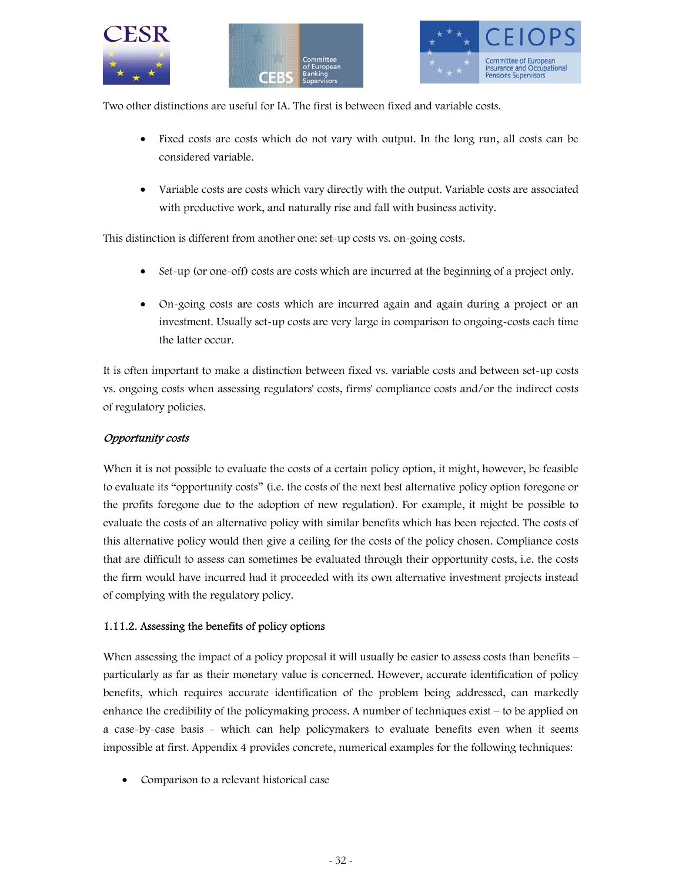Two other distinctions are useful for IA. The first is between fixed and variable costs.

- Fixed costs are costs which do not vary with output. In the long run, all costs can be considered variable.
- Variable costs are costs which vary directly with the output. Variable costs are associated with productive work, and naturally rise and fall with business activity.

This distinction is different from another one: set-up costs vs. on-going costs.

- Set-up (or one-off) costs are costs which are incurred at the beginning of a project only.
- On-going costs are costs which are incurred again and again during a project or an investment. Usually set-up costs are very large in comparison to ongoing-costs each time the latter occur.

It is often important to make a distinction between fixed vs. variable costs and between set-up costs vs. ongoing costs when assessing regulators' costs, firms' compliance costs and/or the indirect costs of regulatory policies.

*Opportunity costs*

When it is not possible to evaluate the costs of a certain policy option, it might, however, be feasible to evaluate its "opportunity costs" (i.e. the costs of the next best alternative policy option foregone or the profits foregone due to the adoption of new regulation). For example, it might be possible to evaluate the costs of an alternative policy with similar benefits which has been rejected. The costs of this alternative policy would then give a ceiling for the costs of the policy chosen. Compliance costs that are difficult to assess can sometimes be evaluated through their opportunity costs, i.e. the costs the firm would have incurred had it proceeded with its own alternative investment projects instead of complying with the regulatory policy.

### 1.11.2. Assessing the benefits of policy options

When assessing the impact of a policy proposal it will usually be easier to assess costs than benefits – particularly as far as their monetary value is concerned. However, accurate identification of policy benefits, which requires accurate identification of the problem being addressed, can markedly enhance the credibility of the policymaking process. A number of techniques exist – to be applied on a case-by-case basis - which can help policymakers to evaluate benefits even when it seems impossible at first. Appendix 4 provides concrete, numerical examples for the following techniques:

- Comparison to a relevant historical case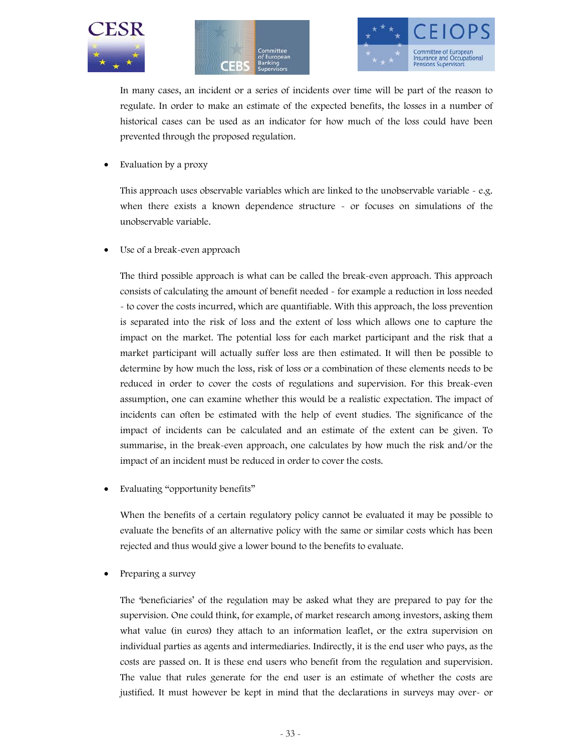In many cases, an incident or a series of incidents over time will be part of the reason to regulate. In order to make an estimate of the expected benefits, the losses in a number of historical cases can be used as an indicator for how much of the loss could have been prevented through the proposed regulation.

- Evaluation by a proxy

  This approach uses observable variables which are linked to the unobservable variable - e.g. when there exists a known dependence structure - or focuses on simulations of the unobservable variable.

- Use of a break-even approach

  The third possible approach is what can be called the break-even approach. This approach consists of calculating the amount of benefit needed - for example a reduction in loss needed - to cover the costs incurred, which are quantifiable. With this approach, the loss prevention is separated into the risk of loss and the extent of loss which allows one to capture the impact on the market. The potential loss for each market participant and the risk that a market participant will actually suffer loss are then estimated. It will then be possible to determine by how much the loss, risk of loss or a combination of these elements needs to be reduced in order to cover the costs of regulations and supervision. For this break-even assumption, one can examine whether this would be a realistic expectation. The impact of incidents can often be estimated with the help of event studies. The significance of the impact of incidents can be calculated and an estimate of the extent can be given. To summarise, in the break-even approach, one calculates by how much the risk and/or the impact of an incident must be reduced in order to cover the costs.

- Evaluating "opportunity benefits"

  When the benefits of a certain regulatory policy cannot be evaluated it may be possible to evaluate the benefits of an alternative policy with the same or similar costs which has been rejected and thus would give a lower bound to the benefits to evaluate.

- Preparing a survey

  The 'beneficiaries' of the regulation may be asked what they are prepared to pay for the supervision. One could think, for example, of market research among investors, asking them what value (in euros) they attach to an information leaflet, or the extra supervision on individual parties as agents and intermediaries. Indirectly, it is the end user who pays, as the costs are passed on. It is these end users who benefit from the regulation and supervision. The value that rules generate for the end user is an estimate of whether the costs are justified. It must however be kept in mind that the declarations in surveys may over- or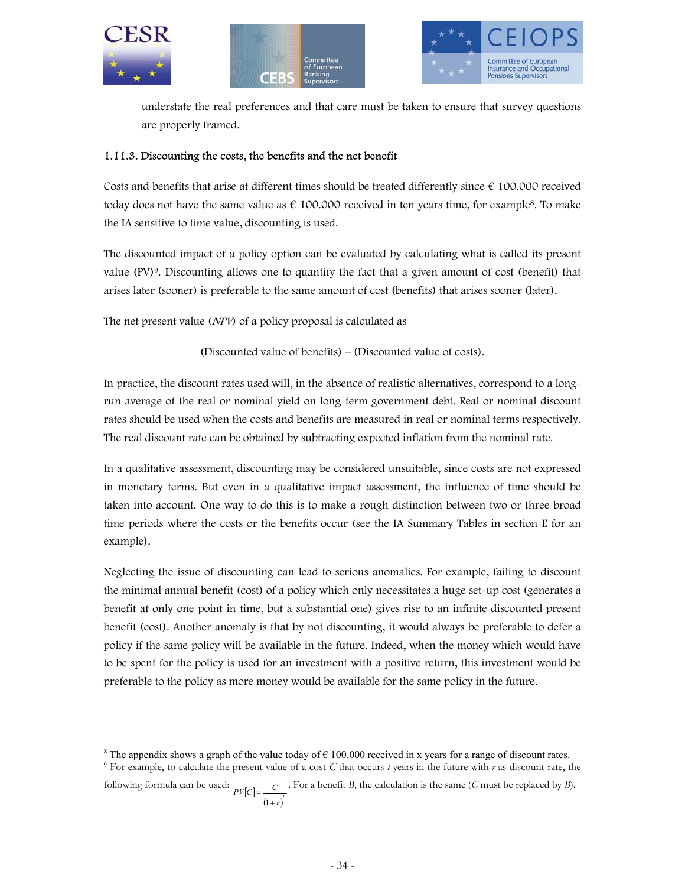understate the real preferences and that care must be taken to ensure that survey questions are properly framed.

### 1.11.3. Discounting the costs, the benefits and the net benefit

Costs and benefits that arise at different times should be treated differently since € 100.000 received today does not have the same value as € 100.000 received in ten years time, for example[8]. To make the IA sensitive to time value, discounting is used.

The discounted impact of a policy option can be evaluated by calculating what is called its present value (PV)[9]. Discounting allows one to quantify the fact that a given amount of cost (benefit) that arises later (sooner) is preferable to the same amount of cost (benefits) that arises sooner (later).

The net present value (*NPV*) of a policy proposal is calculated as

(Discounted value of benefits) – (Discounted value of costs).

In practice, the discount rates used will, in the absence of realistic alternatives, correspond to a long-run average of the real or nominal yield on long-term government debt. Real or nominal discount rates should be used when the costs and benefits are measured in real or nominal terms respectively. The real discount rate can be obtained by subtracting expected inflation from the nominal rate.

In a qualitative assessment, discounting may be considered unsuitable, since costs are not expressed in monetary terms. But even in a qualitative impact assessment, the influence of time should be taken into account. One way to do this is to make a rough distinction between two or three broad time periods where the costs or the benefits occur (see the IA Summary Tables in section E for an example).

Neglecting the issue of discounting can lead to serious anomalies. For example, failing to discount the minimal annual benefit (cost) of a policy which only necessitates a huge set-up cost (generates a benefit at only one point in time, but a substantial one) gives rise to an infinite discounted present benefit (cost). Another anomaly is that by not discounting, it would always be preferable to defer a policy if the same policy will be available in the future. Indeed, when the money which would have to be spent for the policy is used for an investment with a positive return, this investment would be preferable to the policy as more money would be available for the same policy in the future.

---

[8] The appendix shows a graph of the value today of € 100.000 received in x years for a range of discount rates.

[9] For example, to calculate the present value of a cost $C$ that occurs $t$ years in the future with $r$ as discount rate, the following formula can be used: $PV[C] = \frac{C}{(1+r)^t}$. For a benefit $B$, the calculation is the same ($C$ must be replaced by $B$).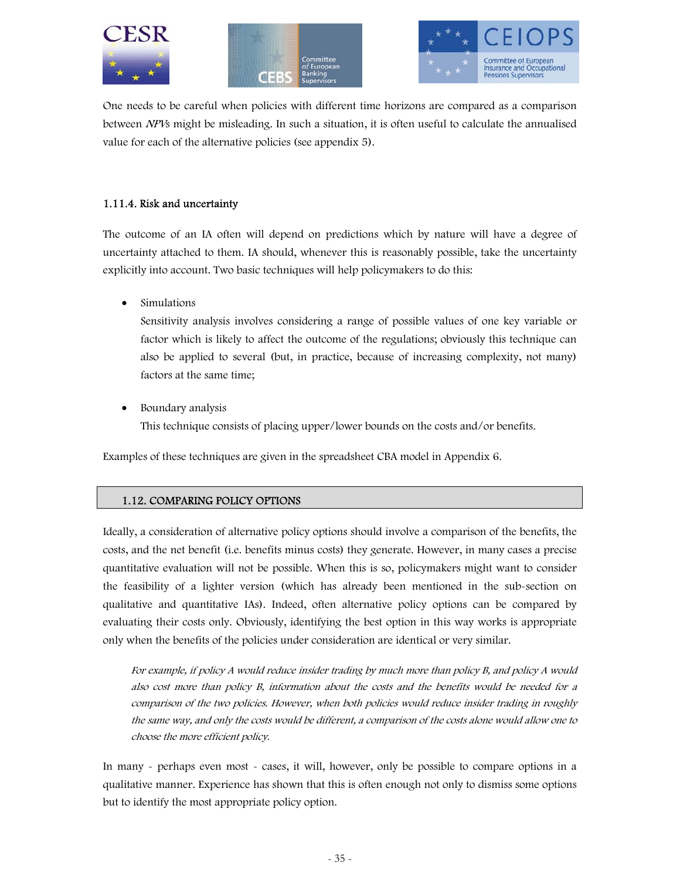One needs to be careful when policies with different time horizons are compared as a comparison between *NPVs* might be misleading. In such a situation, it is often useful to calculate the annualised value for each of the alternative policies (see appendix 5).

### 1.11.4. Risk and uncertainty

The outcome of an IA often will depend on predictions which by nature will have a degree of uncertainty attached to them. IA should, whenever this is reasonably possible, take the uncertainty explicitly into account. Two basic techniques will help policymakers to do this:

- Simulations
  Sensitivity analysis involves considering a range of possible values of one key variable or factor which is likely to affect the outcome of the regulations; obviously this technique can also be applied to several (but, in practice, because of increasing complexity, not many) factors at the same time;

- Boundary analysis
  This technique consists of placing upper/lower bounds on the costs and/or benefits.

Examples of these techniques are given in the spreadsheet CBA model in Appendix 6.

## 1.12. COMPARING POLICY OPTIONS

Ideally, a consideration of alternative policy options should involve a comparison of the benefits, the costs, and the net benefit (i.e. benefits minus costs) they generate. However, in many cases a precise quantitative evaluation will not be possible. When this is so, policymakers might want to consider the feasibility of a lighter version (which has already been mentioned in the sub-section on qualitative and quantitative IAs). Indeed, often alternative policy options can be compared by evaluating their costs only. Obviously, identifying the best option in this way works is appropriate only when the benefits of the policies under consideration are identical or very similar.

> *For example, if policy A would reduce insider trading by much more than policy B, and policy A would also cost more than policy B, information about the costs and the benefits would be needed for a comparison of the two policies. However, when both policies would reduce insider trading in roughly the same way, and only the costs would be different, a comparison of the costs alone would allow one to choose the more efficient policy.*

In many - perhaps even most - cases, it will, however, only be possible to compare options in a qualitative manner. Experience has shown that this is often enough not only to dismiss some options but to identify the most appropriate policy option.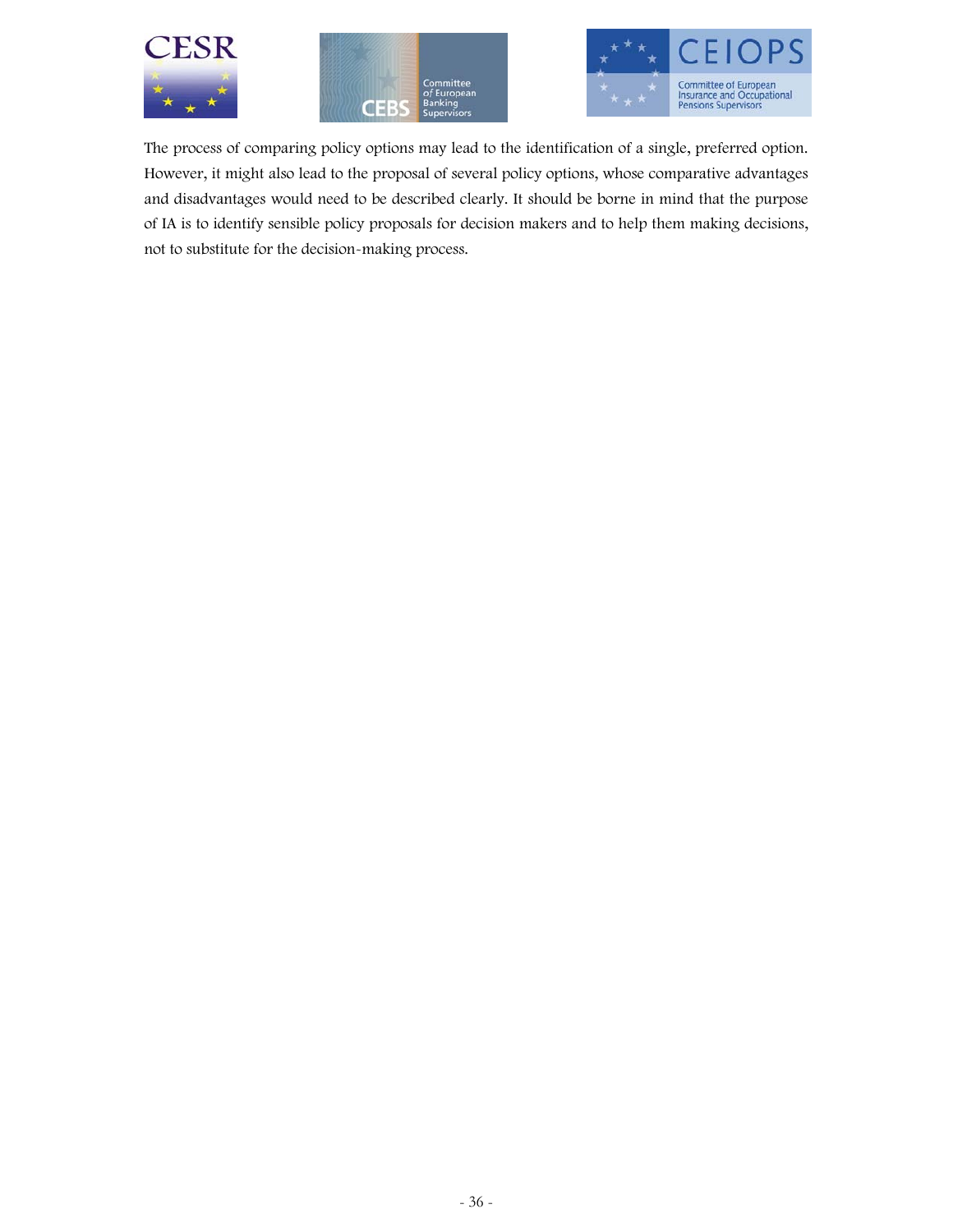The process of comparing policy options may lead to the identification of a single, preferred option. However, it might also lead to the proposal of several policy options, whose comparative advantages and disadvantages would need to be described clearly. It should be borne in mind that the purpose of IA is to identify sensible policy proposals for decision makers and to help them making decisions, not to substitute for the decision-making process.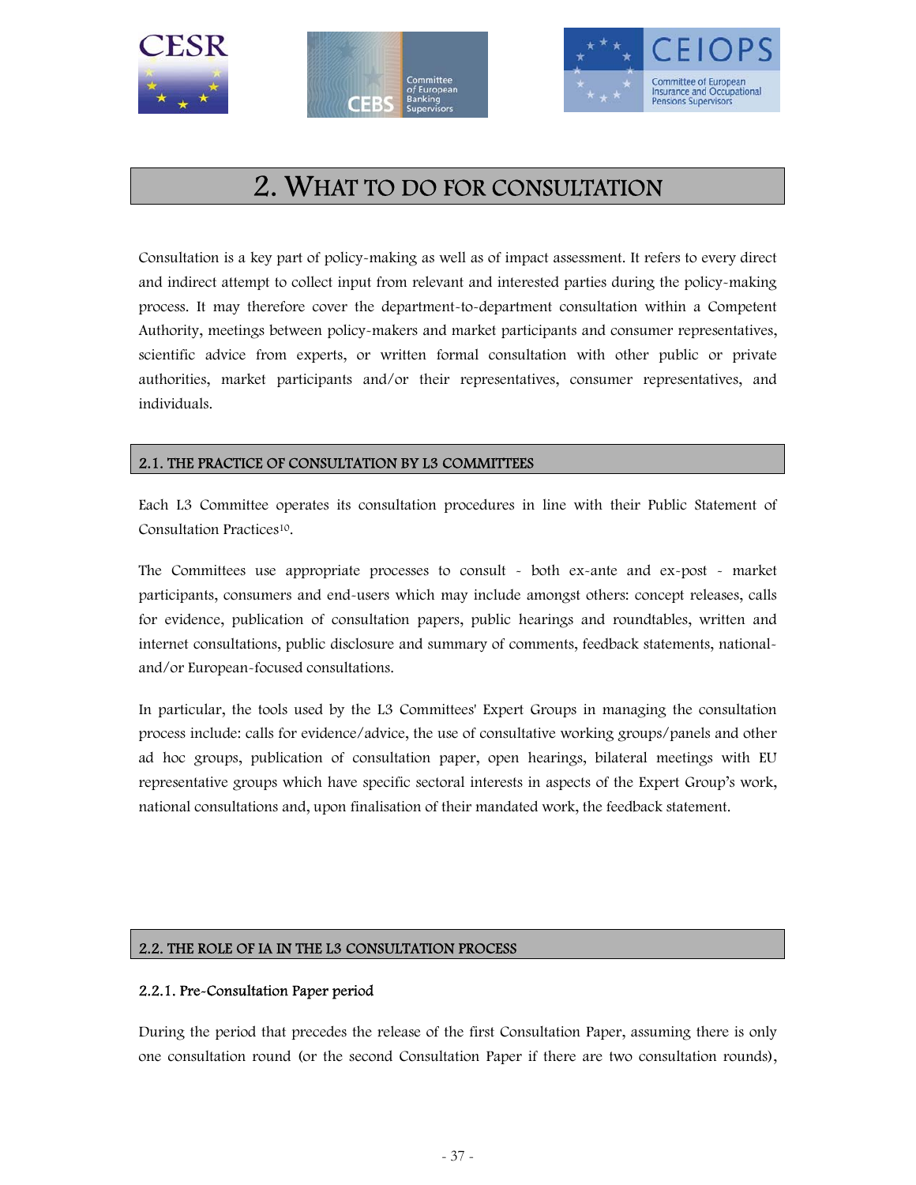# 2. WHAT TO DO FOR CONSULTATION

Consultation is a key part of policy-making as well as of impact assessment. It refers to every direct and indirect attempt to collect input from relevant and interested parties during the policy-making process. It may therefore cover the department-to-department consultation within a Competent Authority, meetings between policy-makers and market participants and consumer representatives, scientific advice from experts, or written formal consultation with other public or private authorities, market participants and/or their representatives, consumer representatives, and individuals.

## 2.1. THE PRACTICE OF CONSULTATION BY L3 COMMITTEES

Each L3 Committee operates its consultation procedures in line with their Public Statement of Consultation Practices[10].

The Committees use appropriate processes to consult - both ex-ante and ex-post - market participants, consumers and end-users which may include amongst others: concept releases, calls for evidence, publication of consultation papers, public hearings and roundtables, written and internet consultations, public disclosure and summary of comments, feedback statements, national- and/or European-focused consultations.

In particular, the tools used by the L3 Committees' Expert Groups in managing the consultation process include: calls for evidence/advice, the use of consultative working groups/panels and other ad hoc groups, publication of consultation paper, open hearings, bilateral meetings with EU representative groups which have specific sectoral interests in aspects of the Expert Group's work, national consultations and, upon finalisation of their mandated work, the feedback statement.

## 2.2. THE ROLE OF IA IN THE L3 CONSULTATION PROCESS

### 2.2.1. Pre-Consultation Paper period

During the period that precedes the release of the first Consultation Paper, assuming there is only one consultation round (or the second Consultation Paper if there are two consultation rounds),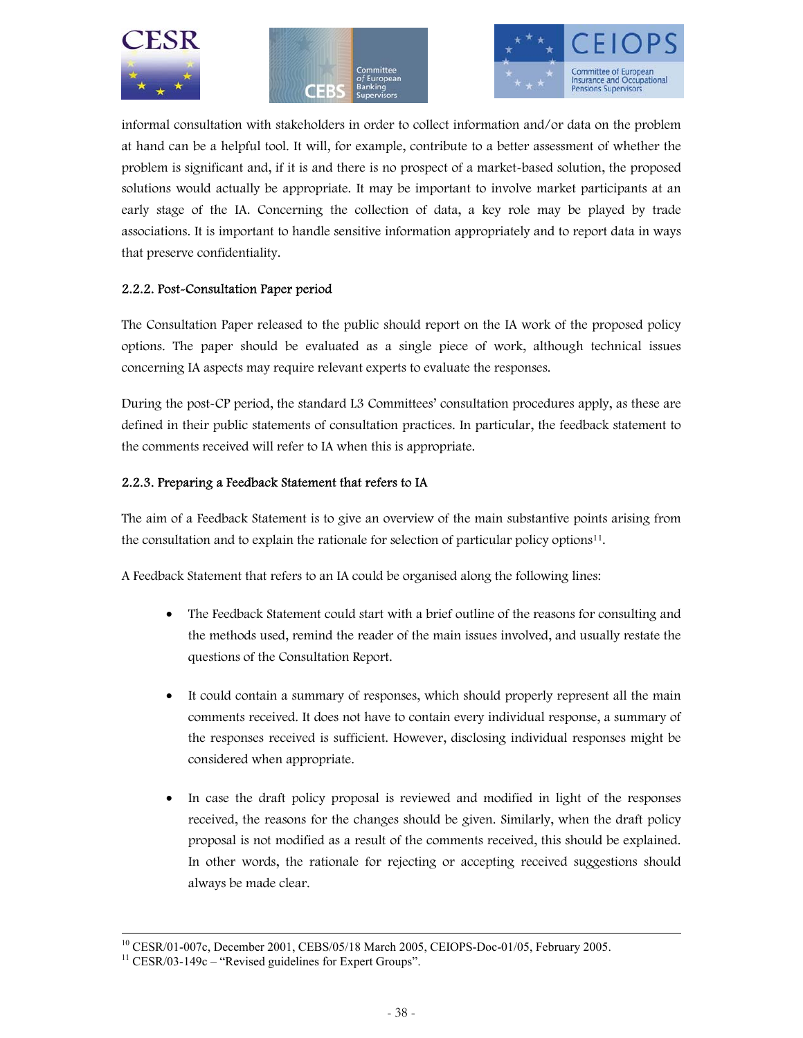informal consultation with stakeholders in order to collect information and/or data on the problem at hand can be a helpful tool. It will, for example, contribute to a better assessment of whether the problem is significant and, if it is and there is no prospect of a market-based solution, the proposed solutions would actually be appropriate. It may be important to involve market participants at an early stage of the IA. Concerning the collection of data, a key role may be played by trade associations. It is important to handle sensitive information appropriately and to report data in ways that preserve confidentiality.

### 2.2.2. Post-Consultation Paper period

The Consultation Paper released to the public should report on the IA work of the proposed policy options. The paper should be evaluated as a single piece of work, although technical issues concerning IA aspects may require relevant experts to evaluate the responses.

During the post-CP period, the standard L3 Committees' consultation procedures apply, as these are defined in their public statements of consultation practices. In particular, the feedback statement to the comments received will refer to IA when this is appropriate.

### 2.2.3. Preparing a Feedback Statement that refers to IA

The aim of a Feedback Statement is to give an overview of the main substantive points arising from the consultation and to explain the rationale for selection of particular policy options[11].

A Feedback Statement that refers to an IA could be organised along the following lines:

- The Feedback Statement could start with a brief outline of the reasons for consulting and the methods used, remind the reader of the main issues involved, and usually restate the questions of the Consultation Report.

- It could contain a summary of responses, which should properly represent all the main comments received. It does not have to contain every individual response, a summary of the responses received is sufficient. However, disclosing individual responses might be considered when appropriate.

- In case the draft policy proposal is reviewed and modified in light of the responses received, the reasons for the changes should be given. Similarly, when the draft policy proposal is not modified as a result of the comments received, this should be explained. In other words, the rationale for rejecting or accepting received suggestions should always be made clear.

---

[10] CESR/01-007c, December 2001, CEBS/05/18 March 2005, CEIOPS-Doc-01/05, February 2005.

[11] CESR/03-149c – "Revised guidelines for Expert Groups".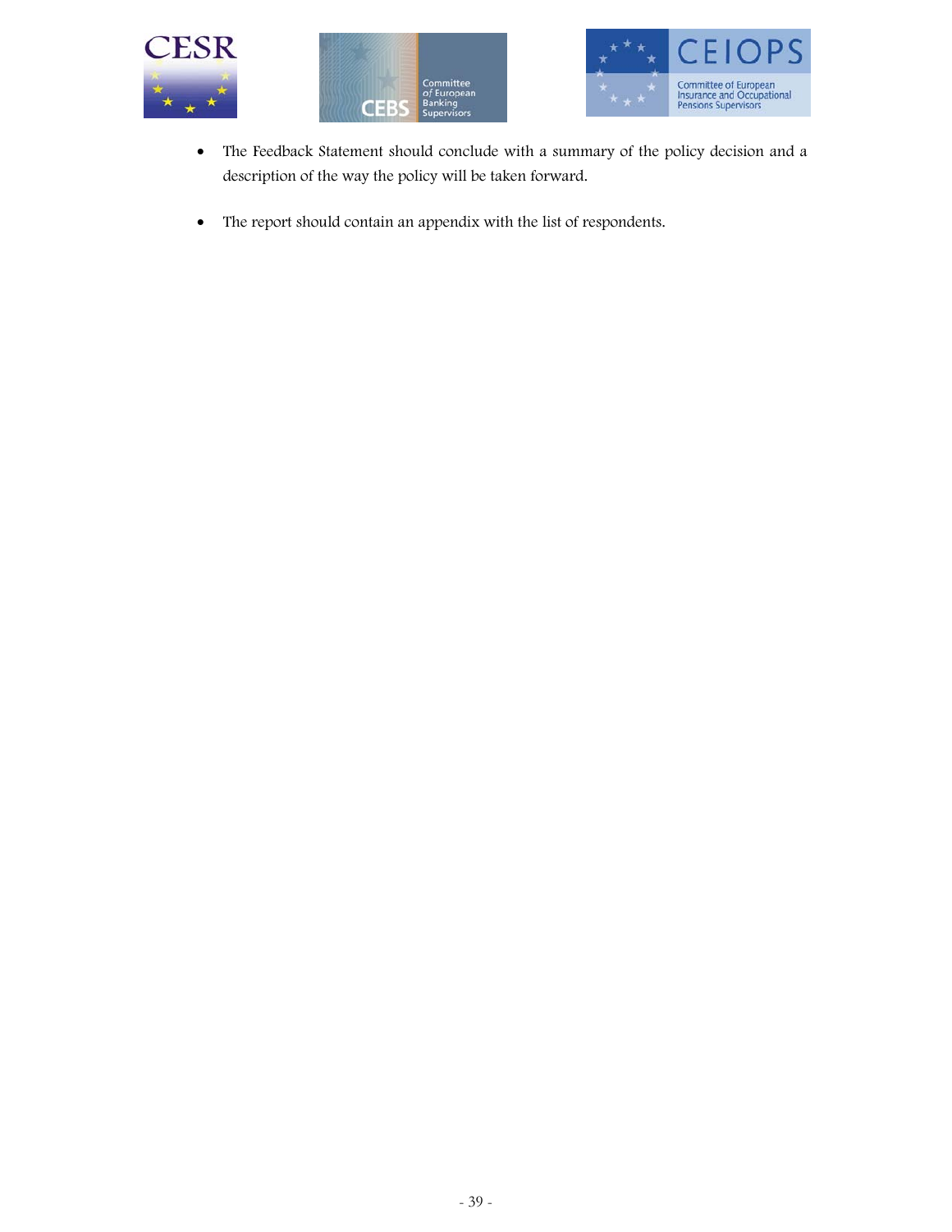- The Feedback Statement should conclude with a summary of the policy decision and a description of the way the policy will be taken forward.

- The report should contain an appendix with the list of respondents.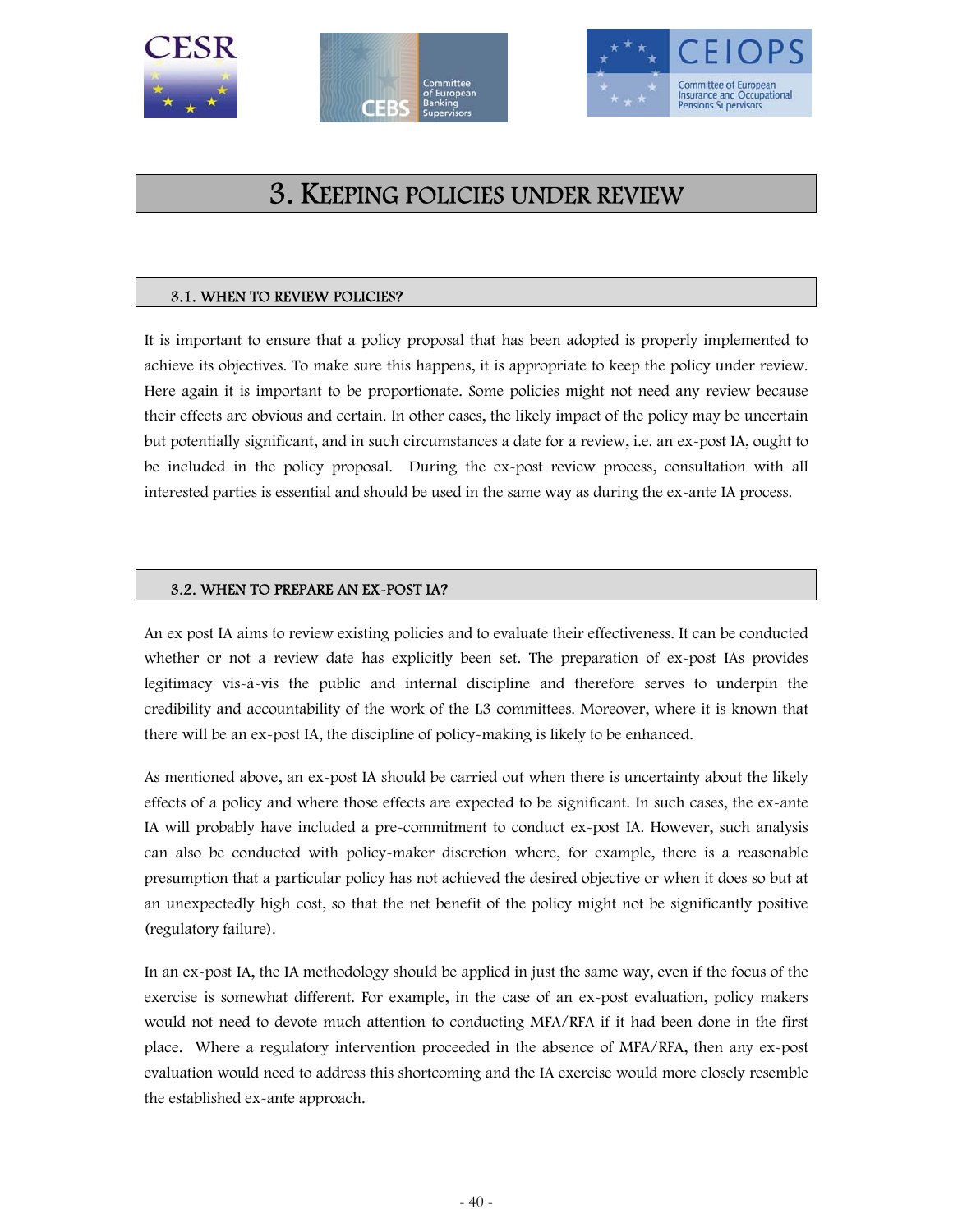# 3. Keeping policies under review

## 3.1. When to review policies?

It is important to ensure that a policy proposal that has been adopted is properly implemented to achieve its objectives. To make sure this happens, it is appropriate to keep the policy under review. Here again it is important to be proportionate. Some policies might not need any review because their effects are obvious and certain. In other cases, the likely impact of the policy may be uncertain but potentially significant, and in such circumstances a date for a review, i.e. an ex-post IA, ought to be included in the policy proposal. During the ex-post review process, consultation with all interested parties is essential and should be used in the same way as during the ex-ante IA process.

## 3.2. When to prepare an ex-post IA?

An ex post IA aims to review existing policies and to evaluate their effectiveness. It can be conducted whether or not a review date has explicitly been set. The preparation of ex-post IAs provides legitimacy vis-à-vis the public and internal discipline and therefore serves to underpin the credibility and accountability of the work of the L3 committees. Moreover, where it is known that there will be an ex-post IA, the discipline of policy-making is likely to be enhanced.

As mentioned above, an ex-post IA should be carried out when there is uncertainty about the likely effects of a policy and where those effects are expected to be significant. In such cases, the ex-ante IA will probably have included a pre-commitment to conduct ex-post IA. However, such analysis can also be conducted with policy-maker discretion where, for example, there is a reasonable presumption that a particular policy has not achieved the desired objective or when it does so but at an unexpectedly high cost, so that the net benefit of the policy might not be significantly positive (regulatory failure).

In an ex-post IA, the IA methodology should be applied in just the same way, even if the focus of the exercise is somewhat different. For example, in the case of an ex-post evaluation, policy makers would not need to devote much attention to conducting MFA/RFA if it had been done in the first place. Where a regulatory intervention proceeded in the absence of MFA/RFA, then any ex-post evaluation would need to address this shortcoming and the IA exercise would more closely resemble the established ex-ante approach.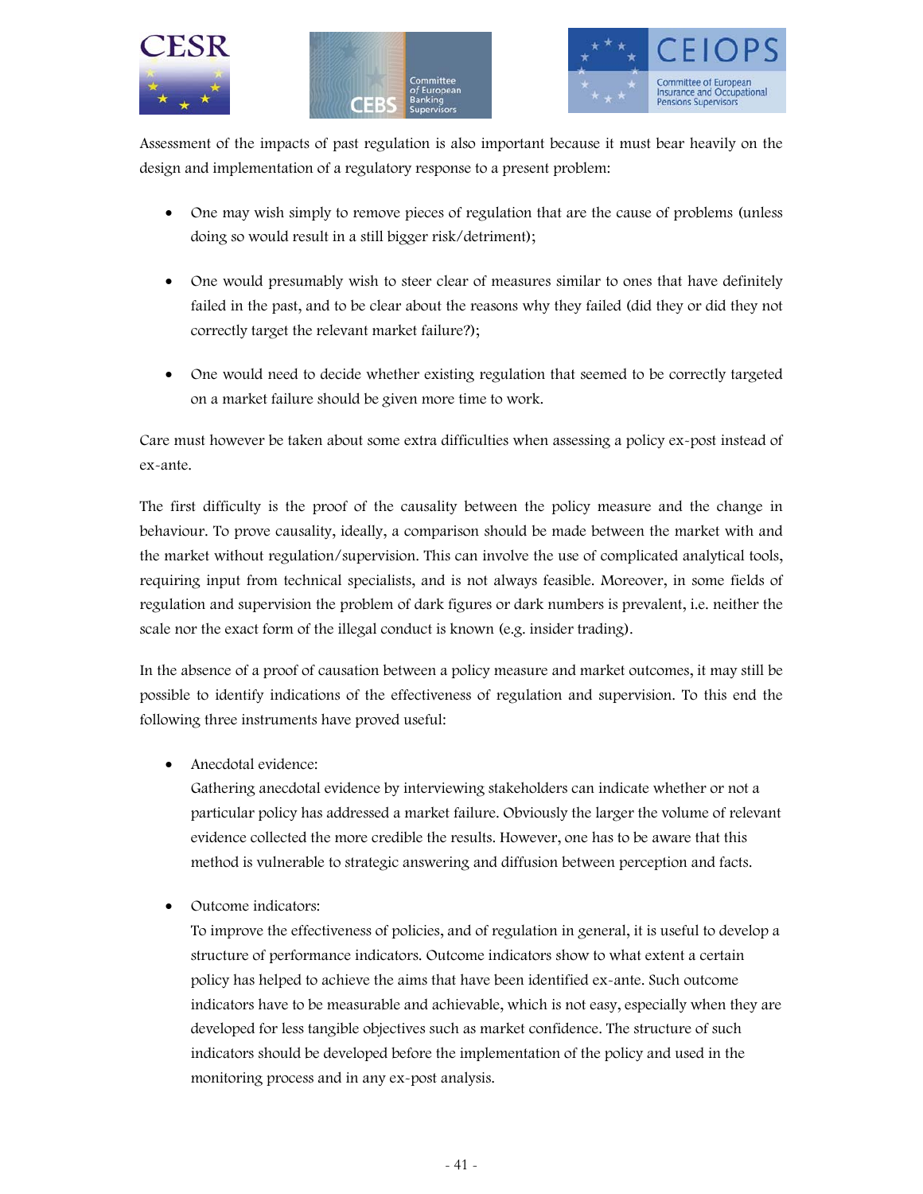Assessment of the impacts of past regulation is also important because it must bear heavily on the design and implementation of a regulatory response to a present problem:

- One may wish simply to remove pieces of regulation that are the cause of problems (unless doing so would result in a still bigger risk/detriment);
- One would presumably wish to steer clear of measures similar to ones that have definitely failed in the past, and to be clear about the reasons why they failed (did they or did they not correctly target the relevant market failure?);
- One would need to decide whether existing regulation that seemed to be correctly targeted on a market failure should be given more time to work.

Care must however be taken about some extra difficulties when assessing a policy ex-post instead of ex-ante.

The first difficulty is the proof of the causality between the policy measure and the change in behaviour. To prove causality, ideally, a comparison should be made between the market with and the market without regulation/supervision. This can involve the use of complicated analytical tools, requiring input from technical specialists, and is not always feasible. Moreover, in some fields of regulation and supervision the problem of dark figures or dark numbers is prevalent, i.e. neither the scale nor the exact form of the illegal conduct is known (e.g. insider trading).

In the absence of a proof of causation between a policy measure and market outcomes, it may still be possible to identify indications of the effectiveness of regulation and supervision. To this end the following three instruments have proved useful:

- Anecdotal evidence:
  Gathering anecdotal evidence by interviewing stakeholders can indicate whether or not a particular policy has addressed a market failure. Obviously the larger the volume of relevant evidence collected the more credible the results. However, one has to be aware that this method is vulnerable to strategic answering and diffusion between perception and facts.

- Outcome indicators:
  To improve the effectiveness of policies, and of regulation in general, it is useful to develop a structure of performance indicators. Outcome indicators show to what extent a certain policy has helped to achieve the aims that have been identified ex-ante. Such outcome indicators have to be measurable and achievable, which is not easy, especially when they are developed for less tangible objectives such as market confidence. The structure of such indicators should be developed before the implementation of the policy and used in the monitoring process and in any ex-post analysis.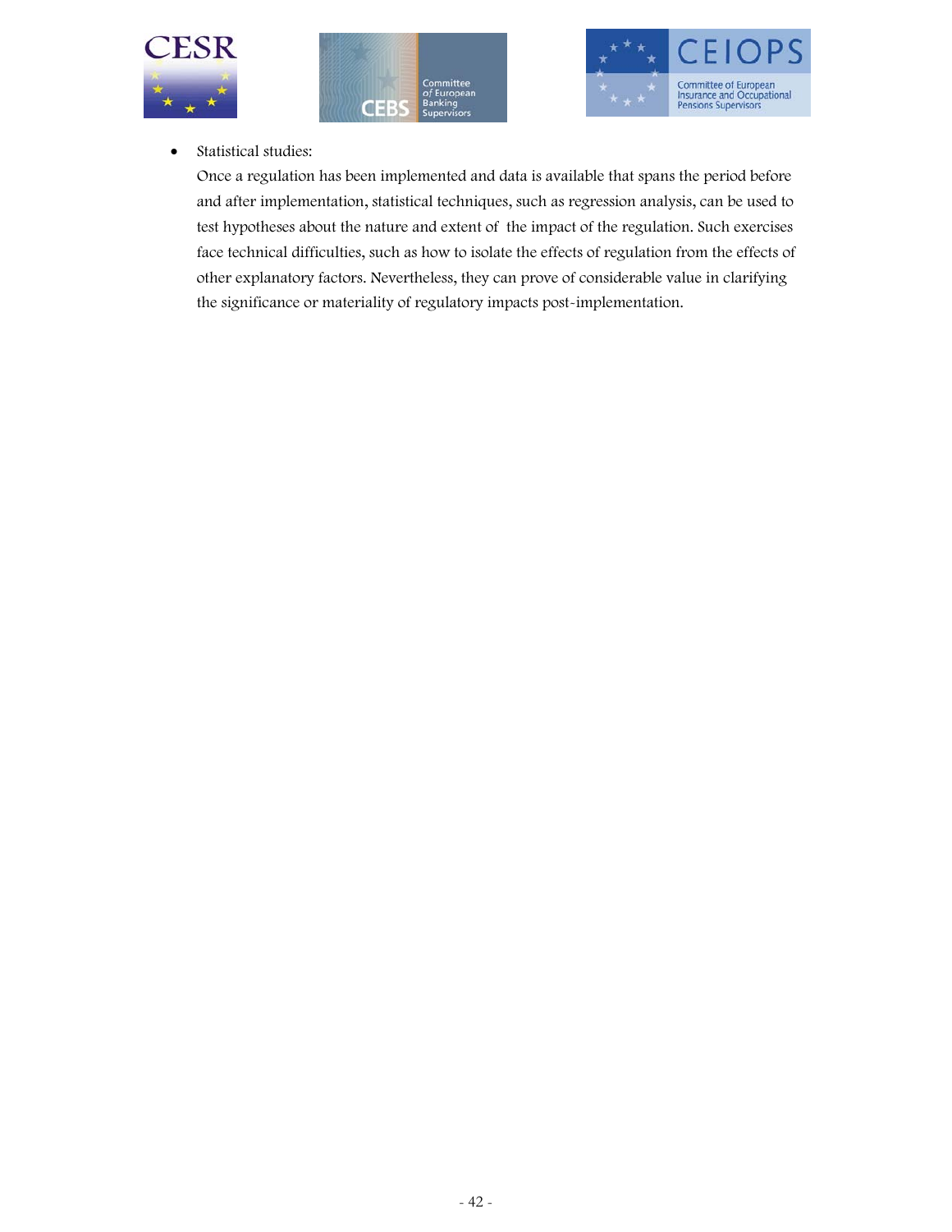- Statistical studies:

  Once a regulation has been implemented and data is available that spans the period before and after implementation, statistical techniques, such as regression analysis, can be used to test hypotheses about the nature and extent of the impact of the regulation. Such exercises face technical difficulties, such as how to isolate the effects of regulation from the effects of other explanatory factors. Nevertheless, they can prove of considerable value in clarifying the significance or materiality of regulatory impacts post-implementation.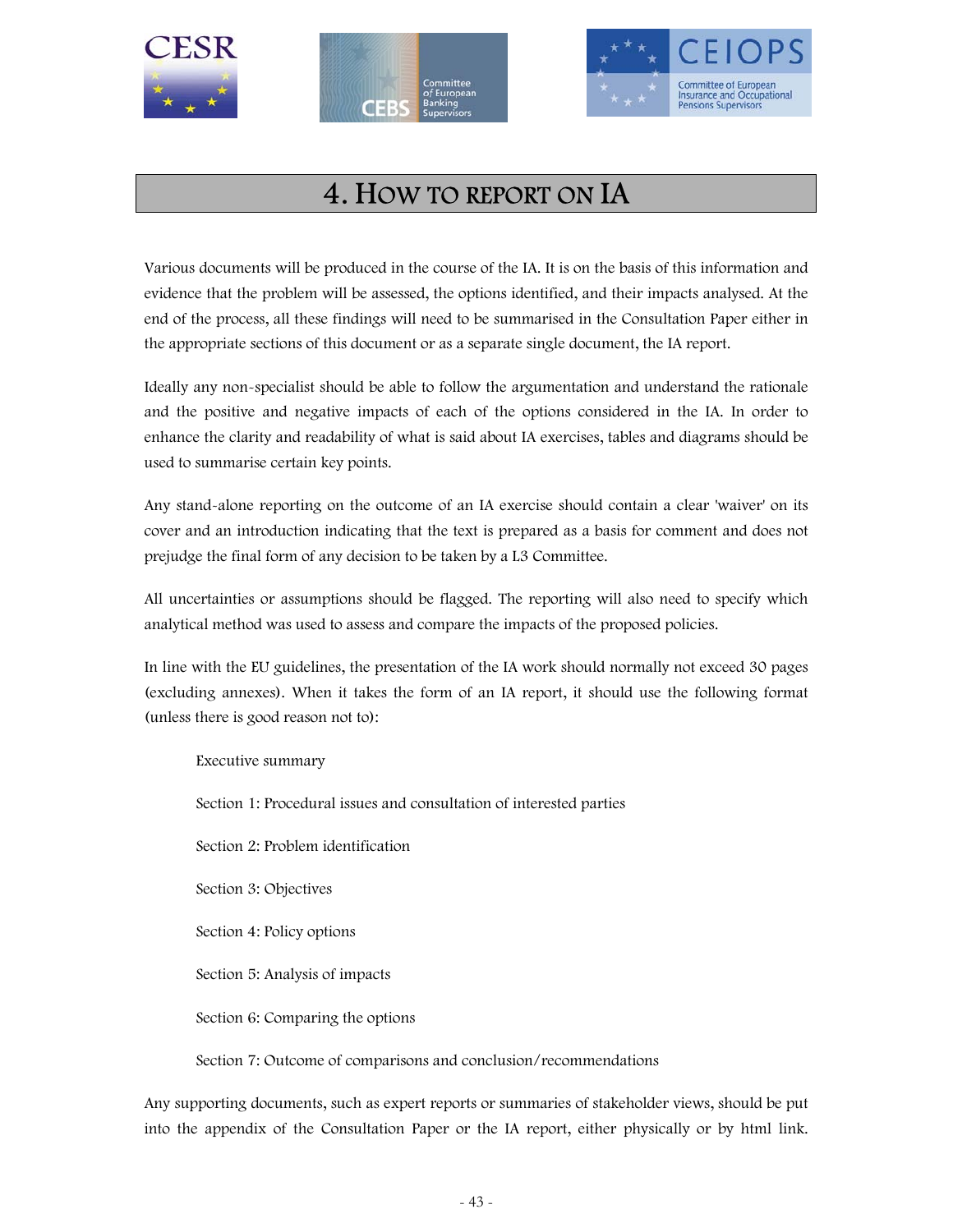# 4. How to report on IA

Various documents will be produced in the course of the IA. It is on the basis of this information and evidence that the problem will be assessed, the options identified, and their impacts analysed. At the end of the process, all these findings will need to be summarised in the Consultation Paper either in the appropriate sections of this document or as a separate single document, the IA report.

Ideally any non-specialist should be able to follow the argumentation and understand the rationale and the positive and negative impacts of each of the options considered in the IA. In order to enhance the clarity and readability of what is said about IA exercises, tables and diagrams should be used to summarise certain key points.

Any stand-alone reporting on the outcome of an IA exercise should contain a clear 'waiver' on its cover and an introduction indicating that the text is prepared as a basis for comment and does not prejudge the final form of any decision to be taken by a L3 Committee.

All uncertainties or assumptions should be flagged. The reporting will also need to specify which analytical method was used to assess and compare the impacts of the proposed policies.

In line with the EU guidelines, the presentation of the IA work should normally not exceed 30 pages (excluding annexes). When it takes the form of an IA report, it should use the following format (unless there is good reason not to):

Executive summary

Section 1: Procedural issues and consultation of interested parties

Section 2: Problem identification

Section 3: Objectives

Section 4: Policy options

Section 5: Analysis of impacts

Section 6: Comparing the options

Section 7: Outcome of comparisons and conclusion/recommendations

Any supporting documents, such as expert reports or summaries of stakeholder views, should be put into the appendix of the Consultation Paper or the IA report, either physically or by html link.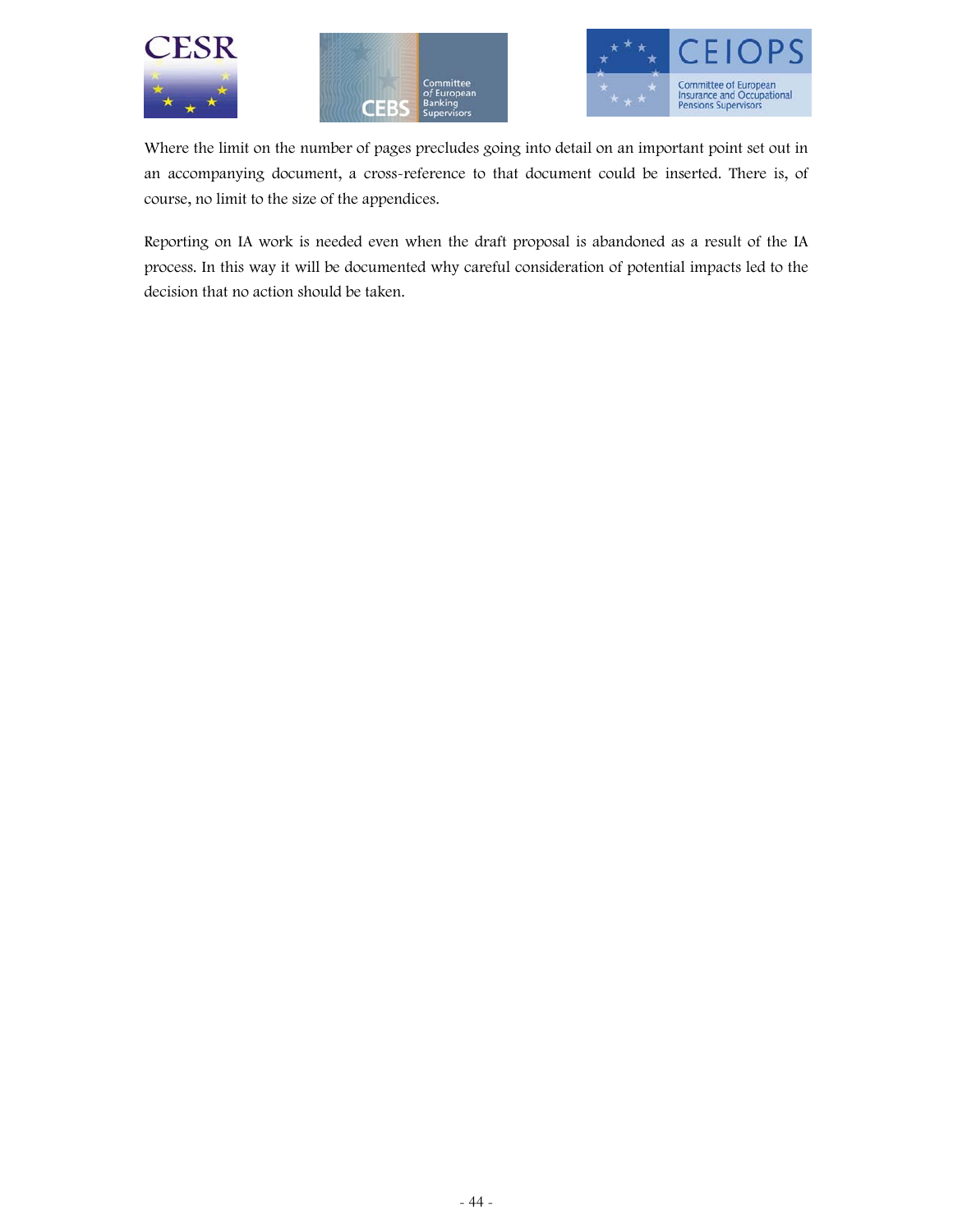Where the limit on the number of pages precludes going into detail on an important point set out in an accompanying document, a cross-reference to that document could be inserted. There is, of course, no limit to the size of the appendices.

Reporting on IA work is needed even when the draft proposal is abandoned as a result of the IA process. In this way it will be documented why careful consideration of potential impacts led to the decision that no action should be taken.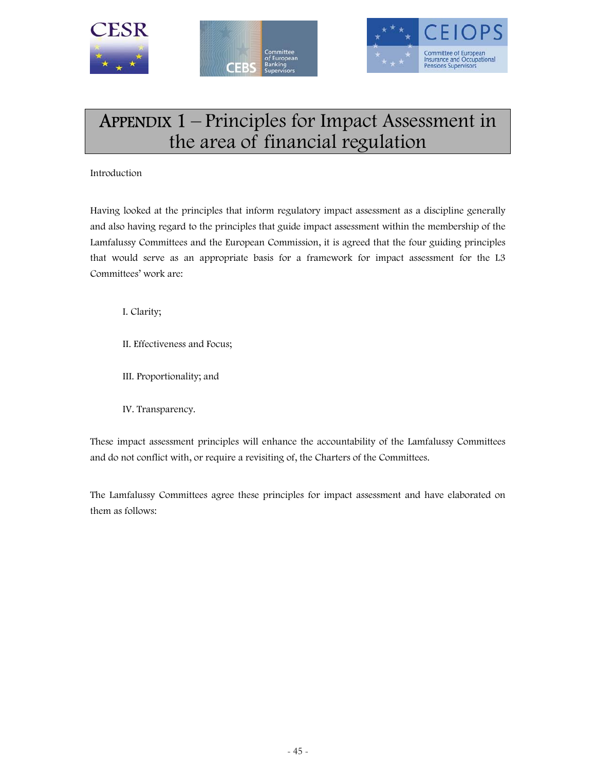# APPENDIX 1 – Principles for Impact Assessment in the area of financial regulation

Introduction

Having looked at the principles that inform regulatory impact assessment as a discipline generally and also having regard to the principles that guide impact assessment within the membership of the Lamfalussy Committees and the European Commission, it is agreed that the four guiding principles that would serve as an appropriate basis for a framework for impact assessment for the L3 Committees' work are:

I. Clarity;

II. Effectiveness and Focus;

III. Proportionality; and

IV. Transparency.

These impact assessment principles will enhance the accountability of the Lamfalussy Committees and do not conflict with, or require a revisiting of, the Charters of the Committees.

The Lamfalussy Committees agree these principles for impact assessment and have elaborated on them as follows: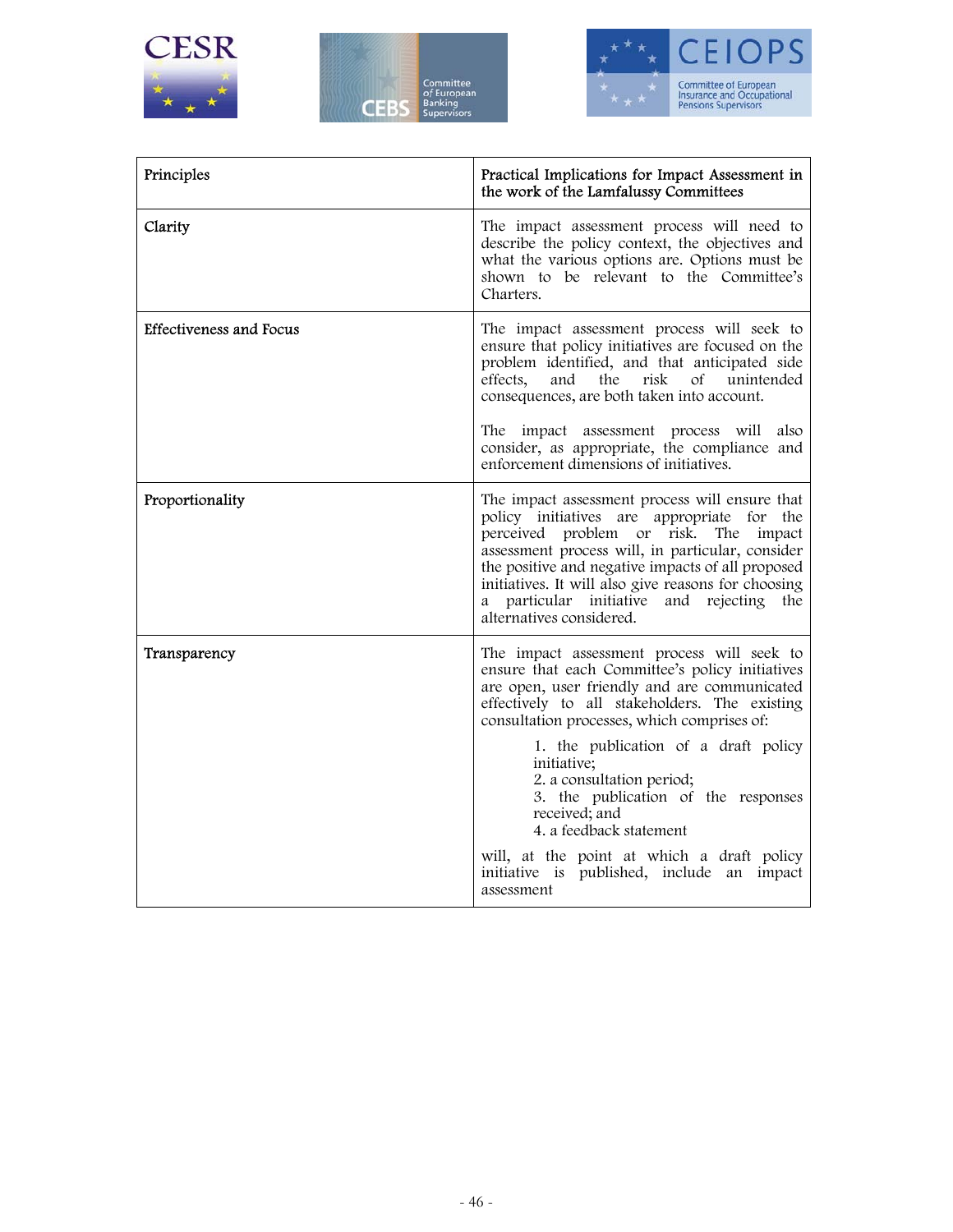| Principles | Practical Implications for Impact Assessment in the work of the Lamfalussy Committees |
|---|---|
| Clarity | The impact assessment process will need to describe the policy context, the objectives and what the various options are. Options must be shown to be relevant to the Committee's Charters. |
| Effectiveness and Focus | The impact assessment process will seek to ensure that policy initiatives are focused on the problem identified, and that anticipated side effects, and the risk of unintended consequences, are both taken into account.<br><br>The impact assessment process will also consider, as appropriate, the compliance and enforcement dimensions of initiatives. |
| Proportionality | The impact assessment process will ensure that policy initiatives are appropriate for the perceived problem or risk. The impact assessment process will, in particular, consider the positive and negative impacts of all proposed initiatives. It will also give reasons for choosing a particular initiative and rejecting the alternatives considered. |
| Transparency | The impact assessment process will seek to ensure that each Committee's policy initiatives are open, user friendly and are communicated effectively to all stakeholders. The existing consultation processes, which comprises of:<br><br>1. the publication of a draft policy initiative;<br>2. a consultation period;<br>3. the publication of the responses received; and<br>4. a feedback statement<br><br>will, at the point at which a draft policy initiative is published, include an impact assessment |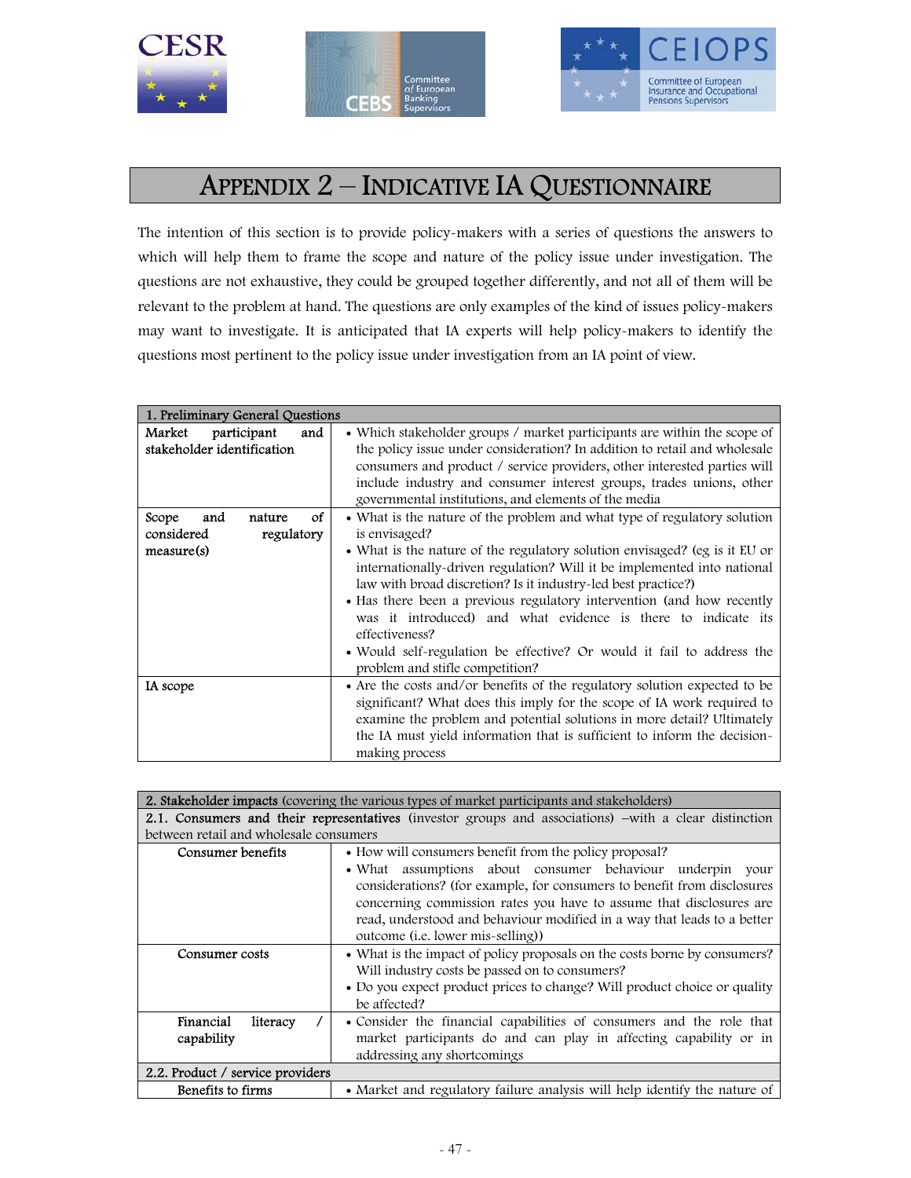# APPENDIX 2 – INDICATIVE IA QUESTIONNAIRE

The intention of this section is to provide policy-makers with a series of questions the answers to which will help them to frame the scope and nature of the policy issue under investigation. The questions are not exhaustive, they could be grouped together differently, and not all of them will be relevant to the problem at hand. The questions are only examples of the kind of issues policy-makers may want to investigate. It is anticipated that IA experts will help policy-makers to identify the questions most pertinent to the policy issue under investigation from an IA point of view.

| 1. Preliminary General Questions | |
|---|---|
| Market participant and stakeholder identification | • Which stakeholder groups / market participants are within the scope of the policy issue under consideration? In addition to retail and wholesale consumers and product / service providers, other interested parties will include industry and consumer interest groups, trades unions, other governmental institutions, and elements of the media |
| Scope and nature of considered regulatory measure(s) | • What is the nature of the problem and what type of regulatory solution is envisaged?<br>• What is the nature of the regulatory solution envisaged? (eg is it EU or internationally-driven regulation? Will it be implemented into national law with broad discretion? Is it industry-led best practice?)<br>• Has there been a previous regulatory intervention (and how recently was it introduced) and what evidence is there to indicate its effectiveness?<br>• Would self-regulation be effective? Or would it fail to address the problem and stifle competition? |
| IA scope | • Are the costs and/or benefits of the regulatory solution expected to be significant? What does this imply for the scope of IA work required to examine the problem and potential solutions in more detail? Ultimately the IA must yield information that is sufficient to inform the decision-making process |

| **2. Stakeholder impacts** (covering the various types of market participants and stakeholders) | |
|---|---|
| **2.1. Consumers and their representatives** (investor groups and associations) –with a clear distinction between retail and wholesale consumers | |
| Consumer benefits | • How will consumers benefit from the policy proposal?<br>• What assumptions about consumer behaviour underpin your considerations? (for example, for consumers to benefit from disclosures concerning commission rates you have to assume that disclosures are read, understood and behaviour modified in a way that leads to a better outcome (i.e. lower mis-selling)) |
| Consumer costs | • What is the impact of policy proposals on the costs borne by consumers? Will industry costs be passed on to consumers?<br>• Do you expect product prices to change? Will product choice or quality be affected? |
| Financial literacy / capability | • Consider the financial capabilities of consumers and the role that market participants do and can play in affecting capability or in addressing any shortcomings |
| 2.2. Product / service providers | |
| Benefits to firms | • Market and regulatory failure analysis will help identify the nature of |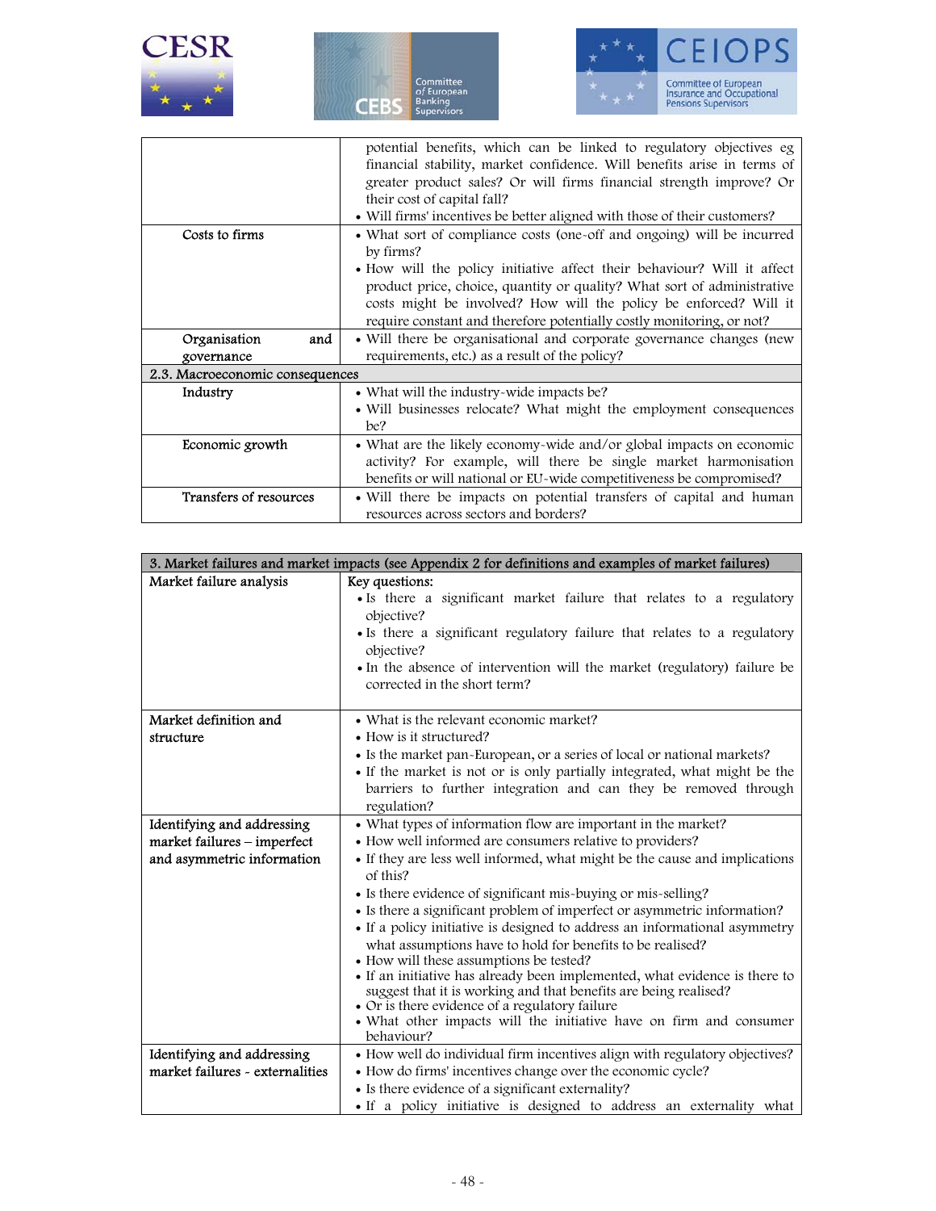| | |
|---|---|
| | potential benefits, which can be linked to regulatory objectives eg financial stability, market confidence. Will benefits arise in terms of greater product sales? Or will firms financial strength improve? Or their cost of capital fall?<br>• Will firms' incentives be better aligned with those of their customers? |
| Costs to firms | • What sort of compliance costs (one-off and ongoing) will be incurred by firms?<br>• How will the policy initiative affect their behaviour? Will it affect product price, choice, quantity or quality? What sort of administrative costs might be involved? How will the policy be enforced? Will it require constant and therefore potentially costly monitoring, or not? |
| Organisation and governance | • Will there be organisational and corporate governance changes (new requirements, etc.) as a result of the policy? |
| **2.3. Macroeconomic consequences** | |
| Industry | • What will the industry-wide impacts be?<br>• Will businesses relocate? What might the employment consequences be? |
| Economic growth | • What are the likely economy-wide and/or global impacts on economic activity? For example, will there be single market harmonisation benefits or will national or EU-wide competitiveness be compromised? |
| Transfers of resources | • Will there be impacts on potential transfers of capital and human resources across sectors and borders? |

| 3. Market failures and market impacts (see Appendix 2 for definitions and examples of market failures) | |
|---|---|
| Market failure analysis | Key questions:<br>• Is there a significant market failure that relates to a regulatory objective?<br>• Is there a significant regulatory failure that relates to a regulatory objective?<br>• In the absence of intervention will the market (regulatory) failure be corrected in the short term? |
| Market definition and structure | • What is the relevant economic market?<br>• How is it structured?<br>• Is the market pan-European, or a series of local or national markets?<br>• If the market is not or is only partially integrated, what might be the barriers to further integration and can they be removed through regulation? |
| Identifying and addressing market failures – imperfect and asymmetric information | • What types of information flow are important in the market?<br>• How well informed are consumers relative to providers?<br>• If they are less well informed, what might be the cause and implications of this?<br>• Is there evidence of significant mis-buying or mis-selling?<br>• Is there a significant problem of imperfect or asymmetric information?<br>• If a policy initiative is designed to address an informational asymmetry what assumptions have to hold for benefits to be realised?<br>• How will these assumptions be tested?<br>• If an initiative has already been implemented, what evidence is there to suggest that it is working and that benefits are being realised?<br>• Or is there evidence of a regulatory failure<br>• What other impacts will the initiative have on firm and consumer behaviour? |
| Identifying and addressing market failures - externalities | • How well do individual firm incentives align with regulatory objectives?<br>• How do firms' incentives change over the economic cycle?<br>• Is there evidence of a significant externality?<br>• If a policy initiative is designed to address an externality what |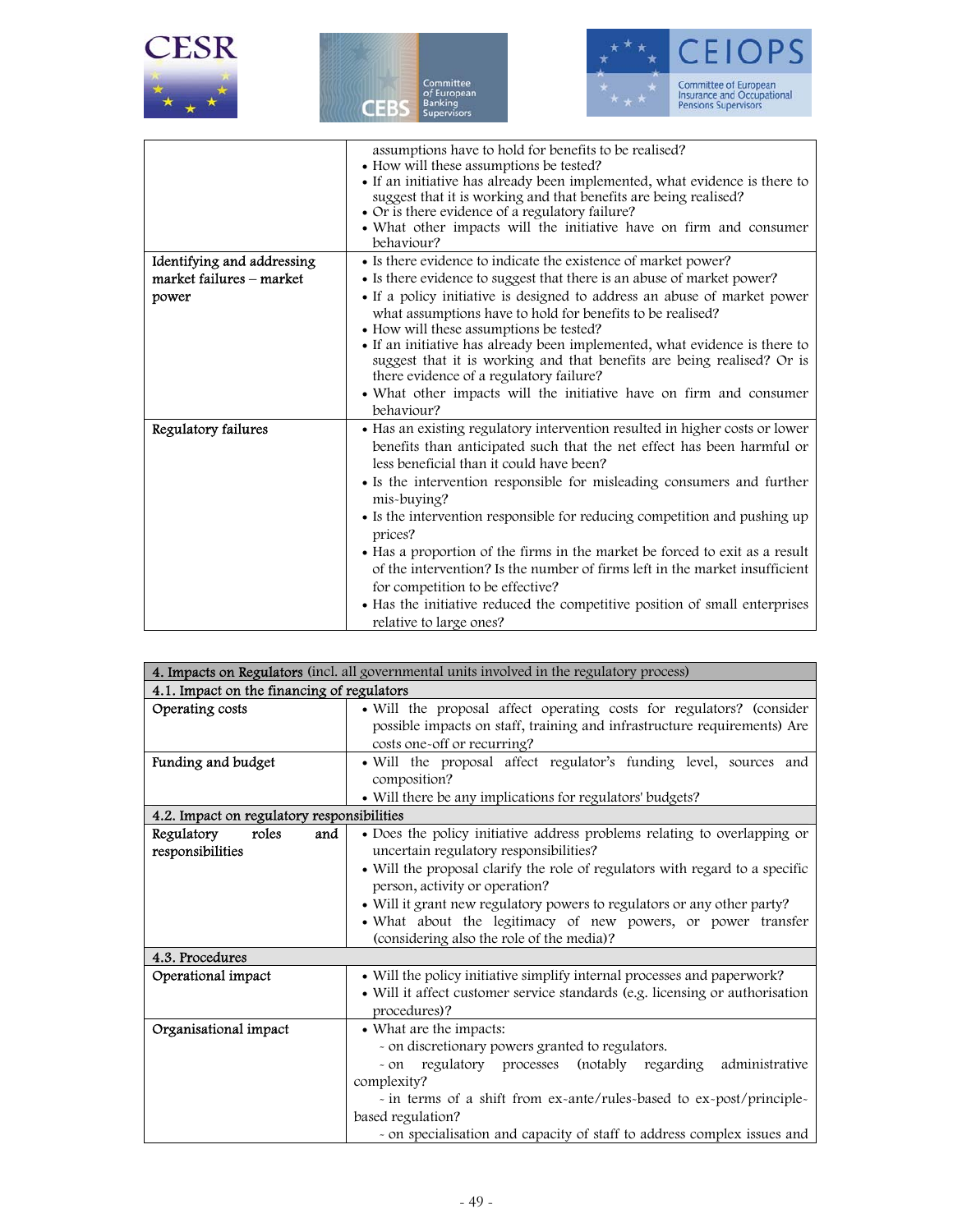| | |
|---|---|
| | assumptions have to hold for benefits to be realised?<br>• How will these assumptions be tested?<br>• If an initiative has already been implemented, what evidence is there to suggest that it is working and that benefits are being realised?<br>• Or is there evidence of a regulatory failure?<br>• What other impacts will the initiative have on firm and consumer behaviour? |
| Identifying and addressing market failures – market power | • Is there evidence to indicate the existence of market power?<br>• Is there evidence to suggest that there is an abuse of market power?<br>• If a policy initiative is designed to address an abuse of market power what assumptions have to hold for benefits to be realised?<br>• How will these assumptions be tested?<br>• If an initiative has already been implemented, what evidence is there to suggest that it is working and that benefits are being realised? Or is there evidence of a regulatory failure?<br>• What other impacts will the initiative have on firm and consumer behaviour? |
| Regulatory failures | • Has an existing regulatory intervention resulted in higher costs or lower benefits than anticipated such that the net effect has been harmful or less beneficial than it could have been?<br>• Is the intervention responsible for misleading consumers and further mis-buying?<br>• Is the intervention responsible for reducing competition and pushing up prices?<br>• Has a proportion of the firms in the market be forced to exit as a result of the intervention? Is the number of firms left in the market insufficient for competition to be effective?<br>• Has the initiative reduced the competitive position of small enterprises relative to large ones? |

| 4. Impacts on Regulators (incl. all governmental units involved in the regulatory process) | |
|---|---|
| **4.1. Impact on the financing of regulators** | |
| Operating costs | • Will the proposal affect operating costs for regulators? (consider possible impacts on staff, training and infrastructure requirements) Are costs one-off or recurring? |
| Funding and budget | • Will the proposal affect regulator's funding level, sources and composition?<br>• Will there be any implications for regulators' budgets? |
| **4.2. Impact on regulatory responsibilities** | |
| Regulatory roles and responsibilities | • Does the policy initiative address problems relating to overlapping or uncertain regulatory responsibilities?<br>• Will the proposal clarify the role of regulators with regard to a specific person, activity or operation?<br>• Will it grant new regulatory powers to regulators or any other party?<br>• What about the legitimacy of new powers, or power transfer (considering also the role of the media)? |
| **4.3. Procedures** | |
| Operational impact | • Will the policy initiative simplify internal processes and paperwork?<br>• Will it affect customer service standards (e.g. licensing or authorisation procedures)? |
| Organisational impact | • What are the impacts:<br>- on discretionary powers granted to regulators.<br>- on regulatory processes (notably regarding administrative complexity?<br>- in terms of a shift from ex-ante/rules-based to ex-post/principle-based regulation?<br>- on specialisation and capacity of staff to address complex issues and |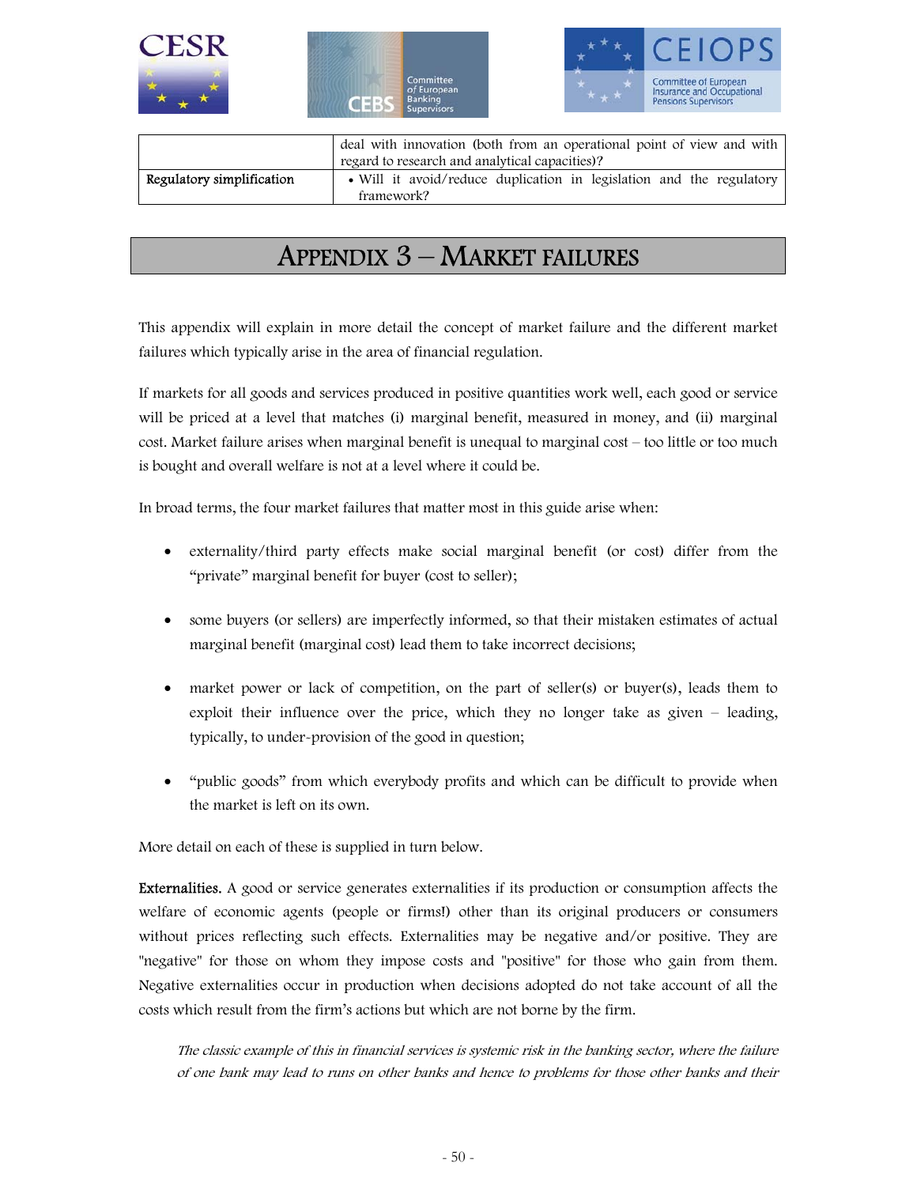| | deal with innovation (both from an operational point of view and with regard to research and analytical capacities)? |
|---|---|
| Regulatory simplification | • Will it avoid/reduce duplication in legislation and the regulatory framework? |

# APPENDIX 3 – MARKET FAILURES

This appendix will explain in more detail the concept of market failure and the different market failures which typically arise in the area of financial regulation.

If markets for all goods and services produced in positive quantities work well, each good or service will be priced at a level that matches (i) marginal benefit, measured in money, and (ii) marginal cost. Market failure arises when marginal benefit is unequal to marginal cost – too little or too much is bought and overall welfare is not at a level where it could be.

In broad terms, the four market failures that matter most in this guide arise when:

- externality/third party effects make social marginal benefit (or cost) differ from the "private" marginal benefit for buyer (cost to seller);
- some buyers (or sellers) are imperfectly informed, so that their mistaken estimates of actual marginal benefit (marginal cost) lead them to take incorrect decisions;
- market power or lack of competition, on the part of seller(s) or buyer(s), leads them to exploit their influence over the price, which they no longer take as given – leading, typically, to under-provision of the good in question;
- "public goods" from which everybody profits and which can be difficult to provide when the market is left on its own.

More detail on each of these is supplied in turn below.

**Externalities.** A good or service generates externalities if its production or consumption affects the welfare of economic agents (people or firms!) other than its original producers or consumers without prices reflecting such effects. Externalities may be negative and/or positive. They are "negative" for those on whom they impose costs and "positive" for those who gain from them. Negative externalities occur in production when decisions adopted do not take account of all the costs which result from the firm's actions but which are not borne by the firm.

*The classic example of this in financial services is systemic risk in the banking sector, where the failure of one bank may lead to runs on other banks and hence to problems for those other banks and their*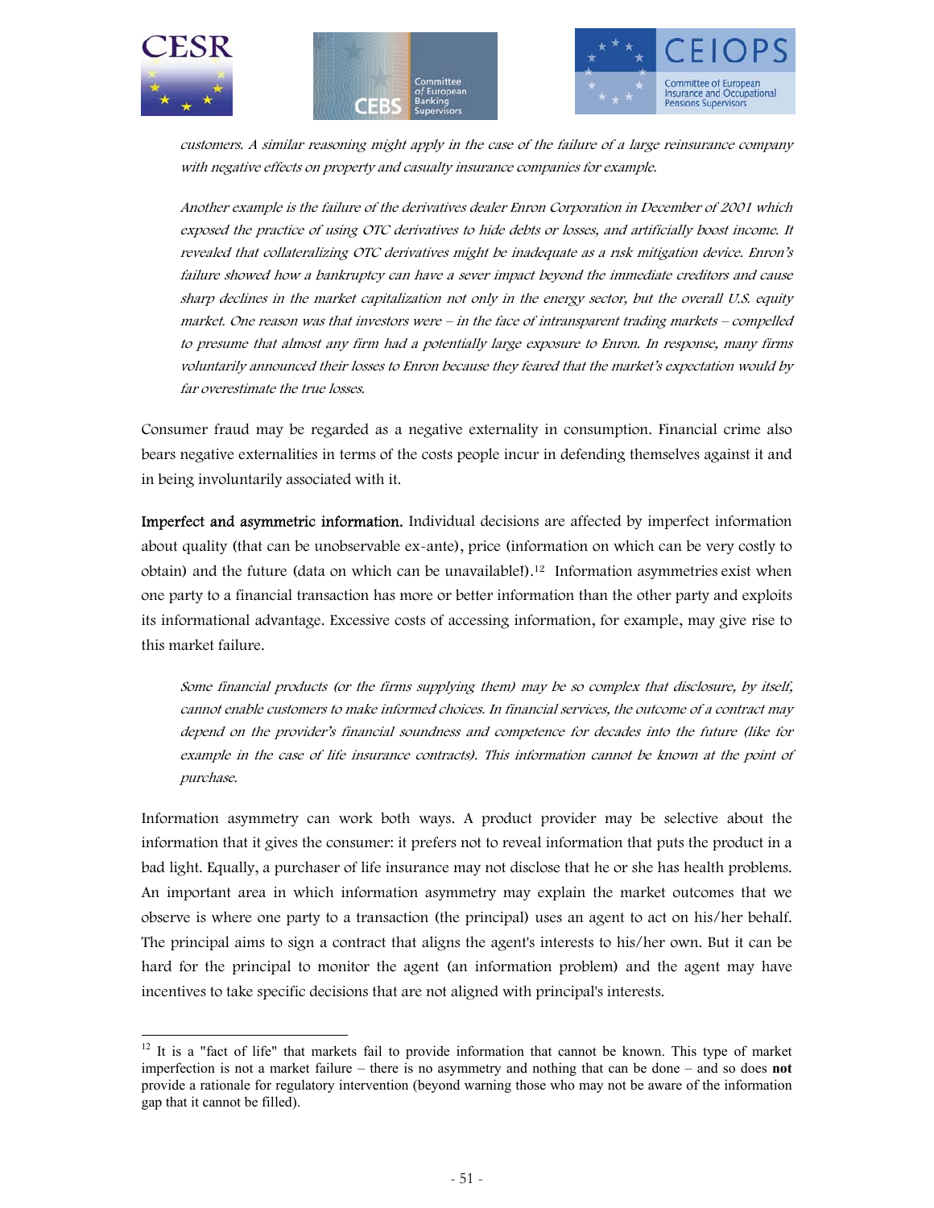*customers. A similar reasoning might apply in the case of the failure of a large reinsurance company with negative effects on property and casualty insurance companies for example.*

*Another example is the failure of the derivatives dealer Enron Corporation in December of 2001 which exposed the practice of using OTC derivatives to hide debts or losses, and artificially boost income. It revealed that collateralizing OTC derivatives might be inadequate as a risk mitigation device. Enron's failure showed how a bankruptcy can have a sever impact beyond the immediate creditors and cause sharp declines in the market capitalization not only in the energy sector, but the overall U.S. equity market. One reason was that investors were – in the face of intransparent trading markets – compelled to presume that almost any firm had a potentially large exposure to Enron. In response, many firms voluntarily announced their losses to Enron because they feared that the market's expectation would by far overestimate the true losses.*

Consumer fraud may be regarded as a negative externality in consumption. Financial crime also bears negative externalities in terms of the costs people incur in defending themselves against it and in being involuntarily associated with it.

**Imperfect and asymmetric information.** Individual decisions are affected by imperfect information about quality (that can be unobservable ex-ante), price (information on which can be very costly to obtain) and the future (data on which can be unavailable!).[12] Information asymmetries exist when one party to a financial transaction has more or better information than the other party and exploits its informational advantage. Excessive costs of accessing information, for example, may give rise to this market failure.

*Some financial products (or the firms supplying them) may be so complex that disclosure, by itself, cannot enable customers to make informed choices. In financial services, the outcome of a contract may depend on the provider's financial soundness and competence for decades into the future (like for example in the case of life insurance contracts). This information cannot be known at the point of purchase.*

Information asymmetry can work both ways. A product provider may be selective about the information that it gives the consumer: it prefers not to reveal information that puts the product in a bad light. Equally, a purchaser of life insurance may not disclose that he or she has health problems. An important area in which information asymmetry may explain the market outcomes that we observe is where one party to a transaction (the principal) uses an agent to act on his/her behalf. The principal aims to sign a contract that aligns the agent's interests to his/her own. But it can be hard for the principal to monitor the agent (an information problem) and the agent may have incentives to take specific decisions that are not aligned with principal's interests.

---

[12] It is a "fact of life" that markets fail to provide information that cannot be known. This type of market imperfection is not a market failure – there is no asymmetry and nothing that can be done – and so does **not** provide a rationale for regulatory intervention (beyond warning those who may not be aware of the information gap that it cannot be filled).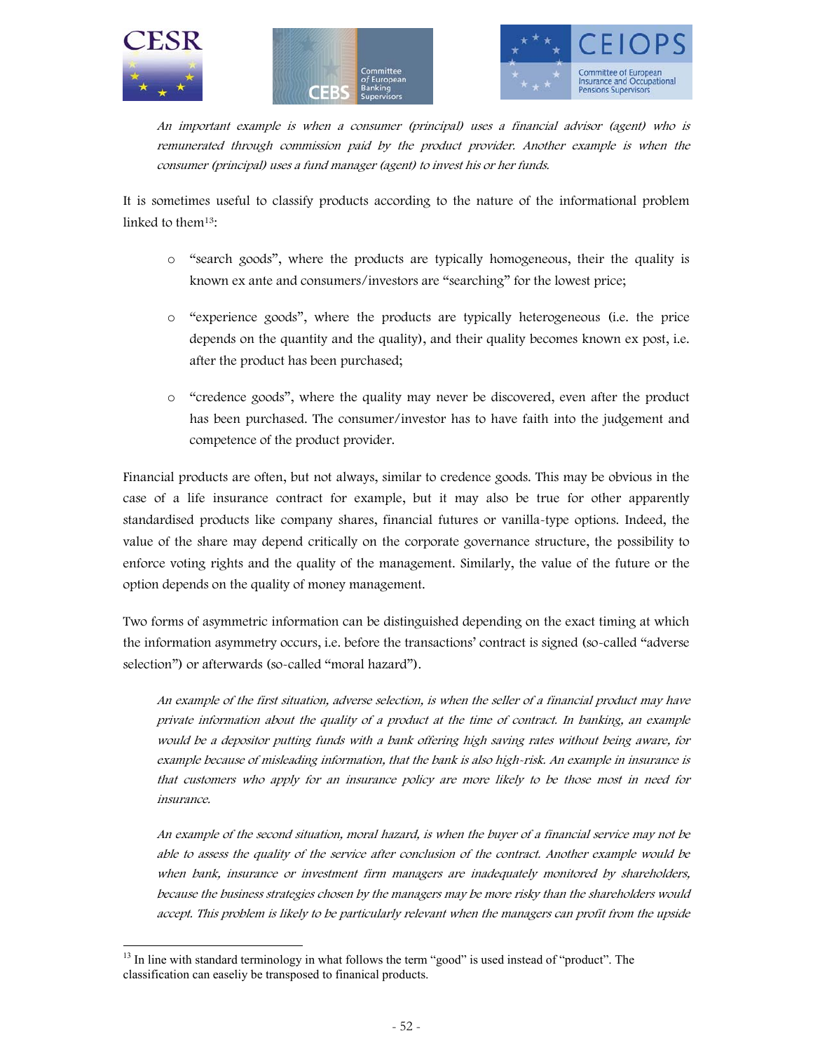*An important example is when a consumer (principal) uses a financial advisor (agent) who is remunerated through commission paid by the product provider. Another example is when the consumer (principal) uses a fund manager (agent) to invest his or her funds.*

It is sometimes useful to classify products according to the nature of the informational problem linked to them[13]:

- "search goods", where the products are typically homogeneous, their the quality is known ex ante and consumers/investors are "searching" for the lowest price;
- "experience goods", where the products are typically heterogeneous (i.e. the price depends on the quantity and the quality), and their quality becomes known ex post, i.e. after the product has been purchased;
- "credence goods", where the quality may never be discovered, even after the product has been purchased. The consumer/investor has to have faith into the judgement and competence of the product provider.

Financial products are often, but not always, similar to credence goods. This may be obvious in the case of a life insurance contract for example, but it may also be true for other apparently standardised products like company shares, financial futures or vanilla-type options. Indeed, the value of the share may depend critically on the corporate governance structure, the possibility to enforce voting rights and the quality of the management. Similarly, the value of the future or the option depends on the quality of money management.

Two forms of asymmetric information can be distinguished depending on the exact timing at which the information asymmetry occurs, i.e. before the transactions' contract is signed (so-called "adverse selection") or afterwards (so-called "moral hazard").

*An example of the first situation, adverse selection, is when the seller of a financial product may have private information about the quality of a product at the time of contract. In banking, an example would be a depositor putting funds with a bank offering high saving rates without being aware, for example because of misleading information, that the bank is also high-risk. An example in insurance is that customers who apply for an insurance policy are more likely to be those most in need for insurance.*

*An example of the second situation, moral hazard, is when the buyer of a financial service may not be able to assess the quality of the service after conclusion of the contract. Another example would be when bank, insurance or investment firm managers are inadequately monitored by shareholders, because the business strategies chosen by the managers may be more risky than the shareholders would accept. This problem is likely to be particularly relevant when the managers can profit from the upside*

---

[13] In line with standard terminology in what follows the term "good" is used instead of "product". The classification can easeliy be transposed to finanical products.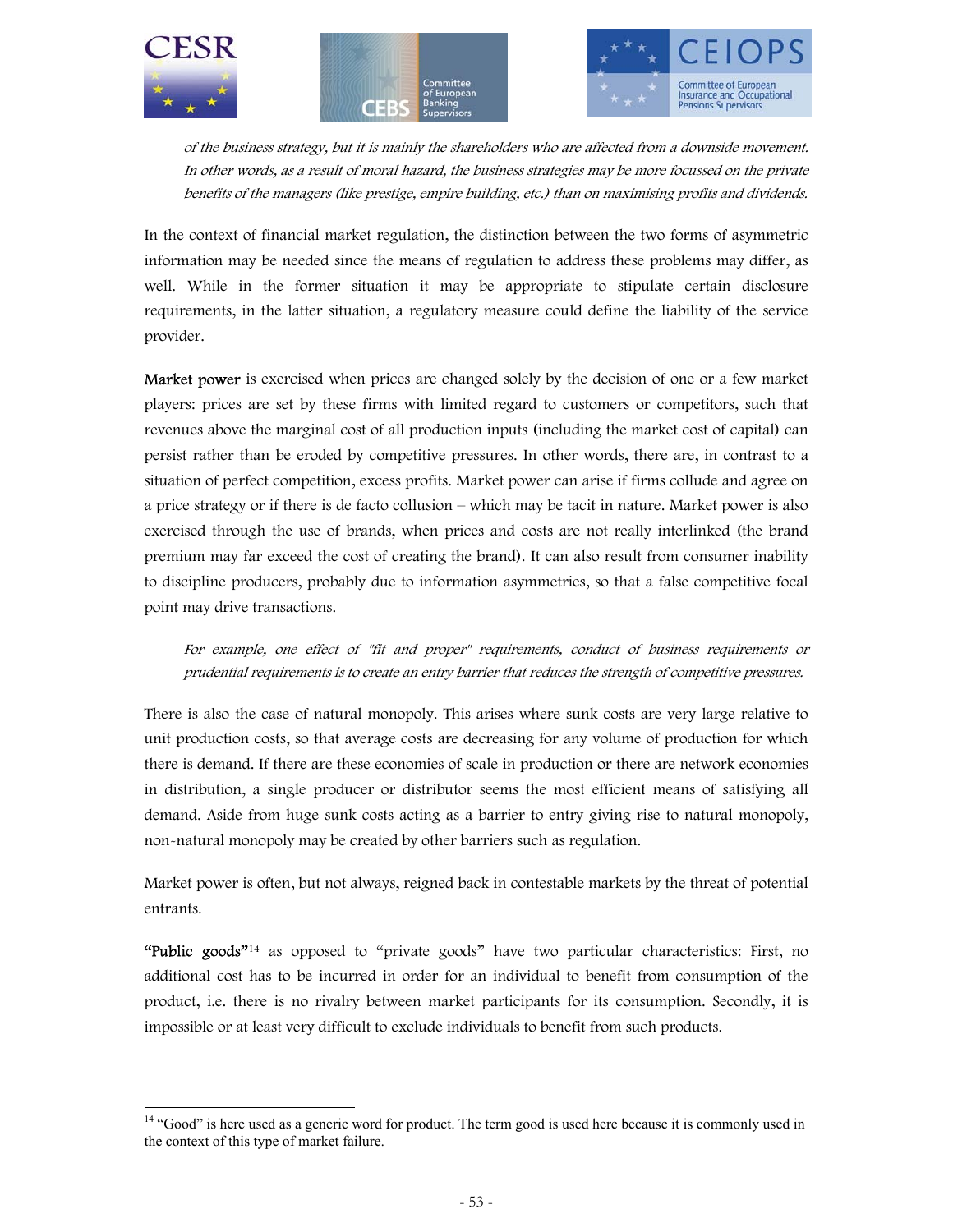*of the business strategy, but it is mainly the shareholders who are affected from a downside movement. In other words, as a result of moral hazard, the business strategies may be more focussed on the private benefits of the managers (like prestige, empire building, etc.) than on maximising profits and dividends.*

In the context of financial market regulation, the distinction between the two forms of asymmetric information may be needed since the means of regulation to address these problems may differ, as well. While in the former situation it may be appropriate to stipulate certain disclosure requirements, in the latter situation, a regulatory measure could define the liability of the service provider.

**Market power** is exercised when prices are changed solely by the decision of one or a few market players: prices are set by these firms with limited regard to customers or competitors, such that revenues above the marginal cost of all production inputs (including the market cost of capital) can persist rather than be eroded by competitive pressures. In other words, there are, in contrast to a situation of perfect competition, excess profits. Market power can arise if firms collude and agree on a price strategy or if there is de facto collusion – which may be tacit in nature. Market power is also exercised through the use of brands, when prices and costs are not really interlinked (the brand premium may far exceed the cost of creating the brand). It can also result from consumer inability to discipline producers, probably due to information asymmetries, so that a false competitive focal point may drive transactions.

*For example, one effect of "fit and proper" requirements, conduct of business requirements or prudential requirements is to create an entry barrier that reduces the strength of competitive pressures.*

There is also the case of natural monopoly. This arises where sunk costs are very large relative to unit production costs, so that average costs are decreasing for any volume of production for which there is demand. If there are these economies of scale in production or there are network economies in distribution, a single producer or distributor seems the most efficient means of satisfying all demand. Aside from huge sunk costs acting as a barrier to entry giving rise to natural monopoly, non-natural monopoly may be created by other barriers such as regulation.

Market power is often, but not always, reigned back in contestable markets by the threat of potential entrants.

**"Public goods"**[14] as opposed to "private goods" have two particular characteristics: First, no additional cost has to be incurred in order for an individual to benefit from consumption of the product, i.e. there is no rivalry between market participants for its consumption. Secondly, it is impossible or at least very difficult to exclude individuals to benefit from such products.

[14] "Good" is here used as a generic word for product. The term good is used here because it is commonly used in the context of this type of market failure.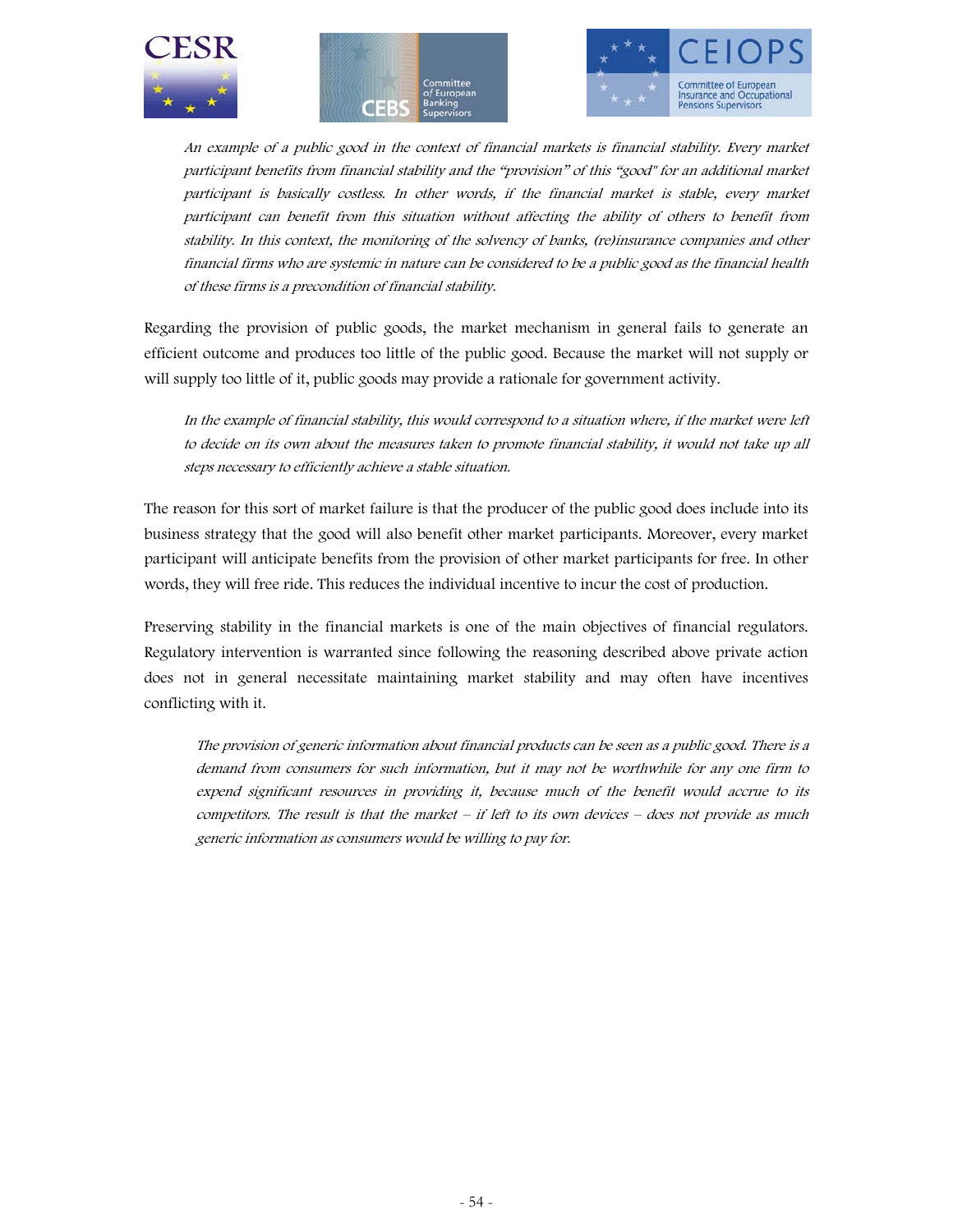*An example of a public good in the context of financial markets is financial stability. Every market participant benefits from financial stability and the "provision" of this "good" for an additional market participant is basically costless. In other words, if the financial market is stable, every market participant can benefit from this situation without affecting the ability of others to benefit from stability. In this context, the monitoring of the solvency of banks, (re)insurance companies and other financial firms who are systemic in nature can be considered to be a public good as the financial health of these firms is a precondition of financial stability.*

Regarding the provision of public goods, the market mechanism in general fails to generate an efficient outcome and produces too little of the public good. Because the market will not supply or will supply too little of it, public goods may provide a rationale for government activity.

*In the example of financial stability, this would correspond to a situation where, if the market were left to decide on its own about the measures taken to promote financial stability, it would not take up all steps necessary to efficiently achieve a stable situation.*

The reason for this sort of market failure is that the producer of the public good does include into its business strategy that the good will also benefit other market participants. Moreover, every market participant will anticipate benefits from the provision of other market participants for free. In other words, they will free ride. This reduces the individual incentive to incur the cost of production.

Preserving stability in the financial markets is one of the main objectives of financial regulators. Regulatory intervention is warranted since following the reasoning described above private action does not in general necessitate maintaining market stability and may often have incentives conflicting with it.

*The provision of generic information about financial products can be seen as a public good. There is a demand from consumers for such information, but it may not be worthwhile for any one firm to expend significant resources in providing it, because much of the benefit would accrue to its competitors. The result is that the market – if left to its own devices – does not provide as much generic information as consumers would be willing to pay for.*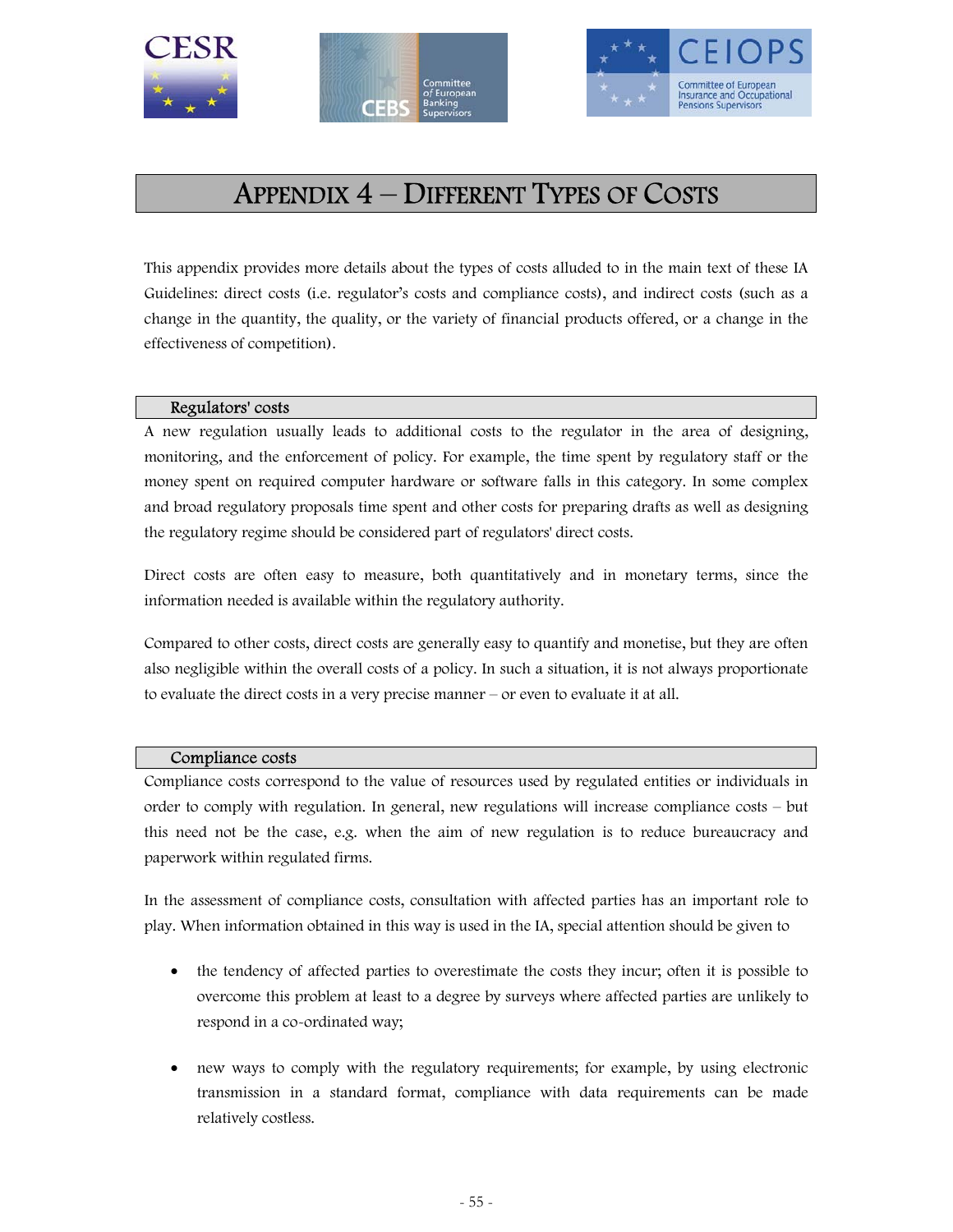# Appendix 4 – Different Types of Costs

This appendix provides more details about the types of costs alluded to in the main text of these IA Guidelines: direct costs (i.e. regulator's costs and compliance costs), and indirect costs (such as a change in the quantity, the quality, or the variety of financial products offered, or a change in the effectiveness of competition).

## Regulators' costs

A new regulation usually leads to additional costs to the regulator in the area of designing, monitoring, and the enforcement of policy. For example, the time spent by regulatory staff or the money spent on required computer hardware or software falls in this category. In some complex and broad regulatory proposals time spent and other costs for preparing drafts as well as designing the regulatory regime should be considered part of regulators' direct costs.

Direct costs are often easy to measure, both quantitatively and in monetary terms, since the information needed is available within the regulatory authority.

Compared to other costs, direct costs are generally easy to quantify and monetise, but they are often also negligible within the overall costs of a policy. In such a situation, it is not always proportionate to evaluate the direct costs in a very precise manner – or even to evaluate it at all.

## Compliance costs

Compliance costs correspond to the value of resources used by regulated entities or individuals in order to comply with regulation. In general, new regulations will increase compliance costs – but this need not be the case, e.g. when the aim of new regulation is to reduce bureaucracy and paperwork within regulated firms.

In the assessment of compliance costs, consultation with affected parties has an important role to play. When information obtained in this way is used in the IA, special attention should be given to

- the tendency of affected parties to overestimate the costs they incur; often it is possible to overcome this problem at least to a degree by surveys where affected parties are unlikely to respond in a co-ordinated way;
- new ways to comply with the regulatory requirements; for example, by using electronic transmission in a standard format, compliance with data requirements can be made relatively costless.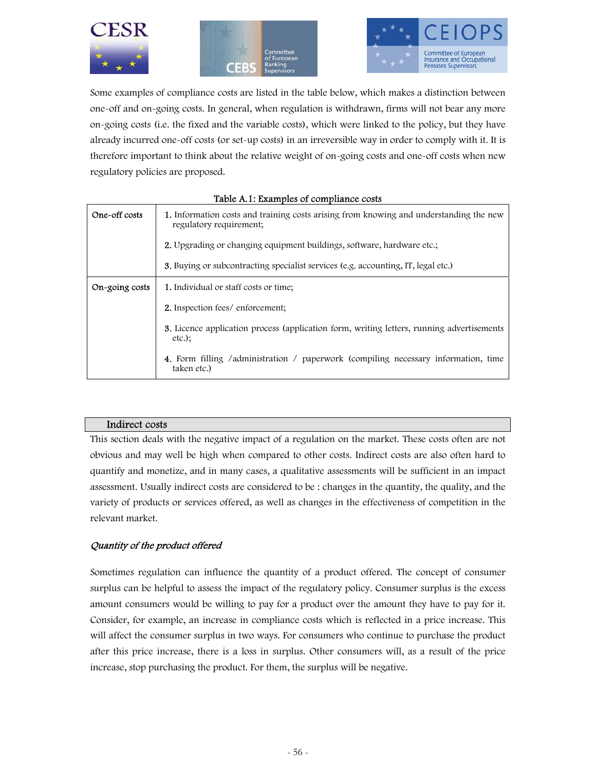Some examples of compliance costs are listed in the table below, which makes a distinction between one-off and on-going costs. In general, when regulation is withdrawn, firms will not bear any more on-going costs (i.e. the fixed and the variable costs), which were linked to the policy, but they have already incurred one-off costs (or set-up costs) in an irreversible way in order to comply with it. It is therefore important to think about the relative weight of on-going costs and one-off costs when new regulatory policies are proposed.

Table A.1: Examples of compliance costs

| | |
|---|---|
| One-off costs | 1. Information costs and training costs arising from knowing and understanding the new regulatory requirement;<br><br>2. Upgrading or changing equipment buildings, software, hardware etc.;<br><br>3. Buying or subcontracting specialist services (e.g. accounting, IT, legal etc.) |
| On-going costs | 1. Individual or staff costs or time;<br><br>2. Inspection fees/ enforcement;<br><br>3. Licence application process (application form, writing letters, running advertisements etc.);<br><br>4. Form filling /administration / paperwork (compiling necessary information, time taken etc.) |

## Indirect costs

This section deals with the negative impact of a regulation on the market. These costs often are not obvious and may well be high when compared to other costs. Indirect costs are also often hard to quantify and monetize, and in many cases, a qualitative assessments will be sufficient in an impact assessment. Usually indirect costs are considered to be : changes in the quantity, the quality, and the variety of products or services offered, as well as changes in the effectiveness of competition in the relevant market.

### *Quantity of the product offered*

Sometimes regulation can influence the quantity of a product offered. The concept of consumer surplus can be helpful to assess the impact of the regulatory policy. Consumer surplus is the excess amount consumers would be willing to pay for a product over the amount they have to pay for it. Consider, for example, an increase in compliance costs which is reflected in a price increase. This will affect the consumer surplus in two ways. For consumers who continue to purchase the product after this price increase, there is a loss in surplus. Other consumers will, as a result of the price increase, stop purchasing the product. For them, the surplus will be negative.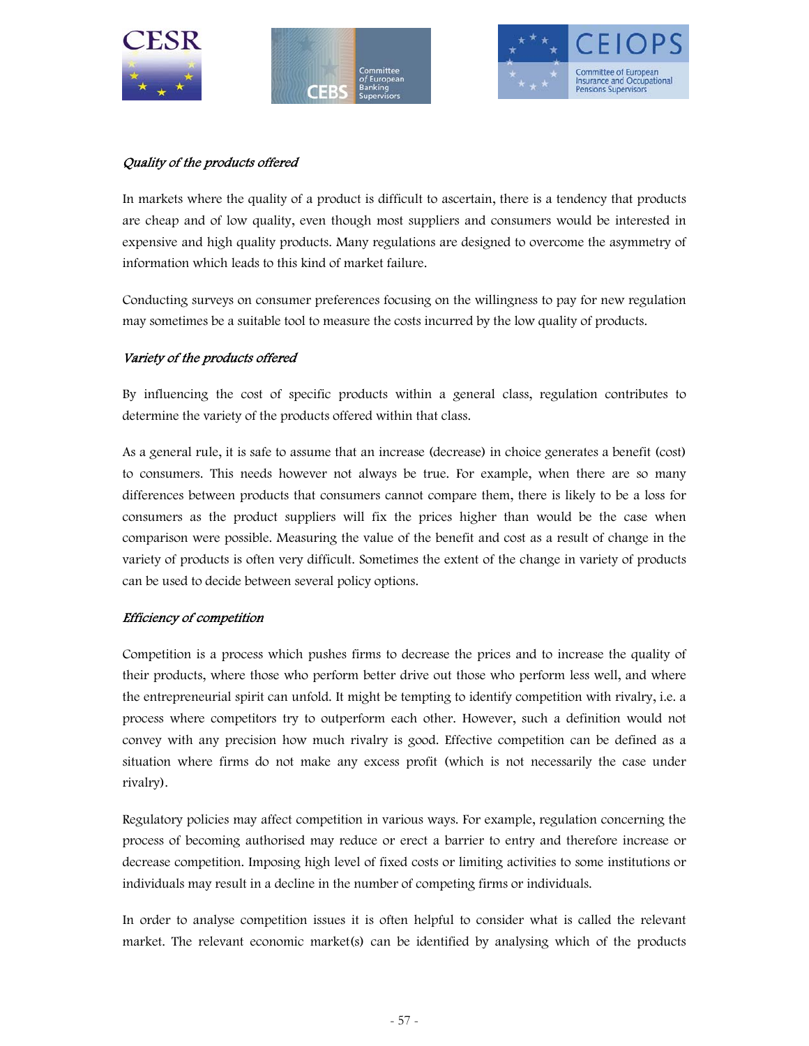*Quality of the products offered*

In markets where the quality of a product is difficult to ascertain, there is a tendency that products are cheap and of low quality, even though most suppliers and consumers would be interested in expensive and high quality products. Many regulations are designed to overcome the asymmetry of information which leads to this kind of market failure.

Conducting surveys on consumer preferences focusing on the willingness to pay for new regulation may sometimes be a suitable tool to measure the costs incurred by the low quality of products.

*Variety of the products offered*

By influencing the cost of specific products within a general class, regulation contributes to determine the variety of the products offered within that class.

As a general rule, it is safe to assume that an increase (decrease) in choice generates a benefit (cost) to consumers. This needs however not always be true. For example, when there are so many differences between products that consumers cannot compare them, there is likely to be a loss for consumers as the product suppliers will fix the prices higher than would be the case when comparison were possible. Measuring the value of the benefit and cost as a result of change in the variety of products is often very difficult. Sometimes the extent of the change in variety of products can be used to decide between several policy options.

*Efficiency of competition*

Competition is a process which pushes firms to decrease the prices and to increase the quality of their products, where those who perform better drive out those who perform less well, and where the entrepreneurial spirit can unfold. It might be tempting to identify competition with rivalry, i.e. a process where competitors try to outperform each other. However, such a definition would not convey with any precision how much rivalry is good. Effective competition can be defined as a situation where firms do not make any excess profit (which is not necessarily the case under rivalry).

Regulatory policies may affect competition in various ways. For example, regulation concerning the process of becoming authorised may reduce or erect a barrier to entry and therefore increase or decrease competition. Imposing high level of fixed costs or limiting activities to some institutions or individuals may result in a decline in the number of competing firms or individuals.

In order to analyse competition issues it is often helpful to consider what is called the relevant market. The relevant economic market(s) can be identified by analysing which of the products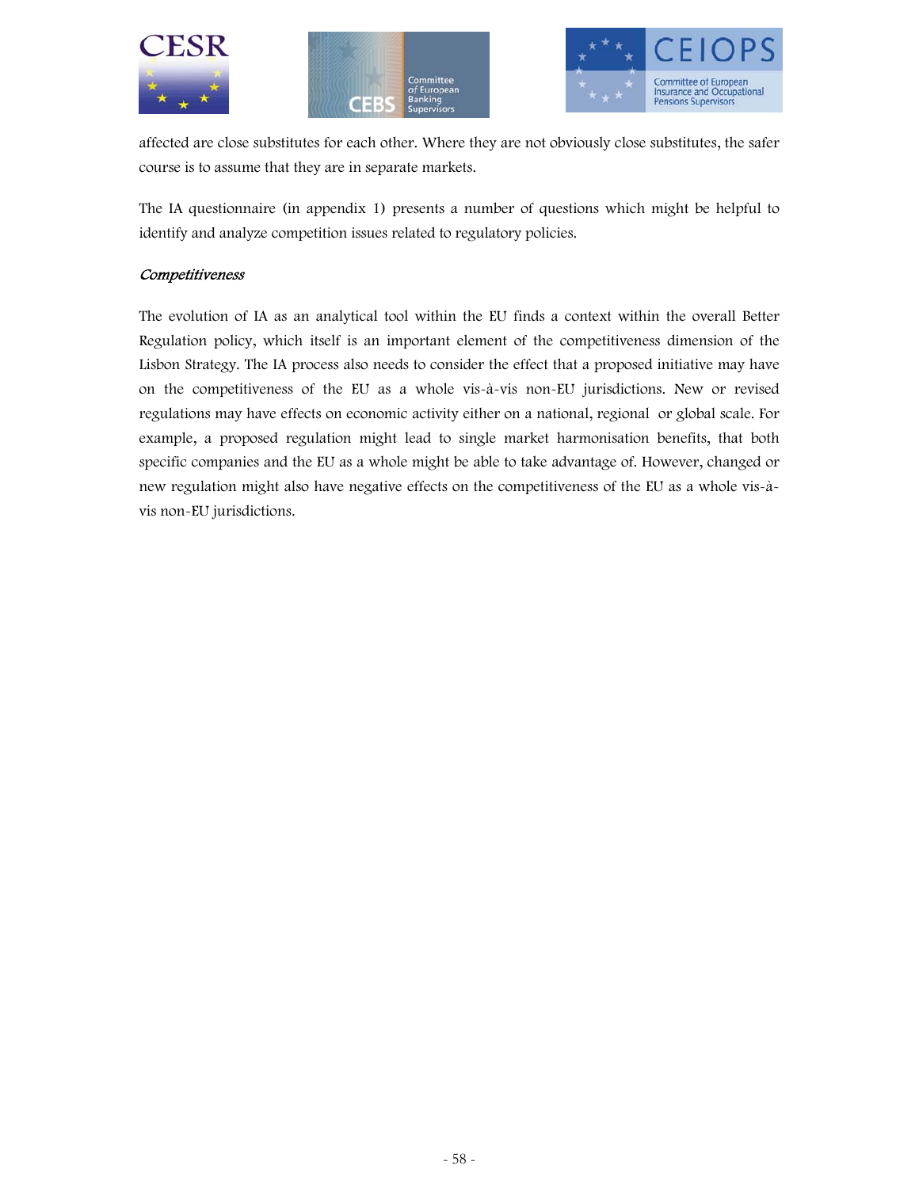affected are close substitutes for each other. Where they are not obviously close substitutes, the safer course is to assume that they are in separate markets.

The IA questionnaire (in appendix 1) presents a number of questions which might be helpful to identify and analyze competition issues related to regulatory policies.

*Competitiveness*

The evolution of IA as an analytical tool within the EU finds a context within the overall Better Regulation policy, which itself is an important element of the competitiveness dimension of the Lisbon Strategy. The IA process also needs to consider the effect that a proposed initiative may have on the competitiveness of the EU as a whole vis-à-vis non-EU jurisdictions. New or revised regulations may have effects on economic activity either on a national, regional or global scale. For example, a proposed regulation might lead to single market harmonisation benefits, that both specific companies and the EU as a whole might be able to take advantage of. However, changed or new regulation might also have negative effects on the competitiveness of the EU as a whole vis-à-vis non-EU jurisdictions.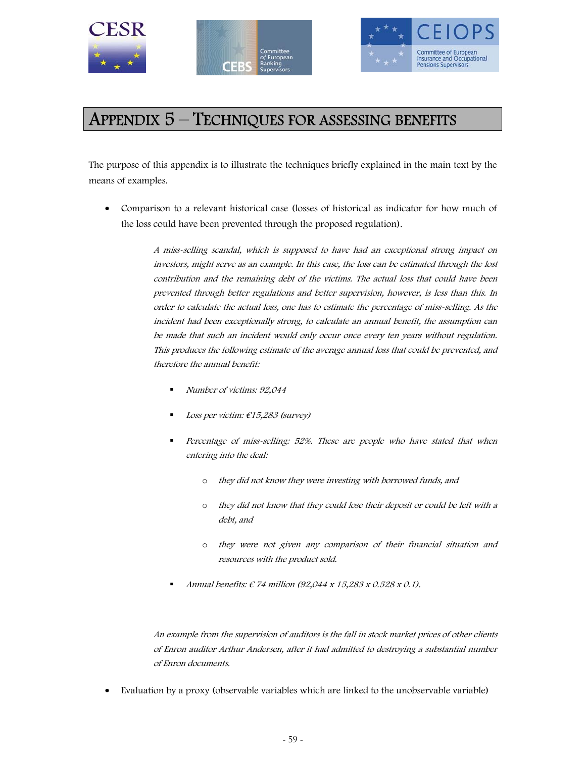# APPENDIX 5 – TECHNIQUES FOR ASSESSING BENEFITS

The purpose of this appendix is to illustrate the techniques briefly explained in the main text by the means of examples.

- Comparison to a relevant historical case (losses of historical as indicator for how much of the loss could have been prevented through the proposed regulation).

  *A miss-selling scandal, which is supposed to have had an exceptional strong impact on investors, might serve as an example. In this case, the loss can be estimated through the lost contribution and the remaining debt of the victims. The actual loss that could have been prevented through better regulations and better supervision, however, is less than this. In order to calculate the actual loss, one has to estimate the percentage of miss-selling. As the incident had been exceptionally strong, to calculate an annual benefit, the assumption can be made that such an incident would only occur once every ten years without regulation. This produces the following estimate of the average annual loss that could be prevented, and therefore the annual benefit:*

  - *Number of victims: 92,044*
  - *Loss per victim: €15,283 (survey)*
  - *Percentage of miss-selling: 52%. These are people who have stated that when entering into the deal:*
    - *they did not know they were investing with borrowed funds, and*
    - *they did not know that they could lose their deposit or could be left with a debt, and*
    - *they were not given any comparison of their financial situation and resources with the product sold.*
  - *Annual benefits: € 74 million (92,044 x 15,283 x 0.528 x 0.1).*

  *An example from the supervision of auditors is the fall in stock market prices of other clients of Enron auditor Arthur Andersen, after it had admitted to destroying a substantial number of Enron documents.*

- Evaluation by a proxy (observable variables which are linked to the unobservable variable)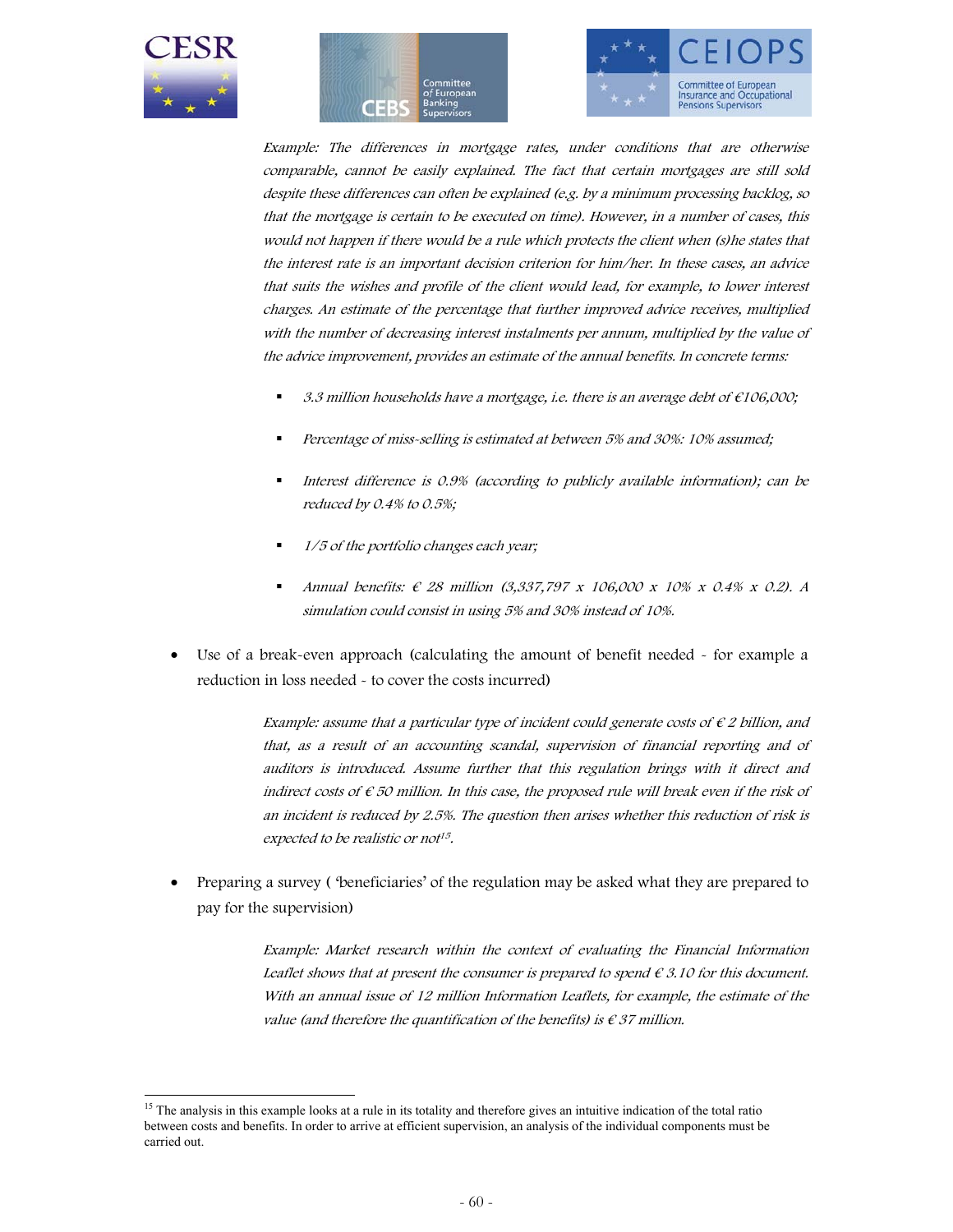*Example: The differences in mortgage rates, under conditions that are otherwise comparable, cannot be easily explained. The fact that certain mortgages are still sold despite these differences can often be explained (e.g. by a minimum processing backlog, so that the mortgage is certain to be executed on time). However, in a number of cases, this would not happen if there would be a rule which protects the client when (s)he states that the interest rate is an important decision criterion for him/her. In these cases, an advice that suits the wishes and profile of the client would lead, for example, to lower interest charges. An estimate of the percentage that further improved advice receives, multiplied with the number of decreasing interest instalments per annum, multiplied by the value of the advice improvement, provides an estimate of the annual benefits. In concrete terms:*

- *3.3 million households have a mortgage, i.e. there is an average debt of €106,000;*
- *Percentage of miss-selling is estimated at between 5% and 30%: 10% assumed;*
- *Interest difference is 0.9% (according to publicly available information); can be reduced by 0.4% to 0.5%;*
- *1/5 of the portfolio changes each year;*
- *Annual benefits: € 28 million (3,337,797 x 106,000 x 10% x 0.4% x 0.2). A simulation could consist in using 5% and 30% instead of 10%.*

- Use of a break-even approach (calculating the amount of benefit needed - for example a reduction in loss needed - to cover the costs incurred)

  *Example: assume that a particular type of incident could generate costs of € 2 billion, and that, as a result of an accounting scandal, supervision of financial reporting and of auditors is introduced. Assume further that this regulation brings with it direct and indirect costs of € 50 million. In this case, the proposed rule will break even if the risk of an incident is reduced by 2.5%. The question then arises whether this reduction of risk is expected to be realistic or not*[15]*.*

- Preparing a survey ( 'beneficiaries' of the regulation may be asked what they are prepared to pay for the supervision)

  *Example: Market research within the context of evaluating the Financial Information Leaflet shows that at present the consumer is prepared to spend € 3.10 for this document. With an annual issue of 12 million Information Leaflets, for example, the estimate of the value (and therefore the quantification of the benefits) is € 37 million.*

---

[15] The analysis in this example looks at a rule in its totality and therefore gives an intuitive indication of the total ratio between costs and benefits. In order to arrive at efficient supervision, an analysis of the individual components must be carried out.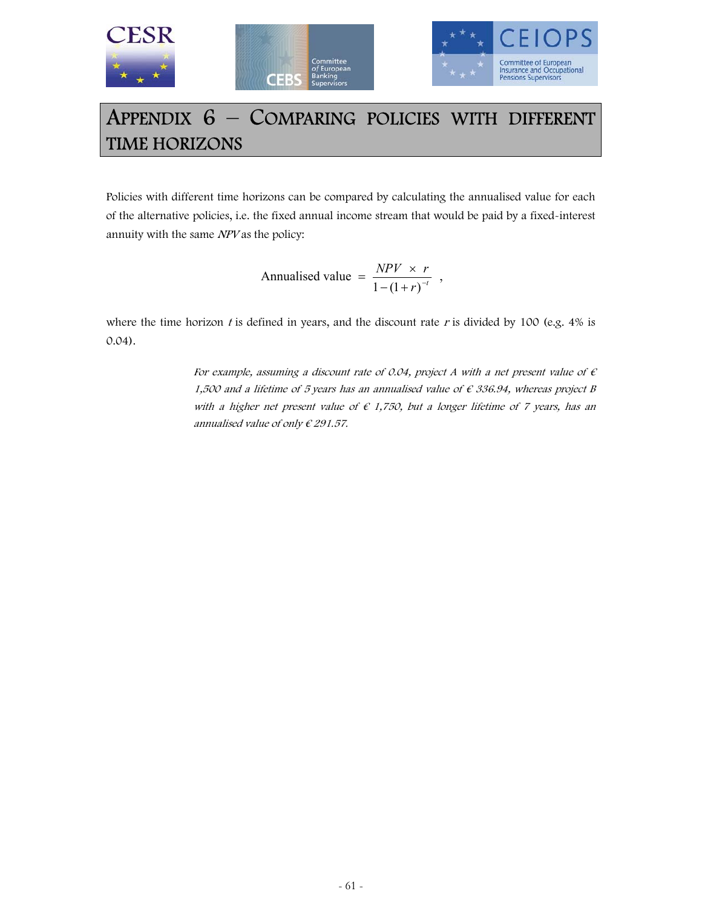# Appendix 6 – Comparing policies with different time horizons

Policies with different time horizons can be compared by calculating the annualised value for each of the alternative policies, i.e. the fixed annual income stream that would be paid by a fixed-interest annuity with the same *NPV* as the policy:

$$\text{Annualised value} = \frac{NPV \times r}{1-(1+r)^{-t}},$$

where the time horizon $t$ is defined in years, and the discount rate $r$ is divided by 100 (e.g. 4% is 0.04).

> *For example, assuming a discount rate of 0.04, project A with a net present value of € 1,500 and a lifetime of 5 years has an annualised value of € 336.94, whereas project B with a higher net present value of € 1,750, but a longer lifetime of 7 years, has an annualised value of only € 291.57.*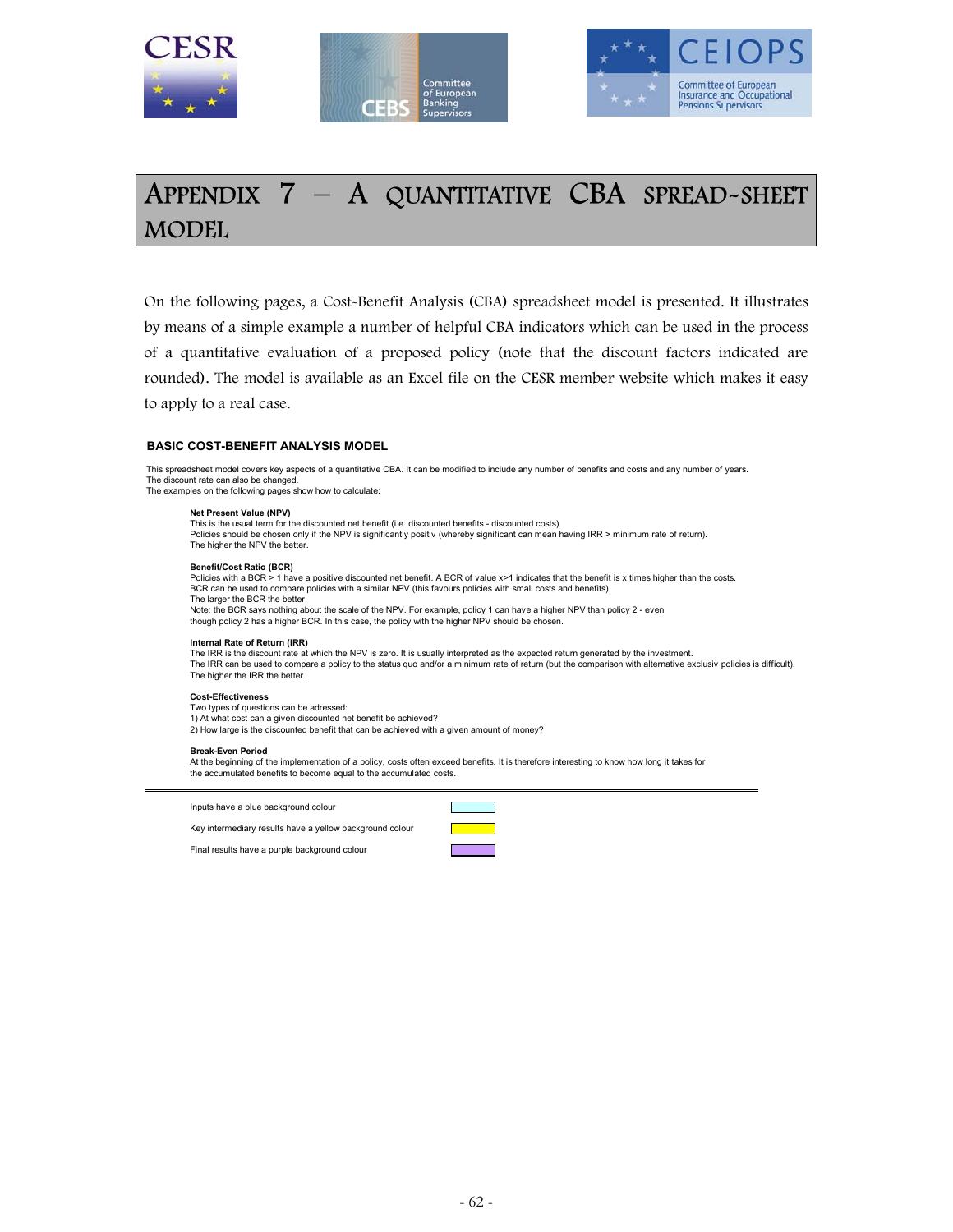# Appendix 7 – A quantitative CBA spread-sheet model

On the following pages, a Cost-Benefit Analysis (CBA) spreadsheet model is presented. It illustrates by means of a simple example a number of helpful CBA indicators which can be used in the process of a quantitative evaluation of a proposed policy (note that the discount factors indicated are rounded). The model is available as an Excel file on the CESR member website which makes it easy to apply to a real case.

**BASIC COST-BENEFIT ANALYSIS MODEL**

This spreadsheet model covers key aspects of a quantitative CBA. It can be modified to include any number of benefits and costs and any number of years.
The discount rate can also be changed.
The examples on the following pages show how to calculate:

**Net Present Value (NPV)**
This is the usual term for the discounted net benefit (i.e. discounted benefits - discounted costs).
Policies should be chosen only if the NPV is significantly positiv (whereby significant can mean having IRR > minimum rate of return).
The higher the NPV the better.

**Benefit/Cost Ratio (BCR)**
Policies with a BCR > 1 have a positive discounted net benefit. A BCR of value x>1 indicates that the benefit is x times higher than the costs.
BCR can be used to compare policies with a similar NPV (this favours policies with small costs and benefits).
The larger the BCR the better.
Note: the BCR says nothing about the scale of the NPV. For example, policy 1 can have a higher NPV than policy 2 - even though policy 2 has a higher BCR. In this case, the policy with the higher NPV should be chosen.

**Internal Rate of Return (IRR)**
The IRR is the discount rate at which the NPV is zero. It is usually interpreted as the expected return generated by the investment.
The IRR can be used to compare a policy to the status quo and/or a minimum rate of return (but the comparison with alternative exclusiv policies is difficult).
The higher the IRR the better.

**Cost-Effectiveness**
Two types of questions can be adressed:
1) At what cost can a given discounted net benefit be achieved?
2) How large is the discounted benefit that can be achieved with a given amount of money?

**Break-Even Period**
At the beginning of the implementation of a policy, costs often exceed benefits. It is therefore interesting to know how long it takes for the accumulated benefits to become equal to the accumulated costs.

---

Inputs have a blue background colour

Key intermediary results have a yellow background colour

Final results have a purple background colour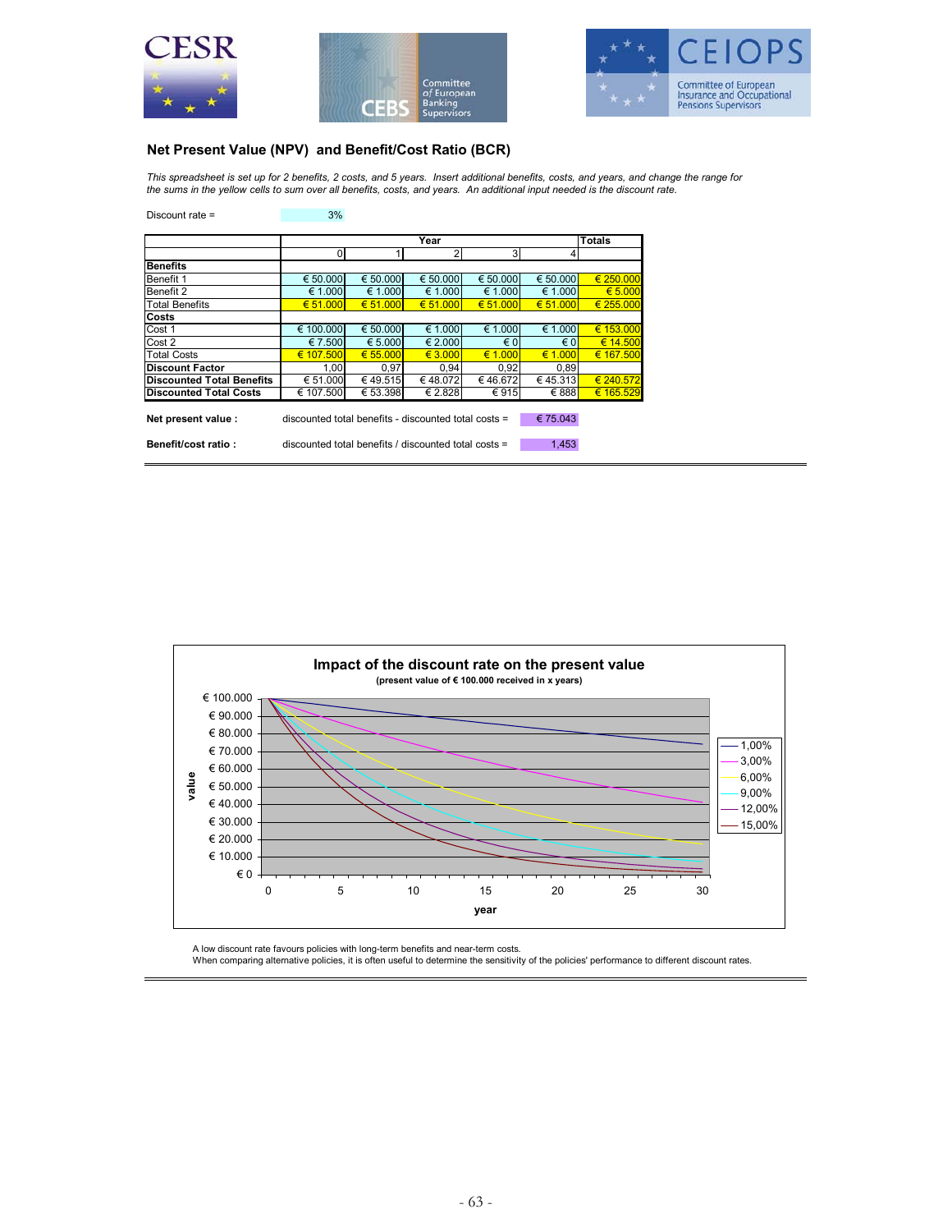## Net Present Value (NPV) and Benefit/Cost Ratio (BCR)

*This spreadsheet is set up for 2 benefits, 2 costs, and 5 years. Insert additional benefits, costs, and years, and change the range for the sums in the yellow cells to sum over all benefits, costs, and years. An additional input needed is the discount rate.*

Discount rate = 3%

| | Year | | | | | Totals |
|---|---|---|---|---|---|---|
| | 0 | 1 | 2 | 3 | 4 | |
| **Benefits** | | | | | | |
| Benefit 1 | € 50.000 | € 50.000 | € 50.000 | € 50.000 | € 50.000 | € 250.000 |
| Benefit 2 | € 1.000 | € 1.000 | € 1.000 | € 1.000 | € 1.000 | € 5.000 |
| Total Benefits | € 51.000 | € 51.000 | € 51.000 | € 51.000 | € 51.000 | € 255.000 |
| **Costs** | | | | | | |
| Cost 1 | € 100.000 | € 50.000 | € 1.000 | € 1.000 | € 1.000 | € 153.000 |
| Cost 2 | € 7.500 | € 5.000 | € 2.000 | € 0 | € 0 | € 14.500 |
| Total Costs | € 107.500 | € 55.000 | € 3.000 | € 1.000 | € 1.000 | € 167.500 |
| **Discount Factor** | 1,00 | 0,97 | 0,94 | 0,92 | 0,89 | |
| **Discounted Total Benefits** | € 51.000 | € 49.515 | € 48.072 | € 46.672 | € 45.313 | € 240.572 |
| **Discounted Total Costs** | € 107.500 | € 53.398 | € 2.828 | € 915 | € 888 | € 165.529 |

**Net present value :** discounted total benefits - discounted total costs = € 75.043

**Benefit/cost ratio :** discounted total benefits / discounted total costs = 1,453

**Impact of the discount rate on the present value**
(present value of € 100.000 received in x years)

Legend: 1,00%; 3,00%; 6,00%; 9,00%; 12,00%; 15,00%
Axes: value (€ 0 – € 100.000); year (0 – 30)

A low discount rate favours policies with long-term benefits and near-term costs.
When comparing alternative policies, it is often useful to determine the sensitivity of the policies' performance to different discount rates.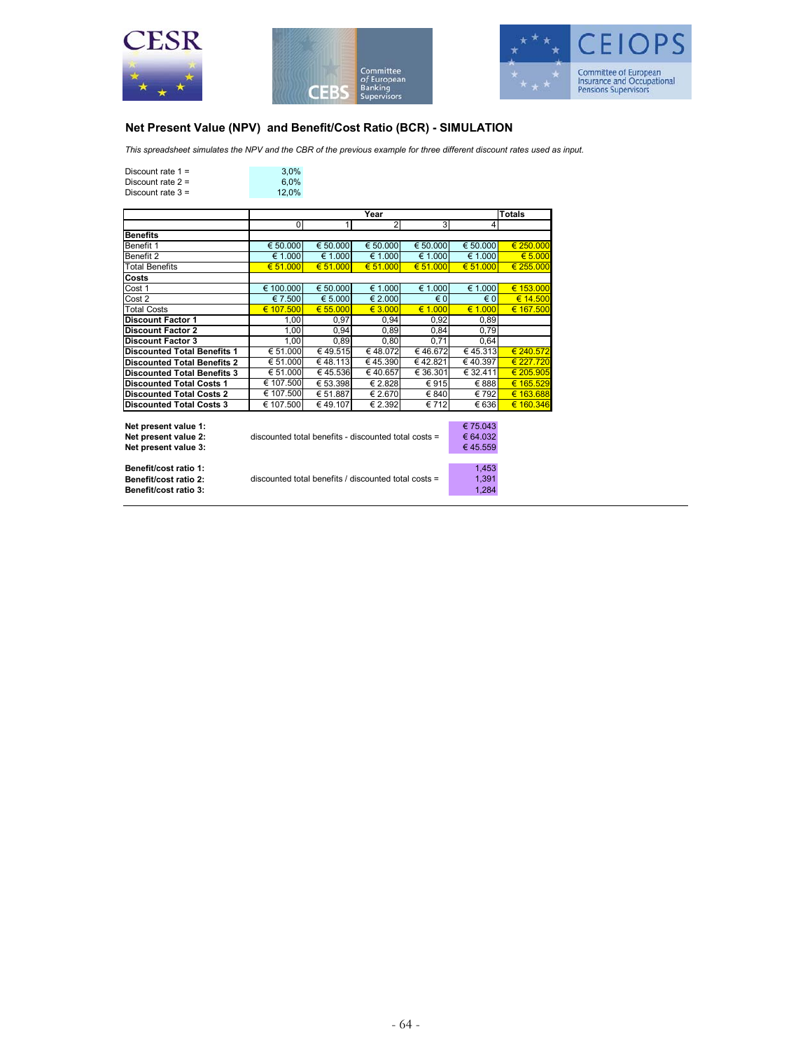## Net Present Value (NPV) and Benefit/Cost Ratio (BCR) - SIMULATION

*This spreadsheet simulates the NPV and the CBR of the previous example for three different discount rates used as input.*

| | |
|---|---|
| Discount rate 1 = | 3,0% |
| Discount rate 2 = | 6,0% |
| Discount rate 3 = | 12,0% |

| | Year | | | | | Totals |
|---|---|---|---|---|---|---|
| | 0 | 1 | 2 | 3 | 4 | |
| **Benefits** | | | | | | |
| Benefit 1 | € 50.000 | € 50.000 | € 50.000 | € 50.000 | € 50.000 | € 250.000 |
| Benefit 2 | € 1.000 | € 1.000 | € 1.000 | € 1.000 | € 1.000 | € 5.000 |
| Total Benefits | € 51.000 | € 51.000 | € 51.000 | € 51.000 | € 51.000 | € 255.000 |
| **Costs** | | | | | | |
| Cost 1 | € 100.000 | € 50.000 | € 1.000 | € 1.000 | € 1.000 | € 153.000 |
| Cost 2 | € 7.500 | € 5.000 | € 2.000 | € 0 | € 0 | € 14.500 |
| Total Costs | € 107.500 | € 55.000 | € 3.000 | € 1.000 | € 1.000 | € 167.500 |
| **Discount Factor 1** | 1,00 | 0,97 | 0,94 | 0,92 | 0,89 | |
| **Discount Factor 2** | 1,00 | 0,94 | 0,89 | 0,84 | 0,79 | |
| **Discount Factor 3** | 1,00 | 0,89 | 0,80 | 0,71 | 0,64 | |
| **Discounted Total Benefits 1** | € 51.000 | € 49.515 | € 48.072 | € 46.672 | € 45.313 | € 240.572 |
| **Discounted Total Benefits 2** | € 51.000 | € 48.113 | € 45.390 | € 42.821 | € 40.397 | € 227.720 |
| **Discounted Total Benefits 3** | € 51.000 | € 45.536 | € 40.657 | € 36.301 | € 32.411 | € 205.905 |
| **Discounted Total Costs 1** | € 107.500 | € 53.398 | € 2.828 | € 915 | € 888 | € 165.529 |
| **Discounted Total Costs 2** | € 107.500 | € 51.887 | € 2.670 | € 840 | € 792 | € 163.688 |
| **Discounted Total Costs 3** | € 107.500 | € 49.107 | € 2.392 | € 712 | € 636 | € 160.346 |

| | | |
|---|---|---|
| **Net present value 1:** | | € 75.043 |
| **Net present value 2:** | discounted total benefits - discounted total costs = | € 64.032 |
| **Net present value 3:** | | € 45.559 |
| **Benefit/cost ratio 1:** | | 1,453 |
| **Benefit/cost ratio 2:** | discounted total benefits / discounted total costs = | 1,391 |
| **Benefit/cost ratio 3:** | | 1,284 |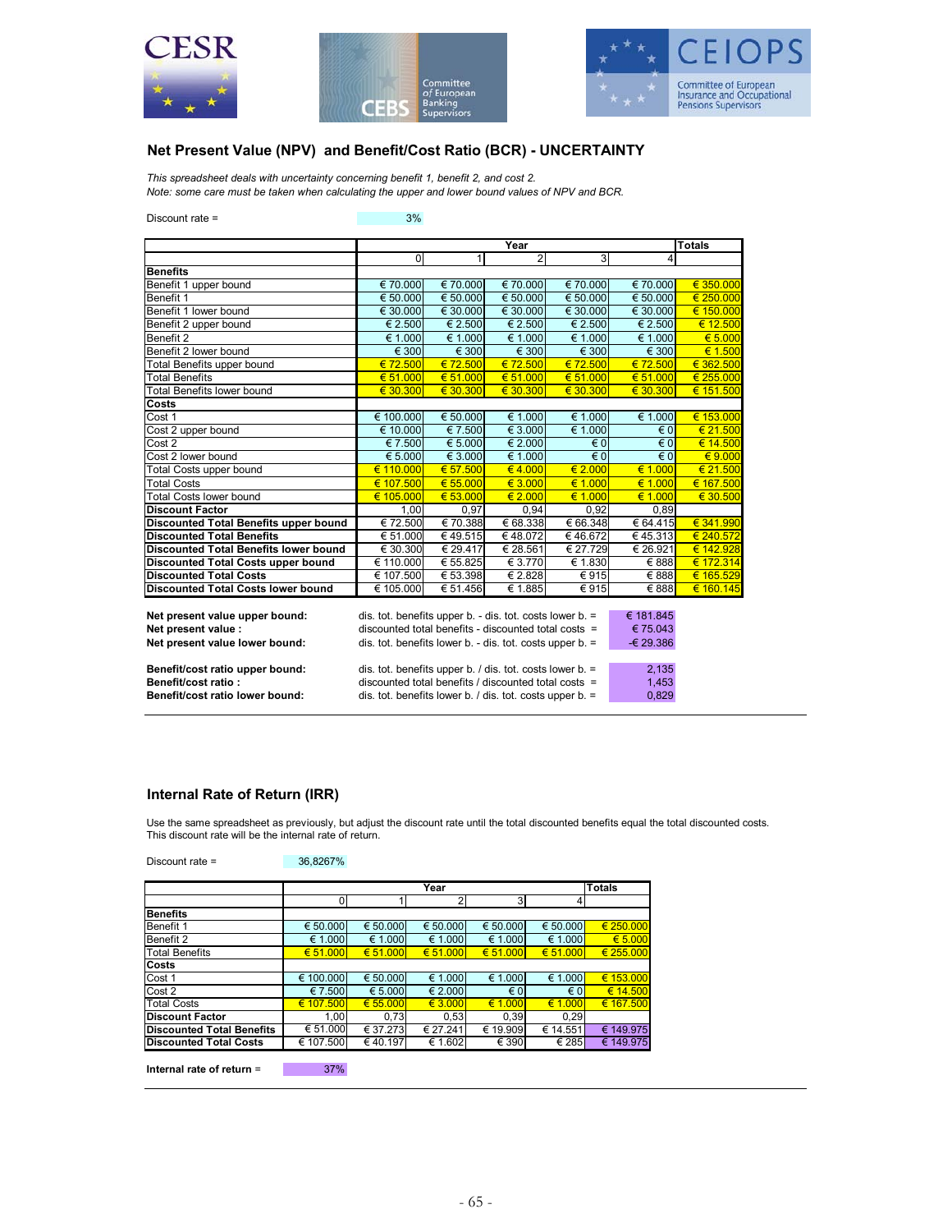## Net Present Value (NPV) and Benefit/Cost Ratio (BCR) - UNCERTAINTY

*This spreadsheet deals with uncertainty concerning benefit 1, benefit 2, and cost 2.*
*Note: some care must be taken when calculating the upper and lower bound values of NPV and BCR.*

Discount rate = 3%

| | Year | | | | | Totals |
|---|---|---|---|---|---|---|
| | 0 | 1 | 2 | 3 | 4 | |
| **Benefits** | | | | | | |
| Benefit 1 upper bound | € 70.000 | € 70.000 | € 70.000 | € 70.000 | € 70.000 | € 350.000 |
| Benefit 1 | € 50.000 | € 50.000 | € 50.000 | € 50.000 | € 50.000 | € 250.000 |
| Benefit 1 lower bound | € 30.000 | € 30.000 | € 30.000 | € 30.000 | € 30.000 | € 150.000 |
| Benefit 2 upper bound | € 2.500 | € 2.500 | € 2.500 | € 2.500 | € 2.500 | € 12.500 |
| Benefit 2 | € 1.000 | € 1.000 | € 1.000 | € 1.000 | € 1.000 | € 5.000 |
| Benefit 2 lower bound | € 300 | € 300 | € 300 | € 300 | € 300 | € 1.500 |
| Total Benefits upper bound | € 72.500 | € 72.500 | € 72.500 | € 72.500 | € 72.500 | € 362.500 |
| Total Benefits | € 51.000 | € 51.000 | € 51.000 | € 51.000 | € 51.000 | € 255.000 |
| Total Benefits lower bound | € 30.300 | € 30.300 | € 30.300 | € 30.300 | € 30.300 | € 151.500 |
| **Costs** | | | | | | |
| Cost 1 | € 100.000 | € 50.000 | € 1.000 | € 1.000 | € 1.000 | € 153.000 |
| Cost 2 upper bound | € 10.000 | € 7.500 | € 3.000 | € 1.000 | € 0 | € 21.500 |
| Cost 2 | € 7.500 | € 5.000 | € 2.000 | € 0 | € 0 | € 14.500 |
| Cost 2 lower bound | € 5.000 | € 3.000 | € 1.000 | € 0 | € 0 | € 9.000 |
| Total Costs upper bound | € 110.000 | € 57.500 | € 4.000 | € 2.000 | € 1.000 | € 21.500 |
| Total Costs | € 107.500 | € 55.000 | € 3.000 | € 1.000 | € 1.000 | € 167.500 |
| Total Costs lower bound | € 105.000 | € 53.000 | € 2.000 | € 1.000 | € 1.000 | € 30.500 |
| **Discount Factor** | 1,00 | 0,97 | 0,94 | 0,92 | 0,89 | |
| **Discounted Total Benefits upper bound** | € 72.500 | € 70.388 | € 68.338 | € 66.348 | € 64.415 | € 341.990 |
| **Discounted Total Benefits** | € 51.000 | € 49.515 | € 48.072 | € 46.672 | € 45.313 | € 240.572 |
| **Discounted Total Benefits lower bound** | € 30.300 | € 29.417 | € 28.561 | € 27.729 | € 26.921 | € 142.928 |
| **Discounted Total Costs upper bound** | € 110.000 | € 55.825 | € 3.770 | € 1.830 | € 888 | € 172.314 |
| **Discounted Total Costs** | € 107.500 | € 53.398 | € 2.828 | € 915 | € 888 | € 165.529 |
| **Discounted Total Costs lower bound** | € 105.000 | € 51.456 | € 1.885 | € 915 | € 888 | € 160.145 |

| | | |
|---|---|---|
| **Net present value upper bound:** | dis. tot. benefits upper b. - dis. tot. costs lower b. = | € 181.845 |
| **Net present value :** | discounted total benefits - discounted total costs = | € 75.043 |
| **Net present value lower bound:** | dis. tot. benefits lower b. - dis. tot. costs upper b. = | -€ 29.386 |
| **Benefit/cost ratio upper bound:** | dis. tot. benefits upper b. / dis. tot. costs lower b. = | 2,135 |
| **Benefit/cost ratio :** | discounted total benefits / discounted total costs = | 1,453 |
| **Benefit/cost ratio lower bound:** | dis. tot. benefits lower b. / dis. tot. costs upper b. = | 0,829 |

## Internal Rate of Return (IRR)

Use the same spreadsheet as previously, but adjust the discount rate until the total discounted benefits equal the total discounted costs. This discount rate will be the internal rate of return.

Discount rate = 36,8267%

| | Year | | | | | Totals |
|---|---|---|---|---|---|---|
| | 0 | 1 | 2 | 3 | 4 | |
| **Benefits** | | | | | | |
| Benefit 1 | € 50.000 | € 50.000 | € 50.000 | € 50.000 | € 50.000 | € 250.000 |
| Benefit 2 | € 1.000 | € 1.000 | € 1.000 | € 1.000 | € 1.000 | € 5.000 |
| Total Benefits | € 51.000 | € 51.000 | € 51.000 | € 51.000 | € 51.000 | € 255.000 |
| **Costs** | | | | | | |
| Cost 1 | € 100.000 | € 50.000 | € 1.000 | € 1.000 | € 1.000 | € 153.000 |
| Cost 2 | € 7.500 | € 5.000 | € 2.000 | € 0 | € 0 | € 14.500 |
| Total Costs | € 107.500 | € 55.000 | € 3.000 | € 1.000 | € 1.000 | € 167.500 |
| **Discount Factor** | 1,00 | 0,73 | 0,53 | 0,39 | 0,29 | |
| **Discounted Total Benefits** | € 51.000 | € 37.273 | € 27.241 | € 19.909 | € 14.551 | € 149.975 |
| **Discounted Total Costs** | € 107.500 | € 40.197 | € 1.602 | € 390 | € 285 | € 149.975 |

**Internal rate of return =** 37%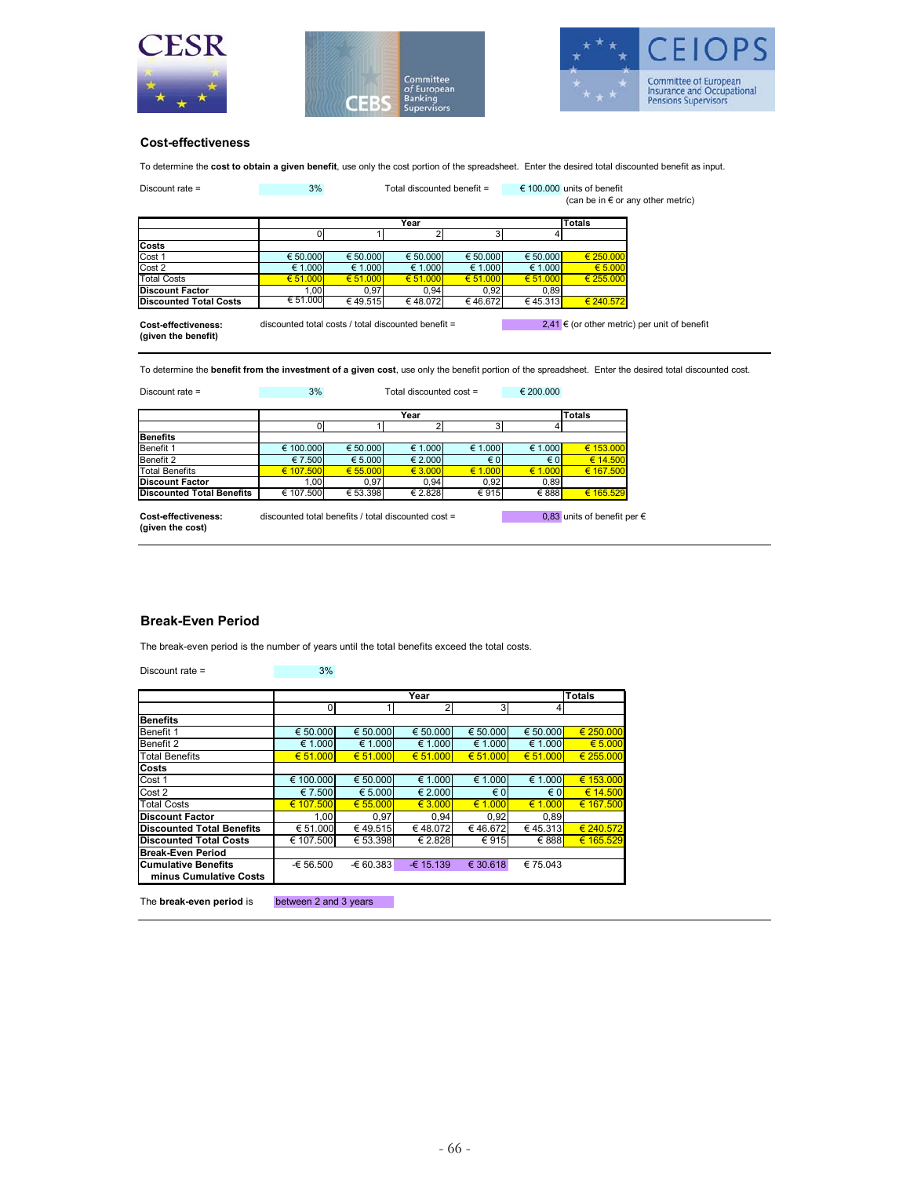## Cost-effectiveness

To determine the **cost to obtain a given benefit**, use only the cost portion of the spreadsheet. Enter the desired total discounted benefit as input.

Discount rate = 3%    Total discounted benefit = € 100.000 units of benefit (can be in € or any other metric)

| | Year | | | | | Totals |
|---|---|---|---|---|---|---|
| | 0 | 1 | 2 | 3 | 4 | |
| **Costs** | | | | | | |
| Cost 1 | € 50.000 | € 50.000 | € 50.000 | € 50.000 | € 50.000 | € 250.000 |
| Cost 2 | € 1.000 | € 1.000 | € 1.000 | € 1.000 | € 1.000 | € 5.000 |
| Total Costs | € 51.000 | € 51.000 | € 51.000 | € 51.000 | € 51.000 | € 255.000 |
| **Discount Factor** | 1,00 | 0,97 | 0,94 | 0,92 | 0,89 | |
| **Discounted Total Costs** | € 51.000 | € 49.515 | € 48.072 | € 46.672 | € 45.313 | € 240.572 |

**Cost-effectiveness:** discounted total costs / total discounted benefit = 2,41 € (or other metric) per unit of benefit
**(given the benefit)**

---

To determine the **benefit from the investment of a given cost**, use only the benefit portion of the spreadsheet. Enter the desired total discounted cost.

Discount rate = 3%    Total discounted cost = € 200.000

| | Year | | | | | Totals |
|---|---|---|---|---|---|---|
| | 0 | 1 | 2 | 3 | 4 | |
| **Benefits** | | | | | | |
| Benefit 1 | € 100.000 | € 50.000 | € 1.000 | € 1.000 | € 1.000 | € 153.000 |
| Benefit 2 | € 7.500 | € 5.000 | € 2.000 | € 0 | € 0 | € 14.500 |
| Total Benefits | € 107.500 | € 55.000 | € 3.000 | € 1.000 | € 1.000 | € 167.500 |
| **Discount Factor** | 1,00 | 0,97 | 0,94 | 0,92 | 0,89 | |
| **Discounted Total Benefits** | € 107.500 | € 53.398 | € 2.828 | € 915 | € 888 | € 165.529 |

**Cost-effectiveness:** discounted total benefits / total discounted cost = 0,83 units of benefit per €
**(given the cost)**

---

## Break-Even Period

The break-even period is the number of years until the total benefits exceed the total costs.

Discount rate = 3%

| | Year | | | | | Totals |
|---|---|---|---|---|---|---|
| | 0 | 1 | 2 | 3 | 4 | |
| **Benefits** | | | | | | |
| Benefit 1 | € 50.000 | € 50.000 | € 50.000 | € 50.000 | € 50.000 | € 250.000 |
| Benefit 2 | € 1.000 | € 1.000 | € 1.000 | € 1.000 | € 1.000 | € 5.000 |
| Total Benefits | € 51.000 | € 51.000 | € 51.000 | € 51.000 | € 51.000 | € 255.000 |
| **Costs** | | | | | | |
| Cost 1 | € 100.000 | € 50.000 | € 1.000 | € 1.000 | € 1.000 | € 153.000 |
| Cost 2 | € 7.500 | € 5.000 | € 2.000 | € 0 | € 0 | € 14.500 |
| Total Costs | € 107.500 | € 55.000 | € 3.000 | € 1.000 | € 1.000 | € 167.500 |
| **Discount Factor** | 1,00 | 0,97 | 0,94 | 0,92 | 0,89 | |
| **Discounted Total Benefits** | € 51.000 | € 49.515 | € 48.072 | € 46.672 | € 45.313 | € 240.572 |
| **Discounted Total Costs** | € 107.500 | € 53.398 | € 2.828 | € 915 | € 888 | € 165.529 |
| **Break-Even Period** | | | | | | |
| **Cumulative Benefits minus Cumulative Costs** | -€ 56.500 | -€ 60.383 | -€ 15.139 | € 30.618 | € 75.043 | |

The **break-even period** is between 2 and 3 years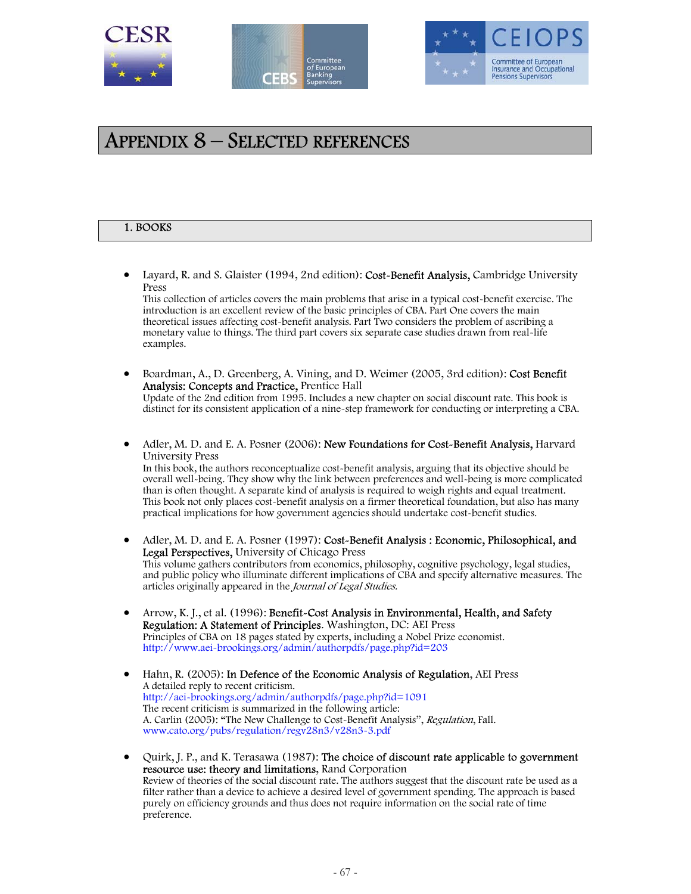# Appendix 8 – Selected references

## 1. BOOKS

- Layard, R. and S. Glaister (1994, 2nd edition): **Cost-Benefit Analysis,** Cambridge University Press
  This collection of articles covers the main problems that arise in a typical cost-benefit exercise. The introduction is an excellent review of the basic principles of CBA. Part One covers the main theoretical issues affecting cost-benefit analysis. Part Two considers the problem of ascribing a monetary value to things. The third part covers six separate case studies drawn from real-life examples.

- Boardman, A., D. Greenberg, A. Vining, and D. Weimer (2005, 3rd edition): **Cost Benefit Analysis: Concepts and Practice,** Prentice Hall
  Update of the 2nd edition from 1995. Includes a new chapter on social discount rate. This book is distinct for its consistent application of a nine-step framework for conducting or interpreting a CBA.

- Adler, M. D. and E. A. Posner (2006): **New Foundations for Cost-Benefit Analysis,** Harvard University Press
  In this book, the authors reconceptualize cost-benefit analysis, arguing that its objective should be overall well-being. They show why the link between preferences and well-being is more complicated than is often thought. A separate kind of analysis is required to weigh rights and equal treatment. This book not only places cost-benefit analysis on a firmer theoretical foundation, but also has many practical implications for how government agencies should undertake cost-benefit studies.

- Adler, M. D. and E. A. Posner (1997): **Cost-Benefit Analysis : Economic, Philosophical, and Legal Perspectives,** University of Chicago Press
  This volume gathers contributors from economics, philosophy, cognitive psychology, legal studies, and public policy who illuminate different implications of CBA and specify alternative measures. The articles originally appeared in the *Journal of Legal Studies.*

- Arrow, K. J., et al. (1996): **Benefit-Cost Analysis in Environmental, Health, and Safety Regulation: A Statement of Principles**. Washington, DC: AEI Press
  Principles of CBA on 18 pages stated by experts, including a Nobel Prize economist.
  http://www.aei-brookings.org/admin/authorpdfs/page.php?id=203

- Hahn, R. (2005): **In Defence of the Economic Analysis of Regulation**, AEI Press
  A detailed reply to recent criticism.
  http://aei-brookings.org/admin/authorpdfs/page.php?id=1091
  The recent criticism is summarized in the following article:
  A. Carlin (2005): "The New Challenge to Cost-Benefit Analysis", *Regulation*, Fall.
  www.cato.org/pubs/regulation/regv28n3/v28n3-3.pdf

- Quirk, J. P., and K. Terasawa (1987): **The choice of discount rate applicable to government resource use: theory and limitations,** Rand Corporation
  Review of theories of the social discount rate. The authors suggest that the discount rate be used as a filter rather than a device to achieve a desired level of government spending. The approach is based purely on efficiency grounds and thus does not require information on the social rate of time preference.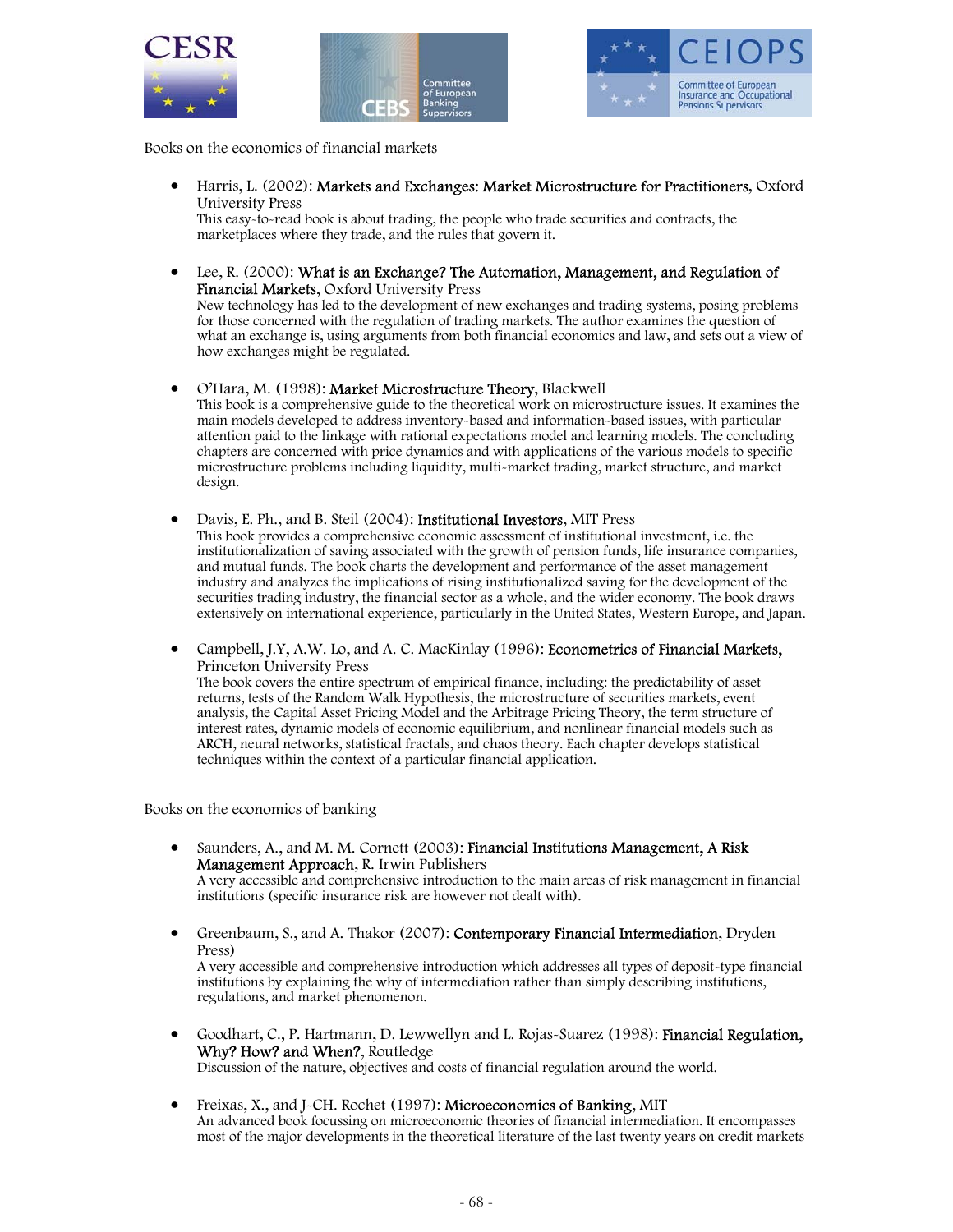Books on the economics of financial markets

- Harris, L. (2002): **Markets and Exchanges: Market Microstructure for Practitioners**, Oxford University Press
  This easy-to-read book is about trading, the people who trade securities and contracts, the marketplaces where they trade, and the rules that govern it.

- Lee, R. (2000): **What is an Exchange? The Automation, Management, and Regulation of Financial Markets**, Oxford University Press
  New technology has led to the development of new exchanges and trading systems, posing problems for those concerned with the regulation of trading markets. The author examines the question of what an exchange is, using arguments from both financial economics and law, and sets out a view of how exchanges might be regulated.

- O'Hara, M. (1998): **Market Microstructure Theory**, Blackwell
  This book is a comprehensive guide to the theoretical work on microstructure issues. It examines the main models developed to address inventory-based and information-based issues, with particular attention paid to the linkage with rational expectations model and learning models. The concluding chapters are concerned with price dynamics and with applications of the various models to specific microstructure problems including liquidity, multi-market trading, market structure, and market design.

- Davis, E. Ph., and B. Steil (2004): **Institutional Investors**, MIT Press
  This book provides a comprehensive economic assessment of institutional investment, i.e. the institutionalization of saving associated with the growth of pension funds, life insurance companies, and mutual funds. The book charts the development and performance of the asset management industry and analyzes the implications of rising institutionalized saving for the development of the securities trading industry, the financial sector as a whole, and the wider economy. The book draws extensively on international experience, particularly in the United States, Western Europe, and Japan.

- Campbell, J.Y, A.W. Lo, and A. C. MacKinlay (1996): **Econometrics of Financial Markets,** Princeton University Press
  The book covers the entire spectrum of empirical finance, including: the predictability of asset returns, tests of the Random Walk Hypothesis, the microstructure of securities markets, event analysis, the Capital Asset Pricing Model and the Arbitrage Pricing Theory, the term structure of interest rates, dynamic models of economic equilibrium, and nonlinear financial models such as ARCH, neural networks, statistical fractals, and chaos theory. Each chapter develops statistical techniques within the context of a particular financial application.

Books on the economics of banking

- Saunders, A., and M. M. Cornett (2003): **Financial Institutions Management, A Risk Management Approach**, R. Irwin Publishers
  A very accessible and comprehensive introduction to the main areas of risk management in financial institutions (specific insurance risk are however not dealt with).

- Greenbaum, S., and A. Thakor (2007): **Contemporary Financial Intermediation**, Dryden Press)
  A very accessible and comprehensive introduction which addresses all types of deposit-type financial institutions by explaining the why of intermediation rather than simply describing institutions, regulations, and market phenomenon.

- Goodhart, C., P. Hartmann, D. Lewwellyn and L. Rojas-Suarez (1998): **Financial Regulation, Why? How? and When?**, Routledge
  Discussion of the nature, objectives and costs of financial regulation around the world.

- Freixas, X., and J-CH. Rochet (1997): **Microeconomics of Banking**, MIT
  An advanced book focussing on microeconomic theories of financial intermediation. It encompasses most of the major developments in the theoretical literature of the last twenty years on credit markets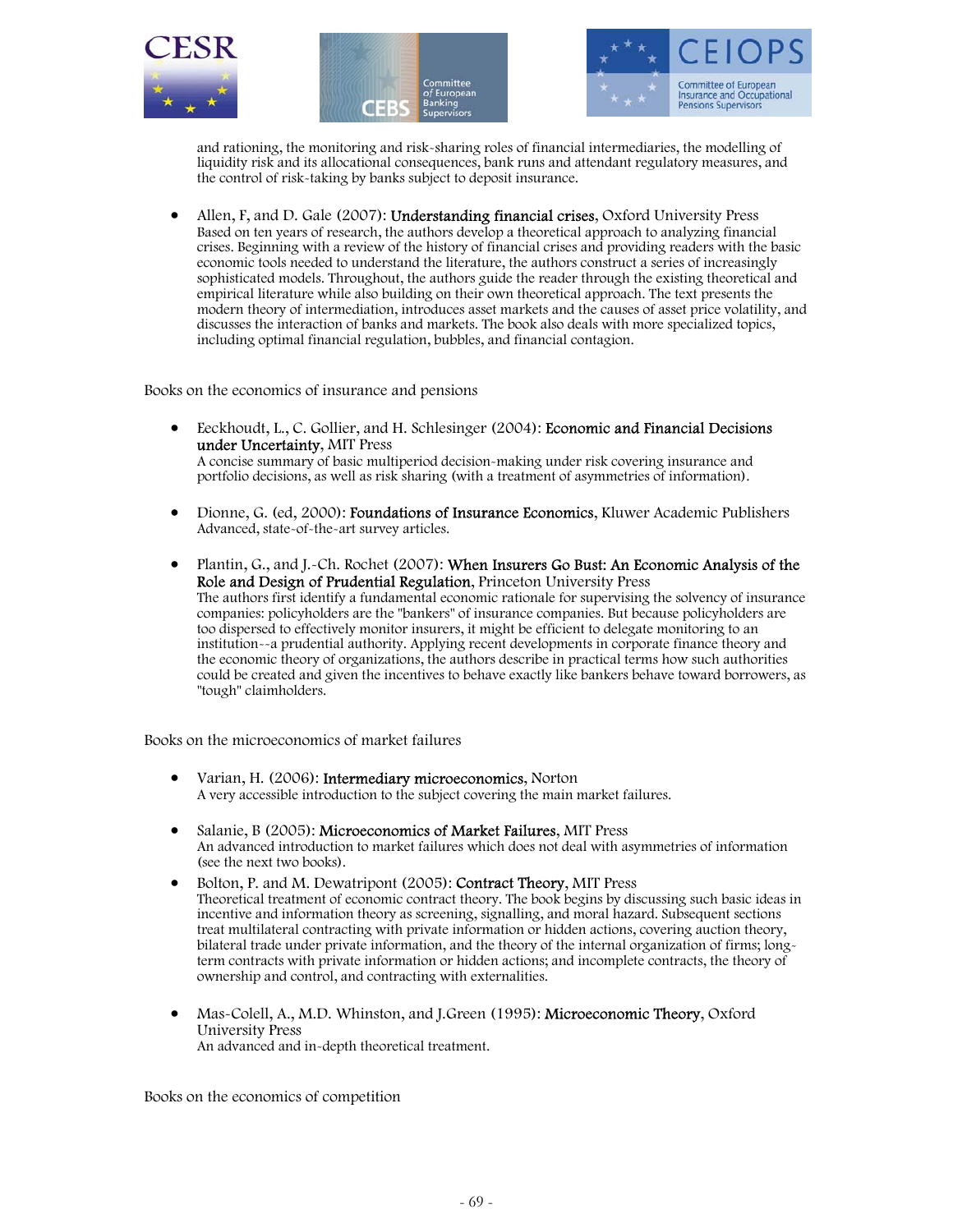and rationing, the monitoring and risk-sharing roles of financial intermediaries, the modelling of liquidity risk and its allocational consequences, bank runs and attendant regulatory measures, and the control of risk-taking by banks subject to deposit insurance.

- Allen, F, and D. Gale (2007): **Understanding financial crises**, Oxford University Press
  Based on ten years of research, the authors develop a theoretical approach to analyzing financial crises. Beginning with a review of the history of financial crises and providing readers with the basic economic tools needed to understand the literature, the authors construct a series of increasingly sophisticated models. Throughout, the authors guide the reader through the existing theoretical and empirical literature while also building on their own theoretical approach. The text presents the modern theory of intermediation, introduces asset markets and the causes of asset price volatility, and discusses the interaction of banks and markets. The book also deals with more specialized topics, including optimal financial regulation, bubbles, and financial contagion.

Books on the economics of insurance and pensions

- Eeckhoudt, L., C. Gollier, and H. Schlesinger (2004): **Economic and Financial Decisions under Uncertainty**, MIT Press
  A concise summary of basic multiperiod decision-making under risk covering insurance and portfolio decisions, as well as risk sharing (with a treatment of asymmetries of information).

- Dionne, G. (ed, 2000): **Foundations of Insurance Economics**, Kluwer Academic Publishers
  Advanced, state-of-the-art survey articles.

- Plantin, G., and J.-Ch. Rochet (2007): **When Insurers Go Bust: An Economic Analysis of the Role and Design of Prudential Regulation**, Princeton University Press
  The authors first identify a fundamental economic rationale for supervising the solvency of insurance companies: policyholders are the "bankers" of insurance companies. But because policyholders are too dispersed to effectively monitor insurers, it might be efficient to delegate monitoring to an institution--a prudential authority. Applying recent developments in corporate finance theory and the economic theory of organizations, the authors describe in practical terms how such authorities could be created and given the incentives to behave exactly like bankers behave toward borrowers, as "tough" claimholders.

Books on the microeconomics of market failures

- Varian, H. (2006): **Intermediary microeconomics**, Norton
  A very accessible introduction to the subject covering the main market failures.

- Salanie, B (2005): **Microeconomics of Market Failures**, MIT Press
  An advanced introduction to market failures which does not deal with asymmetries of information (see the next two books).
- Bolton, P. and M. Dewatripont (2005): **Contract Theory**, MIT Press
  Theoretical treatment of economic contract theory. The book begins by discussing such basic ideas in incentive and information theory as screening, signalling, and moral hazard. Subsequent sections treat multilateral contracting with private information or hidden actions, covering auction theory, bilateral trade under private information, and the theory of the internal organization of firms; long-term contracts with private information or hidden actions; and incomplete contracts, the theory of ownership and control, and contracting with externalities.

- Mas-Colell, A., M.D. Whinston, and J.Green (1995): **Microeconomic Theory**, Oxford University Press
  An advanced and in-depth theoretical treatment.

Books on the economics of competition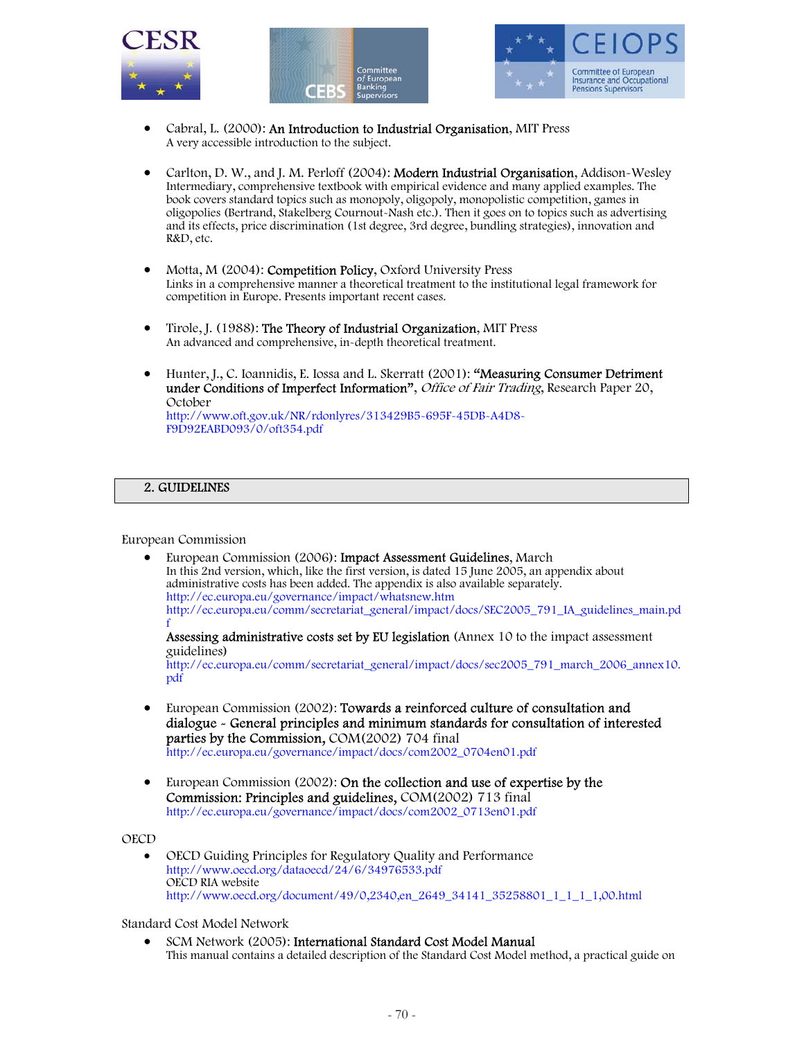- Cabral, L. (2000): **An Introduction to Industrial Organisation**, MIT Press
  A very accessible introduction to the subject.

- Carlton, D. W., and J. M. Perloff (2004): **Modern Industrial Organisation**, Addison-Wesley
  Intermediary, comprehensive textbook with empirical evidence and many applied examples. The book covers standard topics such as monopoly, oligopoly, monopolistic competition, games in oligopolies (Bertrand, Stakelberg Cournout-Nash etc.). Then it goes on to topics such as advertising and its effects, price discrimination (1st degree, 3rd degree, bundling strategies), innovation and R&D, etc.

- Motta, M (2004): **Competition Policy**, Oxford University Press
  Links in a comprehensive manner a theoretical treatment to the institutional legal framework for competition in Europe. Presents important recent cases.

- Tirole, J. (1988): **The Theory of Industrial Organization**, MIT Press
  An advanced and comprehensive, in-depth theoretical treatment.

- Hunter, J., C. Ioannidis, E. Iossa and L. Skerratt (2001): **"Measuring Consumer Detriment under Conditions of Imperfect Information"**, *Office of Fair Trading*, Research Paper 20, October
  http://www.oft.gov.uk/NR/rdonlyres/313429B5-695F-45DB-A4D8-F9D92EABD093/0/oft354.pdf

## 2. GUIDELINES

European Commission

- European Commission (2006): **Impact Assessment Guidelines**, March
  In this 2nd version, which, like the first version, is dated 15 June 2005, an appendix about administrative costs has been added. The appendix is also available separately.
  http://ec.europa.eu/governance/impact/whatsnew.htm
  http://ec.europa.eu/comm/secretariat_general/impact/docs/SEC2005_791_IA_guidelines_main.pdf
  **Assessing administrative costs set by EU legislation** (Annex 10 to the impact assessment guidelines)
  http://ec.europa.eu/comm/secretariat_general/impact/docs/sec2005_791_march_2006_annex10.pdf

- European Commission (2002): **Towards a reinforced culture of consultation and dialogue - General principles and minimum standards for consultation of interested parties by the Commission**, COM(2002) 704 final
  http://ec.europa.eu/governance/impact/docs/com2002_0704en01.pdf

- European Commission (2002): **On the collection and use of expertise by the Commission: Principles and guidelines,** COM(2002) 713 final
  http://ec.europa.eu/governance/impact/docs/com2002_0713en01.pdf

OECD

- OECD Guiding Principles for Regulatory Quality and Performance
  http://www.oecd.org/dataoecd/24/6/34976533.pdf
  OECD RIA website
  http://www.oecd.org/document/49/0,2340,en_2649_34141_35258801_1_1_1_1,00.html

Standard Cost Model Network

- SCM Network (2005): **International Standard Cost Model Manual**
  This manual contains a detailed description of the Standard Cost Model method, a practical guide on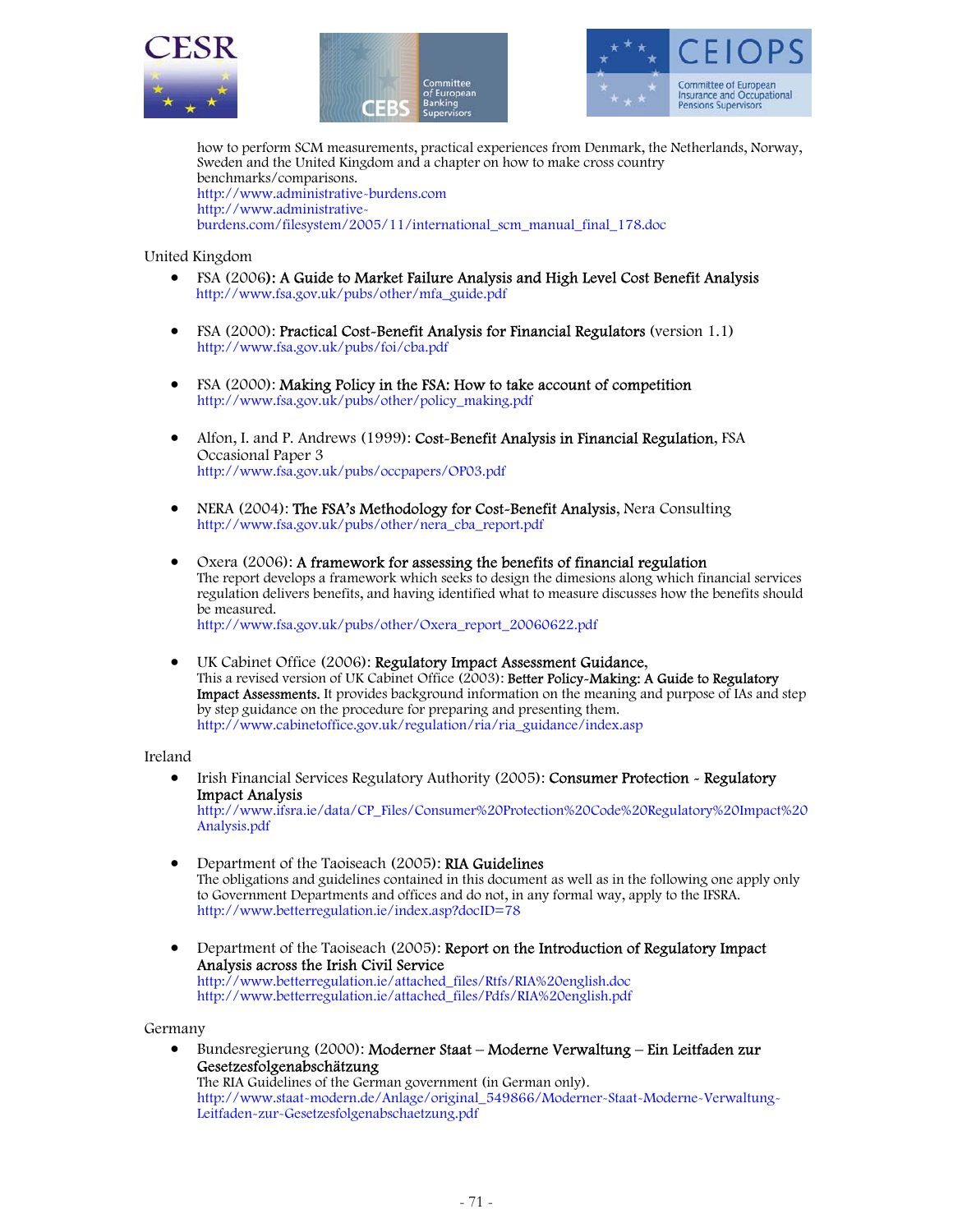how to perform SCM measurements, practical experiences from Denmark, the Netherlands, Norway, Sweden and the United Kingdom and a chapter on how to make cross country benchmarks/comparisons.
http://www.administrative-burdens.com
http://www.administrative-burdens.com/filesystem/2005/11/international_scm_manual_final_178.doc

United Kingdom

- FSA (2006): **A Guide to Market Failure Analysis and High Level Cost Benefit Analysis**
  http://www.fsa.gov.uk/pubs/other/mfa_guide.pdf

- FSA (2000): **Practical Cost-Benefit Analysis for Financial Regulators** (version 1.1)
  http://www.fsa.gov.uk/pubs/foi/cba.pdf

- FSA (2000): **Making Policy in the FSA: How to take account of competition**
  http://www.fsa.gov.uk/pubs/other/policy_making.pdf

- Alfon, I. and P. Andrews (1999): **Cost-Benefit Analysis in Financial Regulation**, FSA Occasional Paper 3
  http://www.fsa.gov.uk/pubs/occpapers/OP03.pdf

- NERA (2004): **The FSA's Methodology for Cost-Benefit Analysis**, Nera Consulting
  http://www.fsa.gov.uk/pubs/other/nera_cba_report.pdf

- Oxera (2006): **A framework for assessing the benefits of financial regulation**
  The report develops a framework which seeks to design the dimensions along which financial services regulation delivers benefits, and having identified what to measure discusses how the benefits should be measured.
  http://www.fsa.gov.uk/pubs/other/Oxera_report_20060622.pdf

- UK Cabinet Office (2006): **Regulatory Impact Assessment Guidance**,
  This a revised version of UK Cabinet Office (2003): **Better Policy-Making: A Guide to Regulatory Impact Assessments.** It provides background information on the meaning and purpose of IAs and step by step guidance on the procedure for preparing and presenting them.
  http://www.cabinetoffice.gov.uk/regulation/ria/ria_guidance/index.asp

Ireland

- Irish Financial Services Regulatory Authority (2005): **Consumer Protection - Regulatory Impact Analysis**
  http://www.ifsra.ie/data/CP_Files/Consumer%20Protection%20Code%20Regulatory%20Impact%20Analysis.pdf

- Department of the Taoiseach (2005): **RIA Guidelines**
  The obligations and guidelines contained in this document as well as in the following one apply only to Government Departments and offices and do not, in any formal way, apply to the IFSRA.
  http://www.betterregulation.ie/index.asp?docID=78

- Department of the Taoiseach (2005): **Report on the Introduction of Regulatory Impact Analysis across the Irish Civil Service**
  http://www.betterregulation.ie/attached_files/Rtfs/RIA%20english.doc
  http://www.betterregulation.ie/attached_files/Pdfs/RIA%20english.pdf

Germany

- Bundesregierung (2000): **Moderner Staat – Moderne Verwaltung – Ein Leitfaden zur Gesetzesfolgenabschätzung**
  The RIA Guidelines of the German government (in German only).
  http://www.staat-modern.de/Anlage/original_549866/Moderner-Staat-Moderne-Verwaltung-Leitfaden-zur-Gesetzesfolgenabschaetzung.pdf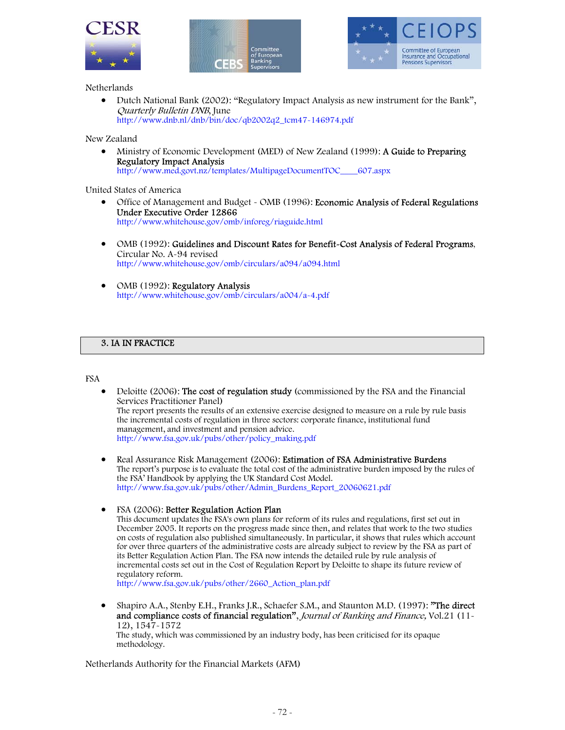Netherlands

- Dutch National Bank (2002): "Regulatory Impact Analysis as new instrument for the Bank", *Quarterly Bulletin DNB*, June
  http://www.dnb.nl/dnb/bin/doc/qb2002q2_tcm47-146974.pdf

New Zealand

- Ministry of Economic Development (MED) of New Zealand (1999): **A Guide to Preparing Regulatory Impact Analysis**
  http://www.med.govt.nz/templates/MultipageDocumentTOC____607.aspx

United States of America

- Office of Management and Budget - OMB (1996): **Economic Analysis of Federal Regulations Under Executive Order 12866**
  http://www.whitehouse.gov/omb/inforeg/riaguide.html

- OMB (1992): **Guidelines and Discount Rates for Benefit-Cost Analysis of Federal Programs**, Circular No. A-94 revised
  http://www.whitehouse.gov/omb/circulars/a094/a094.html

- OMB (1992): **Regulatory Analysis**
  http://www.whitehouse.gov/omb/circulars/a004/a-4.pdf

## 3. IA IN PRACTICE

FSA

- Deloitte (2006): **The cost of regulation study** (commissioned by the FSA and the Financial Services Practitioner Panel)
  The report presents the results of an extensive exercise designed to measure on a rule by rule basis the incremental costs of regulation in three sectors: corporate finance, institutional fund management, and investment and pension advice.
  http://www.fsa.gov.uk/pubs/other/policy_making.pdf

- Real Assurance Risk Management (2006): **Estimation of FSA Administrative Burdens**
  The report's purpose is to evaluate the total cost of the administrative burden imposed by the rules of the FSA' Handbook by applying the UK Standard Cost Model.
  http://www.fsa.gov.uk/pubs/other/Admin_Burdens_Report_20060621.pdf

- FSA (2006): **Better Regulation Action Plan**
  This document updates the FSA's own plans for reform of its rules and regulations, first set out in December 2005. It reports on the progress made since then, and relates that work to the two studies on costs of regulation also published simultaneously. In particular, it shows that rules which account for over three quarters of the administrative costs are already subject to review by the FSA as part of its Better Regulation Action Plan. The FSA now intends the detailed rule by rule analysis of incremental costs set out in the Cost of Regulation Report by Deloitte to shape its future review of regulatory reform.
  http://www.fsa.gov.uk/pubs/other/2660_Action_plan.pdf

- Shapiro A.A., Stenby E.H., Franks J.R., Schaefer S.M., and Staunton M.D. (1997): **"The direct and compliance costs of financial regulation"**, *Journal of Banking and Finance*, Vol.21 (11-12), 1547-1572
  The study, which was commissioned by an industry body, has been criticised for its opaque methodology.

Netherlands Authority for the Financial Markets (AFM)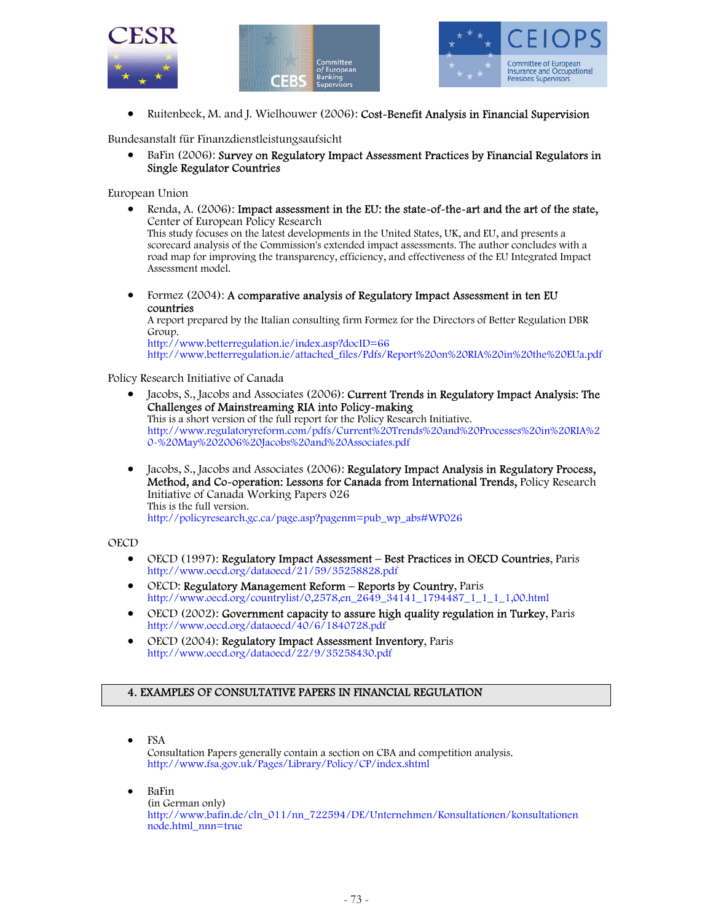- Ruitenbeek, M. and J. Wielhouwer (2006): **Cost-Benefit Analysis in Financial Supervision**

Bundesanstalt für Finanzdienstleistungsaufsicht

- BaFin (2006): **Survey on Regulatory Impact Assessment Practices by Financial Regulators in Single Regulator Countries**

European Union

- Renda, A. (2006): **Impact assessment in the EU: the state-of-the-art and the art of the state,** Center of European Policy Research
  This study focuses on the latest developments in the United States, UK, and EU, and presents a scorecard analysis of the Commission's extended impact assessments. The author concludes with a road map for improving the transparency, efficiency, and effectiveness of the EU Integrated Impact Assessment model.

- Formez (2004): **A comparative analysis of Regulatory Impact Assessment in ten EU countries**
  A report prepared by the Italian consulting firm Formez for the Directors of Better Regulation DBR Group.
  http://www.betterregulation.ie/index.asp?docID=66
  http://www.betterregulation.ie/attached_files/Pdfs/Report%20on%20RIA%20in%20the%20EUa.pdf

Policy Research Initiative of Canada

- Jacobs, S., Jacobs and Associates (2006): **Current Trends in Regulatory Impact Analysis: The Challenges of Mainstreaming RIA into Policy-making**
  This is a short version of the full report for the Policy Research Initiative.
  http://www.regulatoryreform.com/pdfs/Current%20Trends%20and%20Processes%20in%20RIA%20-%20May%202006%20Jacobs%20and%20Associates.pdf

- Jacobs, S., Jacobs and Associates (2006): **Regulatory Impact Analysis in Regulatory Process, Method, and Co-operation: Lessons for Canada from International Trends,** Policy Research Initiative of Canada Working Papers 026
  This is the full version.
  http://policyresearch.gc.ca/page.asp?pagenm=pub_wp_abs#WP026

OECD

- OECD (1997): **Regulatory Impact Assessment – Best Practices in OECD Countries**, Paris
  http://www.oecd.org/dataoecd/21/59/35258828.pdf
- OECD: **Regulatory Management Reform – Reports by Country**, Paris
  http://www.oecd.org/countrylist/0,2578,en_2649_34141_1794487_1_1_1_1,00.html
- OECD (2002): **Government capacity to assure high quality regulation in Turkey**, Paris
  http://www.oecd.org/dataoecd/40/6/1840728.pdf
- OECD (2004): **Regulatory Impact Assessment Inventory**, Paris
  http://www.oecd.org/dataoecd/22/9/35258430.pdf

## 4. EXAMPLES OF CONSULTATIVE PAPERS IN FINANCIAL REGULATION

- FSA
  Consultation Papers generally contain a section on CBA and competition analysis.
  http://www.fsa.gov.uk/Pages/Library/Policy/CP/index.shtml

- BaFin
  (in German only)
  http://www.bafin.de/cln_011/nn_722594/DE/Unternehmen/Konsultationen/konsultationen node.html_nnn=true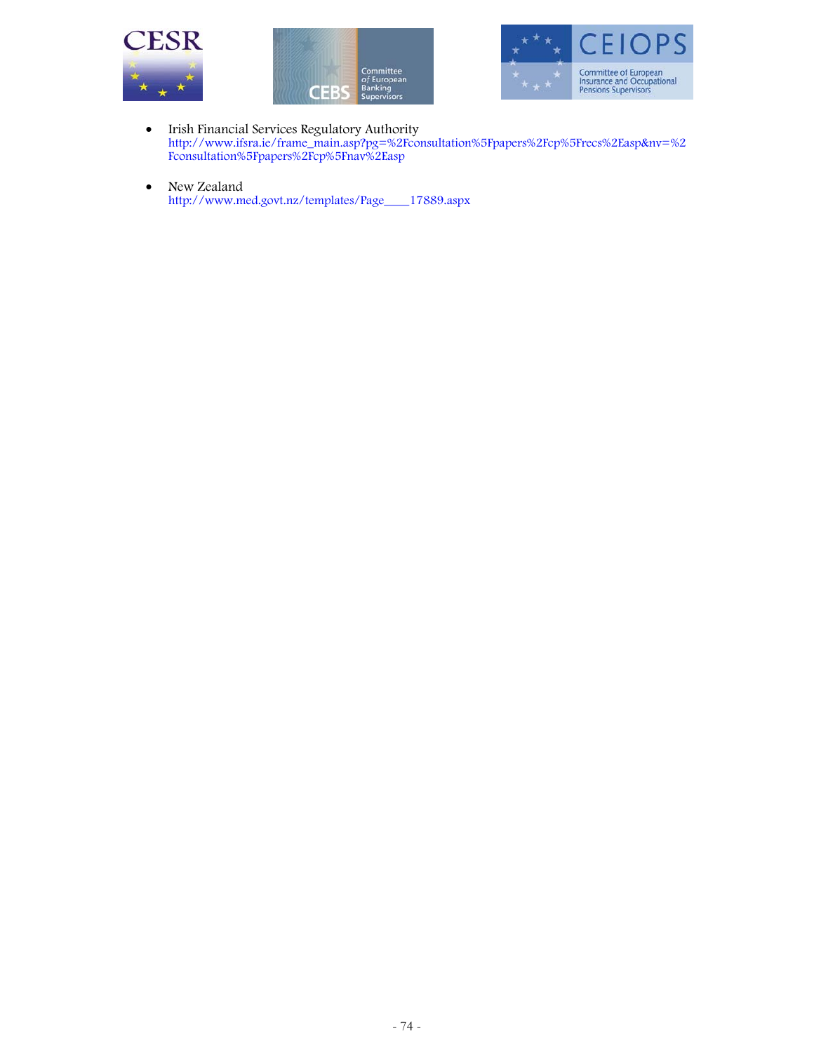- Irish Financial Services Regulatory Authority
  http://www.ifsra.ie/frame_main.asp?pg=%2Fconsultation%5Fpapers%2Fcp%5Frecs%2Easp&nv=%2Fconsultation%5Fpapers%2Fcp%5Fnav%2Easp

- New Zealand
  http://www.med.govt.nz/templates/Page____17889.aspx